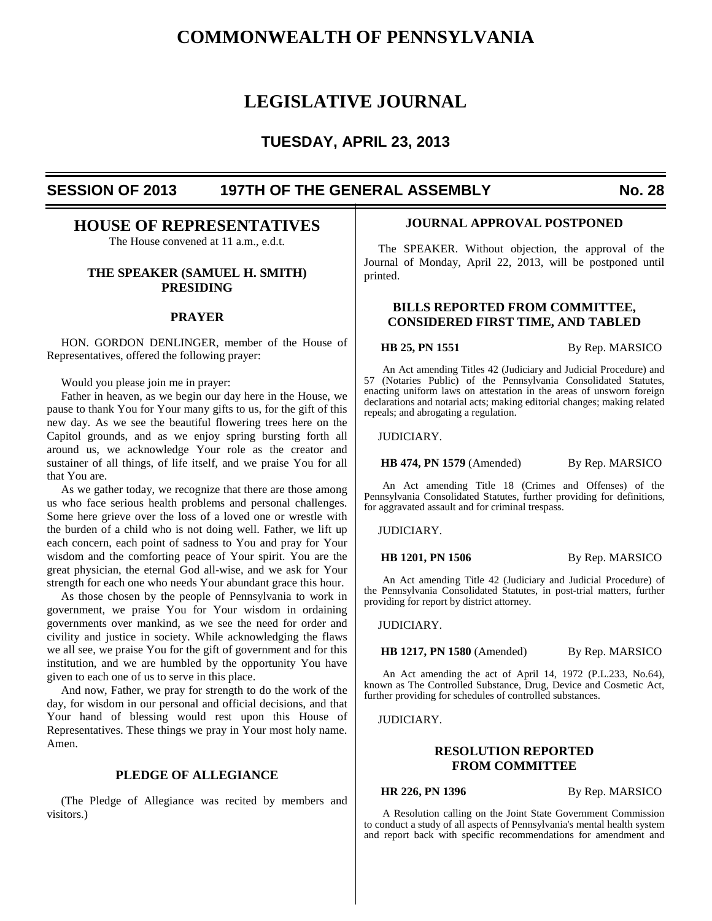# COMMONWEALTH OF PENNSYLVANIA

# LEGISLATIVE JOURNAL

## TUESDAY, APRIL 23, 2013

**SESSION OF 2013 197TH OF THE GENERAL ASSEMBLY No. 28**

## HOUSE OF REPRESENTATIVES

The House convened at 11 a.m., e.d.t.

### THE SPEAKER (SAMUEL H. SMITH) PRESIDING

### PRAYER

HON. GORDON DENLINGER, member of the House of Representatives, offered the following prayer:

Would you please join me in prayer:

Father in heaven, as we begin our day here in the House, we pause to thank You for Your many gifts to us, for the gift of this new day. As we see the beautiful flowering trees here on the Capitol grounds, and as we enjoy spring bursting forth all around us, we acknowledge Your role as the creator and sustainer of all things, of life itself, and we praise You for all that You are.

As we gather today, we recognize that there are those among us who face serious health problems and personal challenges. Some here grieve over the loss of a loved one or wrestle with the burden of a child who is not doing well. Father, we lift up each concern, each point of sadness to You and pray for Your wisdom and the comforting peace of Your spirit. You are the great physician, the eternal God all-wise, and we ask for Your strength for each one who needs Your abundant grace this hour.

As those chosen by the people of Pennsylvania to work in government, we praise You for Your wisdom in ordaining governments over mankind, as we see the need for order and civility and justice in society. While acknowledging the flaws we all see, we praise You for the gift of government and for this institution, and we are humbled by the opportunity You have given to each one of us to serve in this place.

And now, Father, we pray for strength to do the work of the day, for wisdom in our personal and official decisions, and that Your hand of blessing would rest upon this House of Representatives. These things we pray in Your most holy name. Amen.

### PLEDGE OF ALLEGIANCE

(The Pledge of Allegiance was recited by members and visitors.)

### JOURNAL APPROVAL POSTPONED

The SPEAKER. Without objection, the approval of the Journal of Monday, April 22, 2013, will be postponed until printed.

### BILLS REPORTED FROM COMMITTEE, CONSIDERED FIRST TIME, AND TABLED

**HB 25, PN 1551** By Rep. MARSICO

An Act amending Titles 42 (Judiciary and Judicial Procedure) and 57 (Notaries Public) of the Pennsylvania Consolidated Statutes, enacting uniform laws on attestation in the areas of unsworn foreign declarations and notarial acts; making editorial changes; making related repeals; and abrogating a regulation.

JUDICIARY.

**HB 474, PN 1579** (Amended) By Rep. MARSICO

An Act amending Title 18 (Crimes and Offenses) of the Pennsylvania Consolidated Statutes, further providing for definitions, for aggravated assault and for criminal trespass.

JUDICIARY.

**HB 1201, PN 1506** By Rep. MARSICO

An Act amending Title 42 (Judiciary and Judicial Procedure) of the Pennsylvania Consolidated Statutes, in post-trial matters, further providing for report by district attorney.

JUDICIARY.

**HB 1217, PN 1580** (Amended) By Rep. MARSICO

An Act amending the act of April 14, 1972 (P.L.233, No.64), known as The Controlled Substance, Drug, Device and Cosmetic Act, further providing for schedules of controlled substances.

JUDICIARY.

### RESOLUTION REPORTED FROM COMMITTEE

**HR 226, PN 1396** By Rep. MARSICO

A Resolution calling on the Joint State Government Commission to conduct a study of all aspects of Pennsylvania's mental health system and report back with specific recommendations for amendment and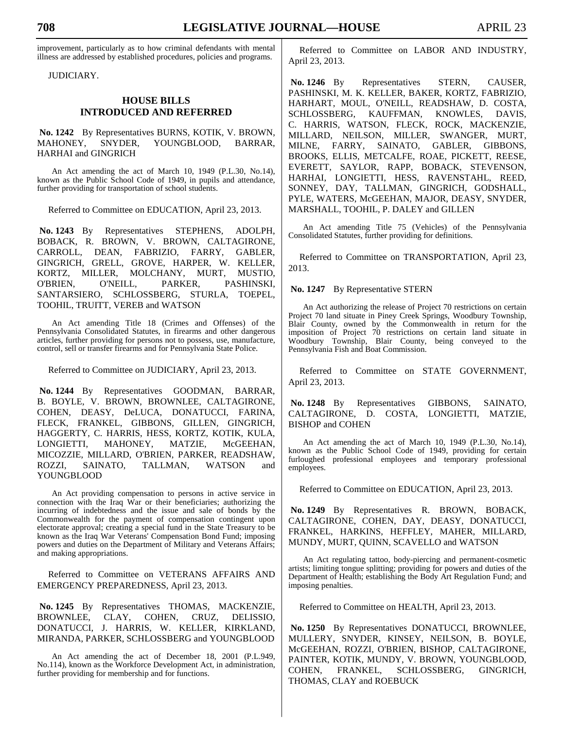improvement, particularly as to how criminal defendants with mental illness are addressed by established procedures, policies and programs.

JUDICIARY.

## HOUSE BILLS INTRODUCED AND REFERRED

**No. 1242** By Representatives BURNS, KOTIK, V. BROWN, MAHONEY, SNYDER, YOUNGBLOOD, BARRAR, HARHAI and GINGRICH

An Act amending the act of March 10, 1949 (P.L.30, No.14), known as the Public School Code of 1949, in pupils and attendance, further providing for transportation of school students.

Referred to Committee on EDUCATION, April 23, 2013.

**No. 1243** By Representatives STEPHENS, ADOLPH, BOBACK, R. BROWN, V. BROWN, CALTAGIRONE, CARROLL, DEAN, FABRIZIO, FARRY, GABLER, GINGRICH, GRELL, GROVE, HARPER, W. KELLER, KORTZ, MILLER, MOLCHANY, MURT, MUSTIO, O'BRIEN, O'NEILL, PARKER, PASHINSKI, SANTARSIERO, SCHLOSSBERG, STURLA, TOEPEL, TOOHIL, TRUITT, VEREB and WATSON

An Act amending Title 18 (Crimes and Offenses) of the Pennsylvania Consolidated Statutes, in firearms and other dangerous articles, further providing for persons not to possess, use, manufacture, control, sell or transfer firearms and for Pennsylvania State Police.

Referred to Committee on JUDICIARY, April 23, 2013.

**No. 1244** By Representatives GOODMAN, BARRAR, B. BOYLE, V. BROWN, BROWNLEE, CALTAGIRONE, COHEN, DEASY, DeLUCA, DONATUCCI, FARINA, FLECK, FRANKEL, GIBBONS, GILLEN, GINGRICH, HAGGERTY, C. HARRIS, HESS, KORTZ, KOTIK, KULA, LONGIETTI, MAHONEY, MATZIE, McGEEHAN, MICOZZIE, MILLARD, O'BRIEN, PARKER, READSHAW, ROZZI, SAINATO, TALLMAN, WATSON and YOUNGBLOOD

An Act providing compensation to persons in active service in connection with the Iraq War or their beneficiaries; authorizing the incurring of indebtedness and the issue and sale of bonds by the Commonwealth for the payment of compensation contingent upon electorate approval; creating a special fund in the State Treasury to be known as the Iraq War Veterans' Compensation Bond Fund; imposing powers and duties on the Department of Military and Veterans Affairs; and making appropriations.

Referred to Committee on VETERANS AFFAIRS AND EMERGENCY PREPAREDNESS, April 23, 2013.

**No. 1245** By Representatives THOMAS, MACKENZIE, BROWNLEE, CLAY, COHEN, CRUZ, DELISSIO, DONATUCCI, J. HARRIS, W. KELLER, KIRKLAND, MIRANDA, PARKER, SCHLOSSBERG and YOUNGBLOOD

An Act amending the act of December 18, 2001 (P.L.949, No.114), known as the Workforce Development Act, in administration, further providing for membership and for functions.

Referred to Committee on LABOR AND INDUSTRY, April 23, 2013.

**No. 1246** By Representatives STERN, CAUSER, PASHINSKI, M. K. KELLER, BAKER, KORTZ, FABRIZIO, HARHART, MOUL, O'NEILL, READSHAW, D. COSTA, SCHLOSSBERG, KAUFFMAN, KNOWLES, DAVIS, C. HARRIS, WATSON, FLECK, ROCK, MACKENZIE, MILLARD, NEILSON, MILLER, SWANGER, MURT, MILNE, FARRY, SAINATO, GABLER, GIBBONS, BROOKS, ELLIS, METCALFE, ROAE, PICKETT, REESE, EVERETT, SAYLOR, RAPP, BOBACK, STEVENSON, HARHAI, LONGIETTI, HESS, RAVENSTAHL, REED, SONNEY, DAY, TALLMAN, GINGRICH, GODSHALL, PYLE, WATERS, McGEEHAN, MAJOR, DEASY, SNYDER, MARSHALL, TOOHIL, P. DALEY and GILLEN

An Act amending Title 75 (Vehicles) of the Pennsylvania Consolidated Statutes, further providing for definitions.

Referred to Committee on TRANSPORTATION, April 23, 2013.

**No. 1247** By Representative STERN

An Act authorizing the release of Project 70 restrictions on certain Project 70 land situate in Piney Creek Springs, Woodbury Township, Blair County, owned by the Commonwealth in return for the imposition of Project 70 restrictions on certain land situate in Woodbury Township, Blair County, being conveyed to the Pennsylvania Fish and Boat Commission.

Referred to Committee on STATE GOVERNMENT, April 23, 2013.

**No. 1248** By Representatives GIBBONS, SAINATO, CALTAGIRONE, D. COSTA, LONGIETTI, MATZIE, BISHOP and COHEN

An Act amending the act of March 10, 1949 (P.L.30, No.14), known as the Public School Code of 1949, providing for certain furloughed professional employees and temporary professional employees.

Referred to Committee on EDUCATION, April 23, 2013.

**No. 1249** By Representatives R. BROWN, BOBACK, CALTAGIRONE, COHEN, DAY, DEASY, DONATUCCI, FRANKEL, HARKINS, HEFFLEY, MAHER, MILLARD, MUNDY, MURT, QUINN, SCAVELLO and WATSON

An Act regulating tattoo, body-piercing and permanent-cosmetic artists; limiting tongue splitting; providing for powers and duties of the Department of Health; establishing the Body Art Regulation Fund; and imposing penalties.

Referred to Committee on HEALTH, April 23, 2013.

**No. 1250** By Representatives DONATUCCI, BROWNLEE, MULLERY, SNYDER, KINSEY, NEILSON, B. BOYLE, McGEEHAN, ROZZI, O'BRIEN, BISHOP, CALTAGIRONE, PAINTER, KOTIK, MUNDY, V. BROWN, YOUNGBLOOD, COHEN, FRANKEL, SCHLOSSBERG, GINGRICH, THOMAS, CLAY and ROEBUCK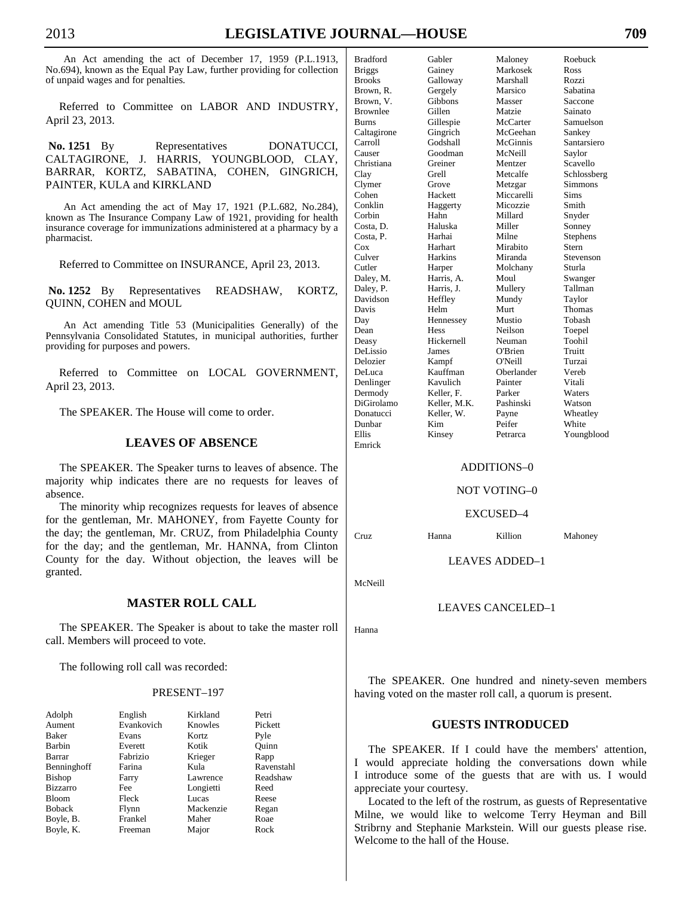An Act amending the act of December 17, 1959 (P.L.1913, No.694), known as the Equal Pay Law, further providing for collection of unpaid wages and for penalties.

Referred to Committee on LABOR AND INDUSTRY, April 23, 2013.

**No. 1251** By Representatives DONATUCCI, CALTAGIRONE, J. HARRIS, YOUNGBLOOD, CLAY, BARRAR, KORTZ, SABATINA, COHEN, GINGRICH, PAINTER, KULA and KIRKLAND

An Act amending the act of May 17, 1921 (P.L.682, No.284), known as The Insurance Company Law of 1921, providing for health insurance coverage for immunizations administered at a pharmacy by a pharmacist.

Referred to Committee on INSURANCE, April 23, 2013.

**No. 1252** By Representatives READSHAW, KORTZ, QUINN, COHEN and MOUL

An Act amending Title 53 (Municipalities Generally) of the Pennsylvania Consolidated Statutes, in municipal authorities, further providing for purposes and powers.

Referred to Committee on LOCAL GOVERNMENT, April 23, 2013.

The SPEAKER. The House will come to order.

## LEAVES OF ABSENCE

The SPEAKER. The Speaker turns to leaves of absence. The majority whip indicates there are no requests for leaves of absence.

The minority whip recognizes requests for leaves of absence for the gentleman, Mr. MAHONEY, from Fayette County for the day; the gentleman, Mr. CRUZ, from Philadelphia County for the day; and the gentleman, Mr. HANNA, from Clinton County for the day. Without objection, the leaves will be granted.

## MASTER ROLL CALL

The SPEAKER. The Speaker is about to take the master roll call. Members will proceed to vote.

The following roll call was recorded:

PRESENT–197

| | | | |
|---|---|---|---|
| Adolph | English | Kirkland | Petri |
| Aument | Evankovich | Knowles | Pickett |
| Baker | Evans | Kortz | Pyle |
| Barbin | Everett | Kotik | Quinn |
| Barrar | Fabrizio | Krieger | Rapp |
| Benninghoff | Farina | Kula | Ravenstahl |
| Bishop | Farry | Lawrence | Readshaw |
| Bizzarro | Fee | Longietti | Reed |
| Bloom | Fleck | Lucas | Reese |
| Boback | Flynn | Mackenzie | Regan |
| Boyle, B. | Frankel | Maher | Roae |
| Boyle, K. | Freeman | Major | Rock |
| Bradford | Gabler | Maloney | Roebuck |
| Briggs | Gainey | Markosek | Ross |
| Brooks | Galloway | Marshall | Rozzi |
| Brown, R. | Gergely | Marsico | Sabatina |
| Brown, V. | Gibbons | Masser | Saccone |
| Brownlee | Gillen | Matzie | Sainato |
| Burns | Gillespie | McCarter | Samuelson |
| Caltagirone | Gingrich | McGeehan | Sankey |
| Carroll | Godshall | McGinnis | Santarsiero |
| Causer | Goodman | McNeill | Saylor |
| Christiana | Greiner | Mentzer | Scavello |
| Clay | Grell | Metcalfe | Schlossberg |
| Clymer | Grove | Metzgar | Simmons |
| Cohen | Hackett | Miccarelli | Sims |
| Conklin | Haggerty | Micozzie | Smith |
| Corbin | Hahn | Millard | Snyder |
| Costa, D. | Haluska | Miller | Sonney |
| Costa, P. | Harhai | Milne | Stephens |
| Cox | Harhart | Mirabito | Stern |
| Culver | Harkins | Miranda | Stevenson |
| Cutler | Harper | Molchany | Sturla |
| Daley, M. | Harris, A. | Moul | Swanger |
| Daley, P. | Harris, J. | Mullery | Tallman |
| Davidson | Heffley | Mundy | Taylor |
| Davis | Helm | Murt | Thomas |
| Day | Hennessey | Mustio | Tobash |
| Dean | Hess | Neilson | Toepel |
| Deasy | Hickernell | Neuman | Toohil |
| DeLissio | James | O'Brien | Truitt |
| Delozier | Kampf | O'Neill | Turzai |
| DeLuca | Kauffman | Oberlander | Vereb |
| Denlinger | Kavulich | Painter | Vitali |
| Dermody | Keller, F. | Parker | Waters |
| DiGirolamo | Keller, M.K. | Pashinski | Watson |
| Donatucci | Keller, W. | Payne | Wheatley |
| Dunbar | Kim | Peifer | White |
| Ellis | Kinsey | Petrarca | Youngblood |
| Emrick | | | |

ADDITIONS–0

NOT VOTING–0

EXCUSED–4

| | | | |
|---|---|---|---|
| Cruz | Hanna | Killion | Mahoney |

LEAVES ADDED–1

McNeill

LEAVES CANCELED–1

Hanna

The SPEAKER. One hundred and ninety-seven members having voted on the master roll call, a quorum is present.

## GUESTS INTRODUCED

The SPEAKER. If I could have the members' attention, I would appreciate holding the conversations down while I introduce some of the guests that are with us. I would appreciate your courtesy.

Located to the left of the rostrum, as guests of Representative Milne, we would like to welcome Terry Heyman and Bill Stribrny and Stephanie Markstein. Will our guests please rise. Welcome to the hall of the House.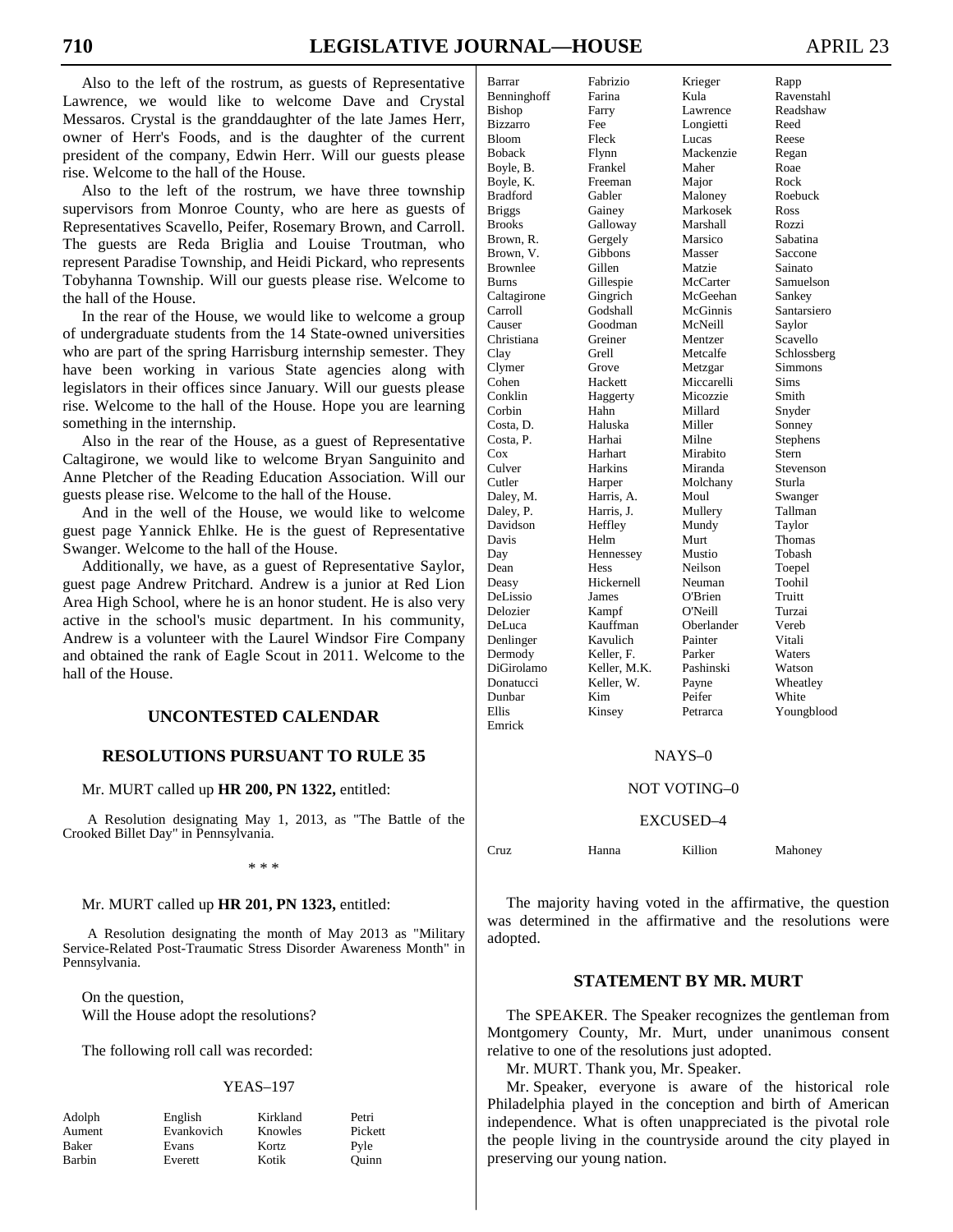Also to the left of the rostrum, as guests of Representative Lawrence, we would like to welcome Dave and Crystal Messaros. Crystal is the granddaughter of the late James Herr, owner of Herr's Foods, and is the daughter of the current president of the company, Edwin Herr. Will our guests please rise. Welcome to the hall of the House.

Also to the left of the rostrum, we have three township supervisors from Monroe County, who are here as guests of Representatives Scavello, Peifer, Rosemary Brown, and Carroll. The guests are Reda Briglia and Louise Troutman, who represent Paradise Township, and Heidi Pickard, who represents Tobyhanna Township. Will our guests please rise. Welcome to the hall of the House.

In the rear of the House, we would like to welcome a group of undergraduate students from the 14 State-owned universities who are part of the spring Harrisburg internship semester. They have been working in various State agencies along with legislators in their offices since January. Will our guests please rise. Welcome to the hall of the House. Hope you are learning something in the internship.

Also in the rear of the House, as a guest of Representative Caltagirone, we would like to welcome Bryan Sanguinito and Anne Pletcher of the Reading Education Association. Will our guests please rise. Welcome to the hall of the House.

And in the well of the House, we would like to welcome guest page Yannick Ehlke. He is the guest of Representative Swanger. Welcome to the hall of the House.

Additionally, we have, as a guest of Representative Saylor, guest page Andrew Pritchard. Andrew is a junior at Red Lion Area High School, where he is an honor student. He is also very active in the school's music department. In his community, Andrew is a volunteer with the Laurel Windsor Fire Company and obtained the rank of Eagle Scout in 2011. Welcome to the hall of the House.

## UNCONTESTED CALENDAR

## RESOLUTIONS PURSUANT TO RULE 35

Mr. MURT called up **HR 200, PN 1322,** entitled:

A Resolution designating May 1, 2013, as "The Battle of the Crooked Billet Day" in Pennsylvania.

\* \* \*

Mr. MURT called up **HR 201, PN 1323,** entitled:

A Resolution designating the month of May 2013 as "Military Service-Related Post-Traumatic Stress Disorder Awareness Month" in Pennsylvania.

On the question,
Will the House adopt the resolutions?

The following roll call was recorded:

YEAS–197

| | | | |
|---|---|---|---|
| Adolph | English | Kirkland | Petri |
| Aument | Evankovich | Knowles | Pickett |
| Baker | Evans | Kortz | Pyle |
| Barbin | Everett | Kotik | Quinn |
| Barrar | Fabrizio | Krieger | Rapp |
| Benninghoff | Farina | Kula | Ravenstahl |
| Bishop | Farry | Lawrence | Readshaw |
| Bizzarro | Fee | Longietti | Reed |
| Bloom | Fleck | Lucas | Reese |
| Boback | Flynn | Mackenzie | Regan |
| Boyle, B. | Frankel | Maher | Roae |
| Boyle, K. | Freeman | Major | Rock |
| Bradford | Gabler | Maloney | Roebuck |
| Briggs | Gainey | Markosek | Ross |
| Brooks | Galloway | Marshall | Rozzi |
| Brown, R. | Gergely | Marsico | Sabatina |
| Brown, V. | Gibbons | Masser | Saccone |
| Brownlee | Gillen | Matzie | Sainato |
| Burns | Gillespie | McCarter | Samuelson |
| Caltagirone | Gingrich | McGeehan | Sankey |
| Carroll | Godshall | McGinnis | Santarsiero |
| Causer | Goodman | McNeill | Saylor |
| Christiana | Greiner | Mentzer | Scavello |
| Clay | Grell | Metcalfe | Schlossberg |
| Clymer | Grove | Metzgar | Simmons |
| Cohen | Hackett | Miccarelli | Sims |
| Conklin | Haggerty | Micozzie | Smith |
| Corbin | Hahn | Millard | Snyder |
| Costa, D. | Haluska | Miller | Sonney |
| Costa, P. | Harhai | Milne | Stephens |
| Cox | Harhart | Mirabito | Stern |
| Culver | Harkins | Miranda | Stevenson |
| Cutler | Harper | Molchany | Sturla |
| Daley, M. | Harris, A. | Moul | Swanger |
| Daley, P. | Harris, J. | Mullery | Tallman |
| Davidson | Heffley | Mundy | Taylor |
| Davis | Helm | Murt | Thomas |
| Day | Hennessey | Mustio | Tobash |
| Dean | Hess | Neilson | Toepel |
| Deasy | Hickernell | Neuman | Toohil |
| DeLissio | James | O'Brien | Truitt |
| Delozier | Kampf | O'Neill | Turzai |
| DeLuca | Kauffman | Oberlander | Vereb |
| Denlinger | Kavulich | Painter | Vitali |
| Dermody | Keller, F. | Parker | Waters |
| DiGirolamo | Keller, M.K. | Pashinski | Watson |
| Donatucci | Keller, W. | Payne | Wheatley |
| Dunbar | Kim | Peifer | White |
| Ellis | Kinsey | Petrarca | Youngblood |
| Emrick | | | |

NAYS–0

NOT VOTING–0

EXCUSED–4

| | | | |
|---|---|---|---|
| Cruz | Hanna | Killion | Mahoney |

The majority having voted in the affirmative, the question was determined in the affirmative and the resolutions were adopted.

## STATEMENT BY MR. MURT

The SPEAKER. The Speaker recognizes the gentleman from Montgomery County, Mr. Murt, under unanimous consent relative to one of the resolutions just adopted.

Mr. MURT. Thank you, Mr. Speaker.

Mr. Speaker, everyone is aware of the historical role Philadelphia played in the conception and birth of American independence. What is often unappreciated is the pivotal role the people living in the countryside around the city played in preserving our young nation.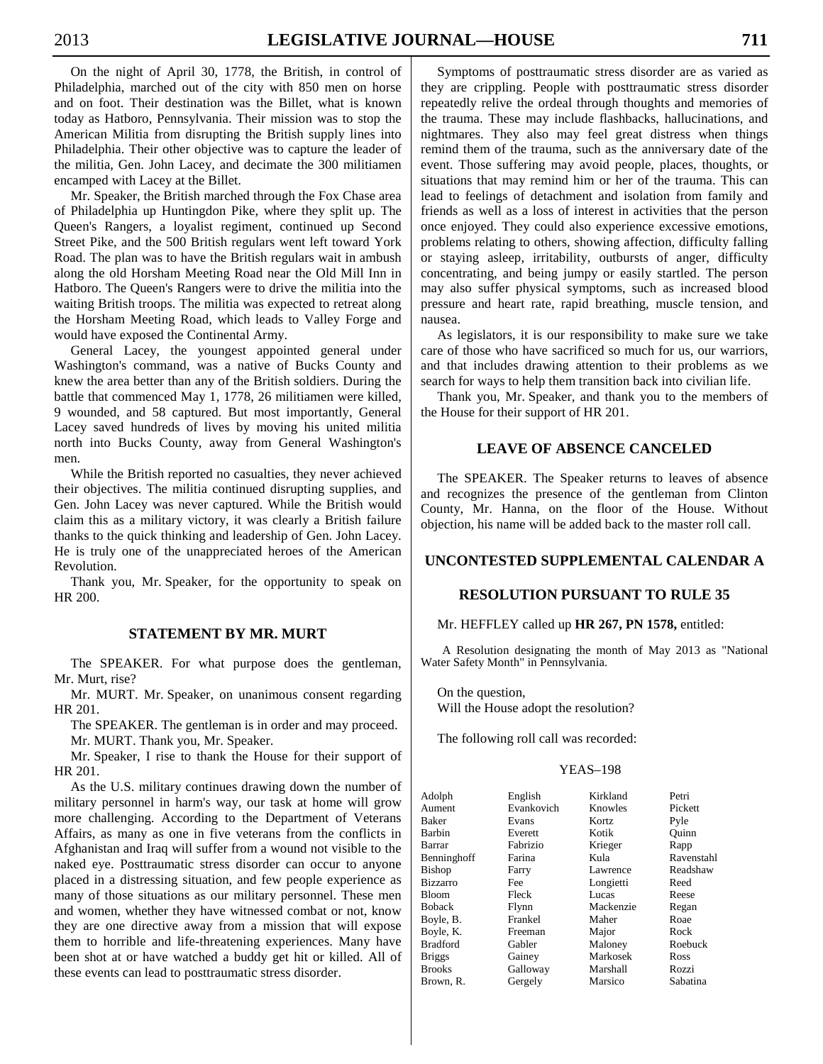On the night of April 30, 1778, the British, in control of Philadelphia, marched out of the city with 850 men on horse and on foot. Their destination was the Billet, what is known today as Hatboro, Pennsylvania. Their mission was to stop the American Militia from disrupting the British supply lines into Philadelphia. Their other objective was to capture the leader of the militia, Gen. John Lacey, and decimate the 300 militiamen encamped with Lacey at the Billet.

Mr. Speaker, the British marched through the Fox Chase area of Philadelphia up Huntingdon Pike, where they split up. The Queen's Rangers, a loyalist regiment, continued up Second Street Pike, and the 500 British regulars went left toward York Road. The plan was to have the British regulars wait in ambush along the old Horsham Meeting Road near the Old Mill Inn in Hatboro. The Queen's Rangers were to drive the militia into the waiting British troops. The militia was expected to retreat along the Horsham Meeting Road, which leads to Valley Forge and would have exposed the Continental Army.

General Lacey, the youngest appointed general under Washington's command, was a native of Bucks County and knew the area better than any of the British soldiers. During the battle that commenced May 1, 1778, 26 militiamen were killed, 9 wounded, and 58 captured. But most importantly, General Lacey saved hundreds of lives by moving his united militia north into Bucks County, away from General Washington's men.

While the British reported no casualties, they never achieved their objectives. The militia continued disrupting supplies, and Gen. John Lacey was never captured. While the British would claim this as a military victory, it was clearly a British failure thanks to the quick thinking and leadership of Gen. John Lacey. He is truly one of the unappreciated heroes of the American Revolution.

Thank you, Mr. Speaker, for the opportunity to speak on HR 200.

## STATEMENT BY MR. MURT

The SPEAKER. For what purpose does the gentleman, Mr. Murt, rise?

Mr. MURT. Mr. Speaker, on unanimous consent regarding HR 201.

The SPEAKER. The gentleman is in order and may proceed.

Mr. MURT. Thank you, Mr. Speaker.

Mr. Speaker, I rise to thank the House for their support of HR 201.

As the U.S. military continues drawing down the number of military personnel in harm's way, our task at home will grow more challenging. According to the Department of Veterans Affairs, as many as one in five veterans from the conflicts in Afghanistan and Iraq will suffer from a wound not visible to the naked eye. Posttraumatic stress disorder can occur to anyone placed in a distressing situation, and few people experience as many of those situations as our military personnel. These men and women, whether they have witnessed combat or not, know they are one directive away from a mission that will expose them to horrible and life-threatening experiences. Many have been shot at or have watched a buddy get hit or killed. All of these events can lead to posttraumatic stress disorder.

Symptoms of posttraumatic stress disorder are as varied as they are crippling. People with posttraumatic stress disorder repeatedly relive the ordeal through thoughts and memories of the trauma. These may include flashbacks, hallucinations, and nightmares. They also may feel great distress when things remind them of the trauma, such as the anniversary date of the event. Those suffering may avoid people, places, thoughts, or situations that may remind him or her of the trauma. This can lead to feelings of detachment and isolation from family and friends as well as a loss of interest in activities that the person once enjoyed. They could also experience excessive emotions, problems relating to others, showing affection, difficulty falling or staying asleep, irritability, outbursts of anger, difficulty concentrating, and being jumpy or easily startled. The person may also suffer physical symptoms, such as increased blood pressure and heart rate, rapid breathing, muscle tension, and nausea.

As legislators, it is our responsibility to make sure we take care of those who have sacrificed so much for us, our warriors, and that includes drawing attention to their problems as we search for ways to help them transition back into civilian life.

Thank you, Mr. Speaker, and thank you to the members of the House for their support of HR 201.

## LEAVE OF ABSENCE CANCELED

The SPEAKER. The Speaker returns to leaves of absence and recognizes the presence of the gentleman from Clinton County, Mr. Hanna, on the floor of the House. Without objection, his name will be added back to the master roll call.

## UNCONTESTED SUPPLEMENTAL CALENDAR A

## RESOLUTION PURSUANT TO RULE 35

Mr. HEFFLEY called up **HR 267, PN 1578,** entitled:

A Resolution designating the month of May 2013 as "National Water Safety Month" in Pennsylvania.

On the question,
Will the House adopt the resolution?

The following roll call was recorded:

YEAS–198

| | | | |
|---|---|---|---|
| Adolph | English | Kirkland | Petri |
| Aument | Evankovich | Knowles | Pickett |
| Baker | Evans | Kortz | Pyle |
| Barbin | Everett | Kotik | Quinn |
| Barrar | Fabrizio | Krieger | Rapp |
| Benninghoff | Farina | Kula | Ravenstahl |
| Bishop | Farry | Lawrence | Readshaw |
| Bizzarro | Fee | Longietti | Reed |
| Bloom | Fleck | Lucas | Reese |
| Boback | Flynn | Mackenzie | Regan |
| Boyle, B. | Frankel | Maher | Roae |
| Boyle, K. | Freeman | Major | Rock |
| Bradford | Gabler | Maloney | Roebuck |
| Briggs | Gainey | Markosek | Ross |
| Brooks | Galloway | Marshall | Rozzi |
| Brown, R. | Gergely | Marsico | Sabatina |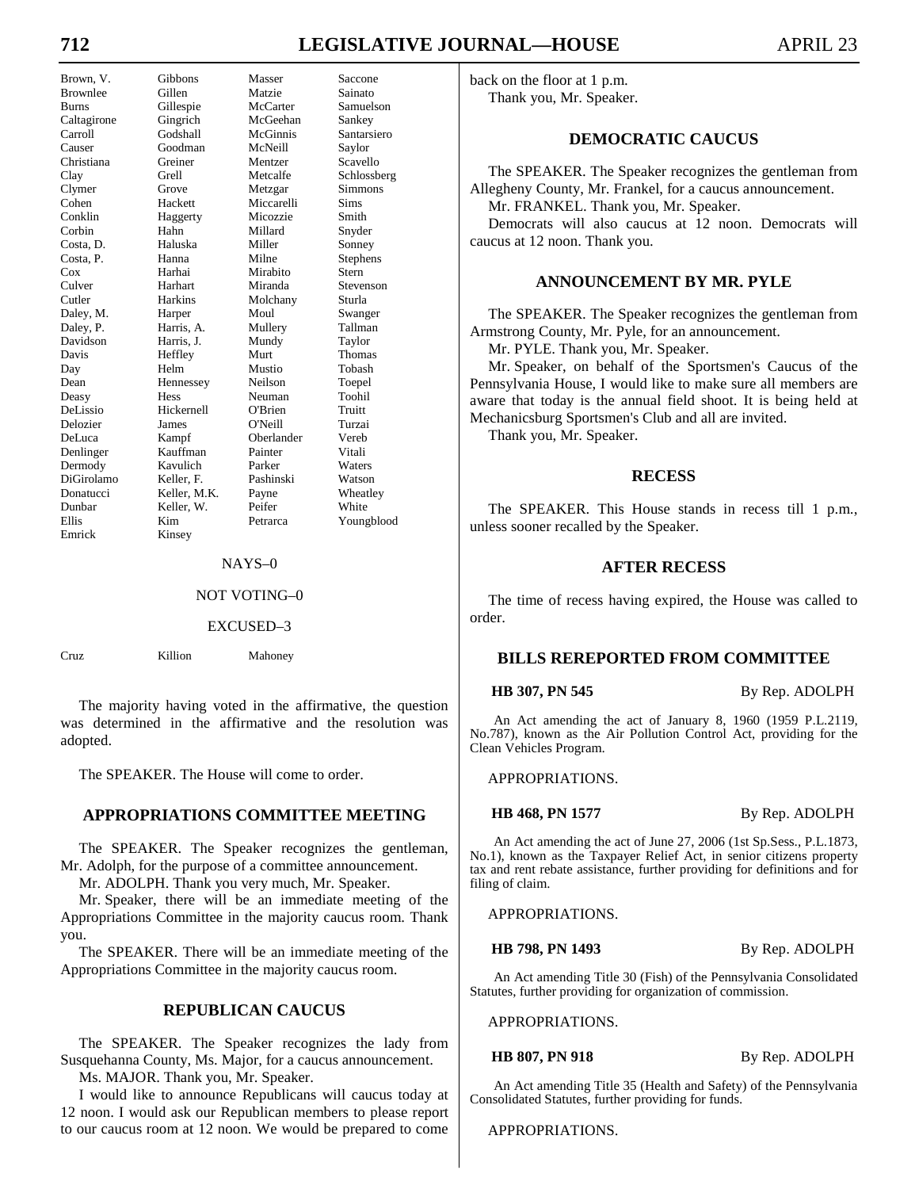| | | | |
|---|---|---|---|
| Brown, V. | Gibbons | Masser | Saccone |
| Brownlee | Gillen | Matzie | Sainato |
| Burns | Gillespie | McCarter | Samuelson |
| Caltagirone | Gingrich | McGeehan | Sankey |
| Carroll | Godshall | McGinnis | Santarsiero |
| Causer | Goodman | McNeill | Saylor |
| Christiana | Greiner | Mentzer | Scavello |
| Clay | Grell | Metcalfe | Schlossberg |
| Clymer | Grove | Metzgar | Simmons |
| Cohen | Hackett | Miccarelli | Sims |
| Conklin | Haggerty | Micozzie | Smith |
| Corbin | Hahn | Millard | Snyder |
| Costa, D. | Haluska | Miller | Sonney |
| Costa, P. | Hanna | Milne | Stephens |
| Cox | Harhai | Mirabito | Stern |
| Culver | Harhart | Miranda | Stevenson |
| Cutler | Harkins | Molchany | Sturla |
| Daley, M. | Harper | Moul | Swanger |
| Daley, P. | Harris, A. | Mullery | Tallman |
| Davidson | Harris, J. | Mundy | Taylor |
| Davis | Heffley | Murt | Thomas |
| Day | Helm | Mustio | Tobash |
| Dean | Hennessey | Neilson | Toepel |
| Deasy | Hess | Neuman | Toohil |
| DeLissio | Hickernell | O'Brien | Truitt |
| Delozier | James | O'Neill | Turzai |
| DeLuca | Kampf | Oberlander | Vereb |
| Denlinger | Kauffman | Painter | Vitali |
| Dermody | Kavulich | Parker | Waters |
| DiGirolamo | Keller, F. | Pashinski | Watson |
| Donatucci | Keller, M.K. | Payne | Wheatley |
| Dunbar | Keller, W. | Peifer | White |
| Ellis | Kim | Petrarca | Youngblood |
| Emrick | Kinsey | | |

NAYS–0

NOT VOTING–0

EXCUSED–3

| | | |
|---|---|---|
| Cruz | Killion | Mahoney |

The majority having voted in the affirmative, the question was determined in the affirmative and the resolution was adopted.

The SPEAKER. The House will come to order.

## APPROPRIATIONS COMMITTEE MEETING

The SPEAKER. The Speaker recognizes the gentleman, Mr. Adolph, for the purpose of a committee announcement.

Mr. ADOLPH. Thank you very much, Mr. Speaker.

Mr. Speaker, there will be an immediate meeting of the Appropriations Committee in the majority caucus room. Thank you.

The SPEAKER. There will be an immediate meeting of the Appropriations Committee in the majority caucus room.

## REPUBLICAN CAUCUS

The SPEAKER. The Speaker recognizes the lady from Susquehanna County, Ms. Major, for a caucus announcement.

Ms. MAJOR. Thank you, Mr. Speaker.

I would like to announce Republicans will caucus today at 12 noon. I would ask our Republican members to please report to our caucus room at 12 noon. We would be prepared to come back on the floor at 1 p.m.

Thank you, Mr. Speaker.

## DEMOCRATIC CAUCUS

The SPEAKER. The Speaker recognizes the gentleman from Allegheny County, Mr. Frankel, for a caucus announcement.

Mr. FRANKEL. Thank you, Mr. Speaker.

Democrats will also caucus at 12 noon. Democrats will caucus at 12 noon. Thank you.

## ANNOUNCEMENT BY MR. PYLE

The SPEAKER. The Speaker recognizes the gentleman from Armstrong County, Mr. Pyle, for an announcement.

Mr. PYLE. Thank you, Mr. Speaker.

Mr. Speaker, on behalf of the Sportsmen's Caucus of the Pennsylvania House, I would like to make sure all members are aware that today is the annual field shoot. It is being held at Mechanicsburg Sportsmen's Club and all are invited.

Thank you, Mr. Speaker.

## RECESS

The SPEAKER. This House stands in recess till 1 p.m., unless sooner recalled by the Speaker.

## AFTER RECESS

The time of recess having expired, the House was called to order.

## BILLS REREPORTED FROM COMMITTEE

**HB 307, PN 545** By Rep. ADOLPH

An Act amending the act of January 8, 1960 (1959 P.L.2119, No.787), known as the Air Pollution Control Act, providing for the Clean Vehicles Program.

APPROPRIATIONS.

**HB 468, PN 1577** By Rep. ADOLPH

An Act amending the act of June 27, 2006 (1st Sp.Sess., P.L.1873, No.1), known as the Taxpayer Relief Act, in senior citizens property tax and rent rebate assistance, further providing for definitions and for filing of claim.

APPROPRIATIONS.

**HB 798, PN 1493** By Rep. ADOLPH

An Act amending Title 30 (Fish) of the Pennsylvania Consolidated Statutes, further providing for organization of commission.

APPROPRIATIONS.

**HB 807, PN 918** By Rep. ADOLPH

An Act amending Title 35 (Health and Safety) of the Pennsylvania Consolidated Statutes, further providing for funds.

APPROPRIATIONS.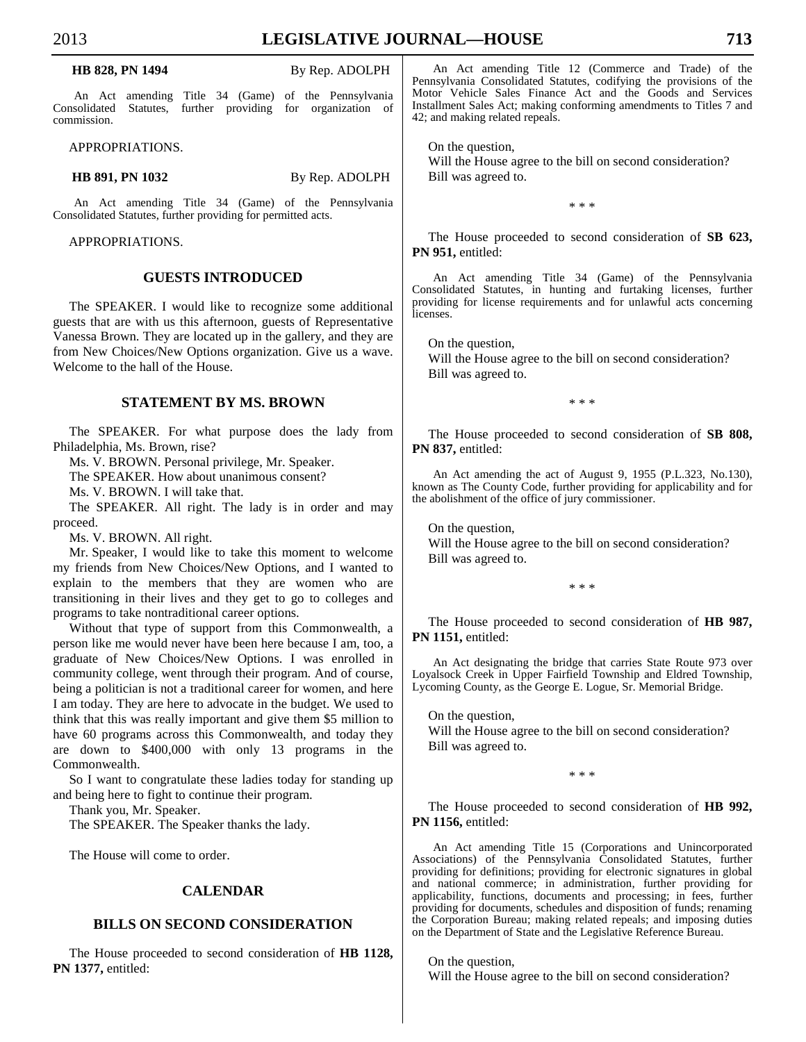**HB 828, PN 1494** By Rep. ADOLPH

An Act amending Title 34 (Game) of the Pennsylvania Consolidated Statutes, further providing for organization of commission.

APPROPRIATIONS.

**HB 891, PN 1032** By Rep. ADOLPH

An Act amending Title 34 (Game) of the Pennsylvania Consolidated Statutes, further providing for permitted acts.

APPROPRIATIONS.

## GUESTS INTRODUCED

The SPEAKER. I would like to recognize some additional guests that are with us this afternoon, guests of Representative Vanessa Brown. They are located up in the gallery, and they are from New Choices/New Options organization. Give us a wave. Welcome to the hall of the House.

## STATEMENT BY MS. BROWN

The SPEAKER. For what purpose does the lady from Philadelphia, Ms. Brown, rise?

Ms. V. BROWN. Personal privilege, Mr. Speaker.

The SPEAKER. How about unanimous consent?

Ms. V. BROWN. I will take that.

The SPEAKER. All right. The lady is in order and may proceed.

Ms. V. BROWN. All right.

Mr. Speaker, I would like to take this moment to welcome my friends from New Choices/New Options, and I wanted to explain to the members that they are women who are transitioning in their lives and they get to go to colleges and programs to take nontraditional career options.

Without that type of support from this Commonwealth, a person like me would never have been here because I am, too, a graduate of New Choices/New Options. I was enrolled in community college, went through their program. And of course, being a politician is not a traditional career for women, and here I am today. They are here to advocate in the budget. We used to think that this was really important and give them $5 million to have 60 programs across this Commonwealth, and today they are down to $400,000 with only 13 programs in the Commonwealth.

So I want to congratulate these ladies today for standing up and being here to fight to continue their program.

Thank you, Mr. Speaker.

The SPEAKER. The Speaker thanks the lady.

The House will come to order.

## CALENDAR

## BILLS ON SECOND CONSIDERATION

The House proceeded to second consideration of **HB 1128, PN 1377,** entitled:

An Act amending Title 12 (Commerce and Trade) of the Pennsylvania Consolidated Statutes, codifying the provisions of the Motor Vehicle Sales Finance Act and the Goods and Services Installment Sales Act; making conforming amendments to Titles 7 and 42; and making related repeals.

On the question,
Will the House agree to the bill on second consideration?
Bill was agreed to.

\* \* \*

The House proceeded to second consideration of **SB 623, PN 951,** entitled:

An Act amending Title 34 (Game) of the Pennsylvania Consolidated Statutes, in hunting and furtaking licenses, further providing for license requirements and for unlawful acts concerning licenses.

On the question,
Will the House agree to the bill on second consideration?
Bill was agreed to.

\* \* \*

The House proceeded to second consideration of **SB 808, PN 837,** entitled:

An Act amending the act of August 9, 1955 (P.L.323, No.130), known as The County Code, further providing for applicability and for the abolishment of the office of jury commissioner.

On the question,
Will the House agree to the bill on second consideration?
Bill was agreed to.

\* \* \*

The House proceeded to second consideration of **HB 987, PN 1151,** entitled:

An Act designating the bridge that carries State Route 973 over Loyalsock Creek in Upper Fairfield Township and Eldred Township, Lycoming County, as the George E. Logue, Sr. Memorial Bridge.

On the question,
Will the House agree to the bill on second consideration?
Bill was agreed to.

\* \* \*

The House proceeded to second consideration of **HB 992, PN 1156,** entitled:

An Act amending Title 15 (Corporations and Unincorporated Associations) of the Pennsylvania Consolidated Statutes, further providing for definitions; providing for electronic signatures in global and national commerce; in administration, further providing for applicability, functions, documents and processing; in fees, further providing for documents, schedules and disposition of funds; renaming the Corporation Bureau; making related repeals; and imposing duties on the Department of State and the Legislative Reference Bureau.

On the question,
Will the House agree to the bill on second consideration?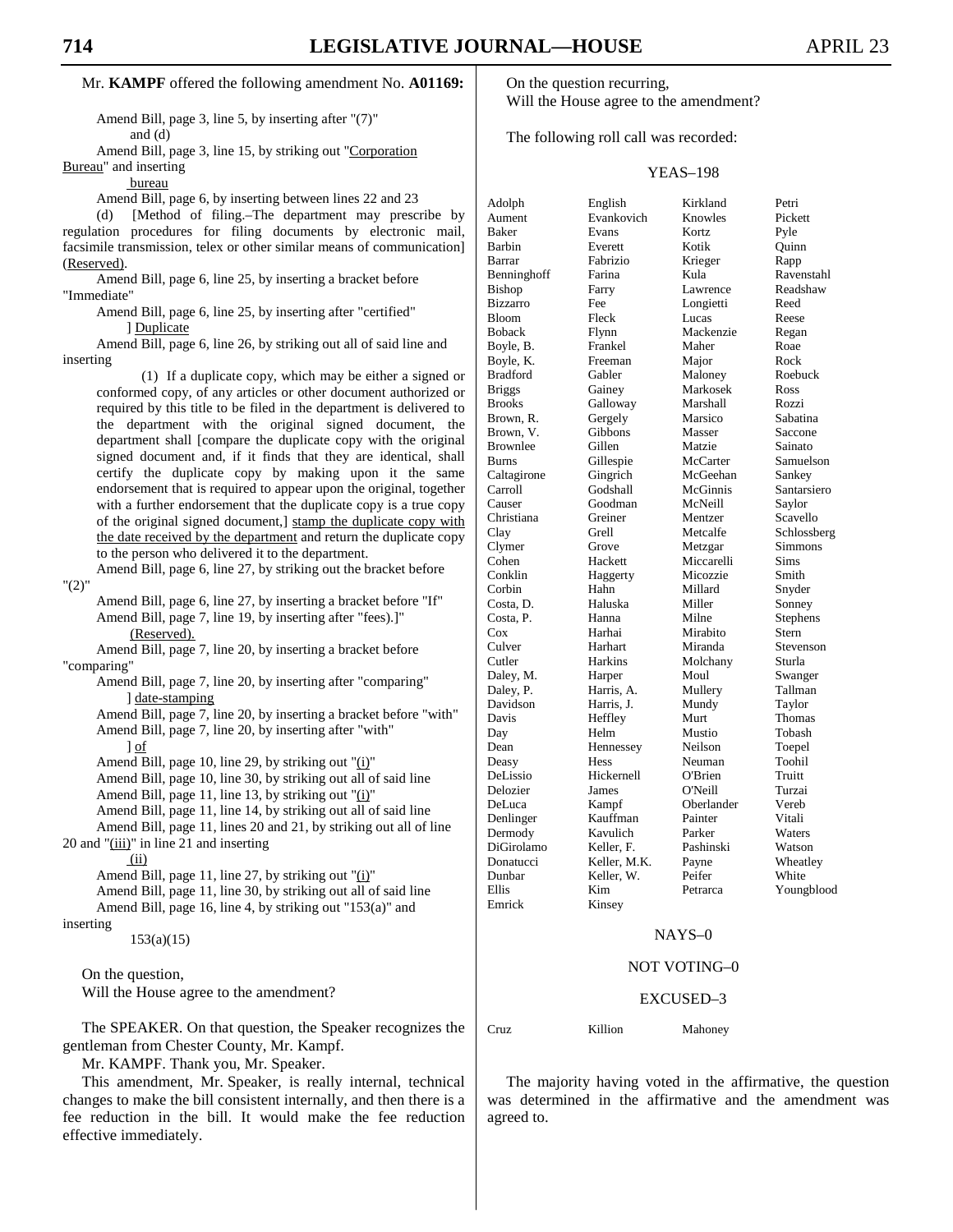Mr. **KAMPF** offered the following amendment No. **A01169:**

Amend Bill, page 3, line 5, by inserting after "(7)"
and (d)

Amend Bill, page 3, line 15, by striking out "Corporation Bureau" and inserting
bureau

Amend Bill, page 6, by inserting between lines 22 and 23

(d) [Method of filing.–The department may prescribe by regulation procedures for filing documents by electronic mail, facsimile transmission, telex or other similar means of communication] (Reserved).

Amend Bill, page 6, line 25, by inserting a bracket before "Immediate"

Amend Bill, page 6, line 25, by inserting after "certified"
] Duplicate

Amend Bill, page 6, line 26, by striking out all of said line and inserting

(1) If a duplicate copy, which may be either a signed or conformed copy, of any articles or other document authorized or required by this title to be filed in the department is delivered to the department with the original signed document, the department shall [compare the duplicate copy with the original signed document and, if it finds that they are identical, shall certify the duplicate copy by making upon it the same endorsement that is required to appear upon the original, together with a further endorsement that the duplicate copy is a true copy of the original signed document,] stamp the duplicate copy with the date received by the department and return the duplicate copy to the person who delivered it to the department.

Amend Bill, page 6, line 27, by striking out the bracket before "(2)"

Amend Bill, page 6, line 27, by inserting a bracket before "If"

Amend Bill, page 7, line 19, by inserting after "fees).]"
(Reserved).

Amend Bill, page 7, line 20, by inserting a bracket before "comparing"

Amend Bill, page 7, line 20, by inserting after "comparing"
] date-stamping

Amend Bill, page 7, line 20, by inserting a bracket before "with"

Amend Bill, page 7, line 20, by inserting after "with"
] of

Amend Bill, page 10, line 29, by striking out "(i)"

Amend Bill, page 10, line 30, by striking out all of said line

Amend Bill, page 11, line 13, by striking out "(i)"

Amend Bill, page 11, line 14, by striking out all of said line

Amend Bill, page 11, lines 20 and 21, by striking out all of line 20 and "(iii)" in line 21 and inserting
(ii)

Amend Bill, page 11, line 27, by striking out "(i)"

Amend Bill, page 11, line 30, by striking out all of said line

Amend Bill, page 16, line 4, by striking out "153(a)" and inserting
153(a)(15)

On the question,
Will the House agree to the amendment?

The SPEAKER. On that question, the Speaker recognizes the gentleman from Chester County, Mr. Kampf.

Mr. KAMPF. Thank you, Mr. Speaker.

This amendment, Mr. Speaker, is really internal, technical changes to make the bill consistent internally, and then there is a fee reduction in the bill. It would make the fee reduction effective immediately.

On the question recurring,
Will the House agree to the amendment?

The following roll call was recorded:

YEAS–198

| | | | |
|---|---|---|---|
| Adolph | English | Kirkland | Petri |
| Aument | Evankovich | Knowles | Pickett |
| Baker | Evans | Kortz | Pyle |
| Barbin | Everett | Kotik | Quinn |
| Barrar | Fabrizio | Krieger | Rapp |
| Benninghoff | Farina | Kula | Ravenstahl |
| Bishop | Farry | Lawrence | Readshaw |
| Bizzarro | Fee | Longietti | Reed |
| Bloom | Fleck | Lucas | Reese |
| Boback | Flynn | Mackenzie | Regan |
| Boyle, B. | Frankel | Maher | Roae |
| Boyle, K. | Freeman | Major | Rock |
| Bradford | Gabler | Maloney | Roebuck |
| Briggs | Gainey | Markosek | Ross |
| Brooks | Galloway | Marshall | Rozzi |
| Brown, R. | Gergely | Marsico | Sabatina |
| Brown, V. | Gibbons | Masser | Saccone |
| Brownlee | Gillen | Matzie | Sainato |
| Burns | Gillespie | McCarter | Samuelson |
| Caltagirone | Gingrich | McGeehan | Sankey |
| Carroll | Godshall | McGinnis | Santarsiero |
| Causer | Goodman | McNeill | Saylor |
| Christiana | Greiner | Mentzer | Scavello |
| Clay | Grell | Metcalfe | Schlossberg |
| Clymer | Grove | Metzgar | Simmons |
| Cohen | Hackett | Miccarelli | Sims |
| Conklin | Haggerty | Micozzie | Smith |
| Corbin | Hahn | Millard | Snyder |
| Costa, D. | Haluska | Miller | Sonney |
| Costa, P. | Hanna | Milne | Stephens |
| Cox | Harhai | Mirabito | Stern |
| Culver | Harhart | Miranda | Stevenson |
| Cutler | Harkins | Molchany | Sturla |
| Daley, M. | Harper | Moul | Swanger |
| Daley, P. | Harris, A. | Mullery | Tallman |
| Davidson | Harris, J. | Mundy | Taylor |
| Davis | Heffley | Murt | Thomas |
| Day | Helm | Mustio | Tobash |
| Dean | Hennessey | Neilson | Toepel |
| Deasy | Hess | Neuman | Toohil |
| DeLissio | Hickernell | O'Brien | Truitt |
| Delozier | James | O'Neill | Turzai |
| DeLuca | Kampf | Oberlander | Vereb |
| Denlinger | Kauffman | Painter | Vitali |
| Dermody | Kavulich | Parker | Waters |
| DiGirolamo | Keller, F. | Pashinski | Watson |
| Donatucci | Keller, M.K. | Payne | Wheatley |
| Dunbar | Keller, W. | Peifer | White |
| Ellis | Kim | Petrarca | Youngblood |
| Emrick | Kinsey | | |

NAYS–0

NOT VOTING–0

EXCUSED–3

| | | |
|---|---|---|
| Cruz | Killion | Mahoney |

The majority having voted in the affirmative, the question was determined in the affirmative and the amendment was agreed to.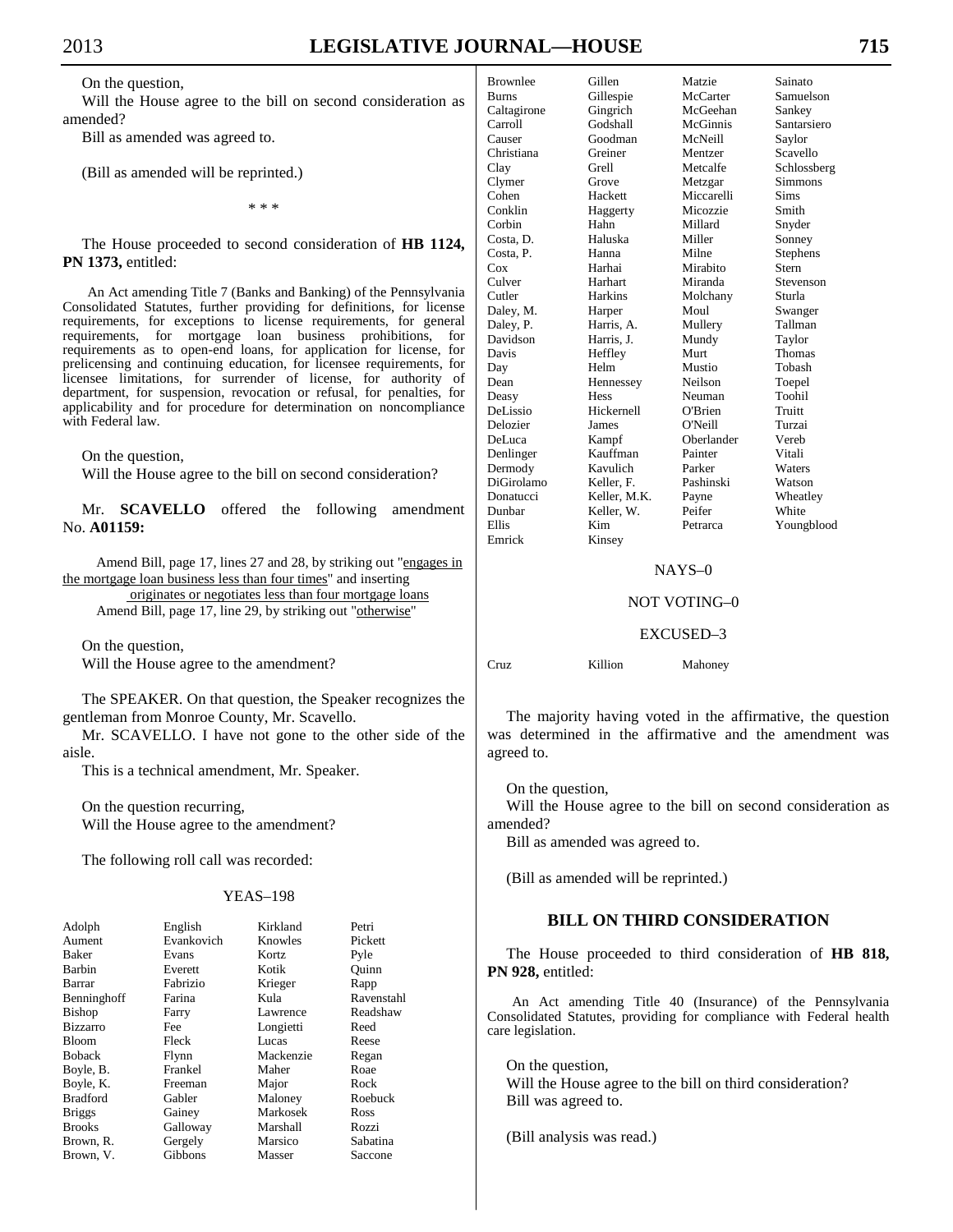On the question,

Will the House agree to the bill on second consideration as amended?

Bill as amended was agreed to.

(Bill as amended will be reprinted.)

\* \* \*

The House proceeded to second consideration of **HB 1124, PN 1373,** entitled:

An Act amending Title 7 (Banks and Banking) of the Pennsylvania Consolidated Statutes, further providing for definitions, for license requirements, for exceptions to license requirements, for general requirements, for mortgage loan business prohibitions, for requirements as to open-end loans, for application for license, for prelicensing and continuing education, for licensee requirements, for licensee limitations, for surrender of license, for authority of department, for suspension, revocation or refusal, for penalties, for applicability and for procedure for determination on noncompliance with Federal law.

On the question,

Will the House agree to the bill on second consideration?

Mr. **SCAVELLO** offered the following amendment No. **A01159:**

Amend Bill, page 17, lines 27 and 28, by striking out "engages in the mortgage loan business less than four times" and inserting

originates or negotiates less than four mortgage loans

Amend Bill, page 17, line 29, by striking out "otherwise"

On the question,

Will the House agree to the amendment?

The SPEAKER. On that question, the Speaker recognizes the gentleman from Monroe County, Mr. Scavello.

Mr. SCAVELLO. I have not gone to the other side of the aisle.

This is a technical amendment, Mr. Speaker.

On the question recurring,

Will the House agree to the amendment?

The following roll call was recorded:

YEAS–198

| | | | |
|---|---|---|---|
| Adolph | English | Kirkland | Petri |
| Aument | Evankovich | Knowles | Pickett |
| Baker | Evans | Kortz | Pyle |
| Barbin | Everett | Kotik | Quinn |
| Barrar | Fabrizio | Krieger | Rapp |
| Benninghoff | Farina | Kula | Ravenstahl |
| Bishop | Farry | Lawrence | Readshaw |
| Bizzarro | Fee | Longietti | Reed |
| Bloom | Fleck | Lucas | Reese |
| Boback | Flynn | Mackenzie | Regan |
| Boyle, B. | Frankel | Maher | Roae |
| Boyle, K. | Freeman | Major | Rock |
| Bradford | Gabler | Maloney | Roebuck |
| Briggs | Gainey | Markosek | Ross |
| Brooks | Galloway | Marshall | Rozzi |
| Brown, R. | Gergely | Marsico | Sabatina |
| Brown, V. | Gibbons | Masser | Saccone |
| Brownlee | Gillen | Matzie | Sainato |
| Burns | Gillespie | McCarter | Samuelson |
| Caltagirone | Gingrich | McGeehan | Sankey |
| Carroll | Godshall | McGinnis | Santarsiero |
| Causer | Goodman | McNeill | Saylor |
| Christiana | Greiner | Mentzer | Scavello |
| Clay | Grell | Metcalfe | Schlossberg |
| Clymer | Grove | Metzgar | Simmons |
| Cohen | Hackett | Miccarelli | Sims |
| Conklin | Haggerty | Micozzie | Smith |
| Corbin | Hahn | Millard | Snyder |
| Costa, D. | Haluska | Miller | Sonney |
| Costa, P. | Hanna | Milne | Stephens |
| Cox | Harhai | Mirabito | Stern |
| Culver | Harhart | Miranda | Stevenson |
| Cutler | Harkins | Molchany | Sturla |
| Daley, M. | Harper | Moul | Swanger |
| Daley, P. | Harris, A. | Mullery | Tallman |
| Davidson | Harris, J. | Mundy | Taylor |
| Davis | Heffley | Murt | Thomas |
| Day | Helm | Mustio | Tobash |
| Dean | Hennessey | Neilson | Toepel |
| Deasy | Hess | Neuman | Toohil |
| DeLissio | Hickernell | O'Brien | Truitt |
| Delozier | James | O'Neill | Turzai |
| DeLuca | Kampf | Oberlander | Vereb |
| Denlinger | Kauffman | Painter | Vitali |
| Dermody | Kavulich | Parker | Waters |
| DiGirolamo | Keller, F. | Pashinski | Watson |
| Donatucci | Keller, M.K. | Payne | Wheatley |
| Dunbar | Keller, W. | Peifer | White |
| Ellis | Kim | Petrarca | Youngblood |
| Emrick | Kinsey | | |

NAYS–0

NOT VOTING–0

EXCUSED–3

| | | |
|---|---|---|
| Cruz | Killion | Mahoney |

The majority having voted in the affirmative, the question was determined in the affirmative and the amendment was agreed to.

On the question,

Will the House agree to the bill on second consideration as amended?

Bill as amended was agreed to.

(Bill as amended will be reprinted.)

## BILL ON THIRD CONSIDERATION

The House proceeded to third consideration of **HB 818, PN 928,** entitled:

An Act amending Title 40 (Insurance) of the Pennsylvania Consolidated Statutes, providing for compliance with Federal health care legislation.

On the question,

Will the House agree to the bill on third consideration?

Bill was agreed to.

(Bill analysis was read.)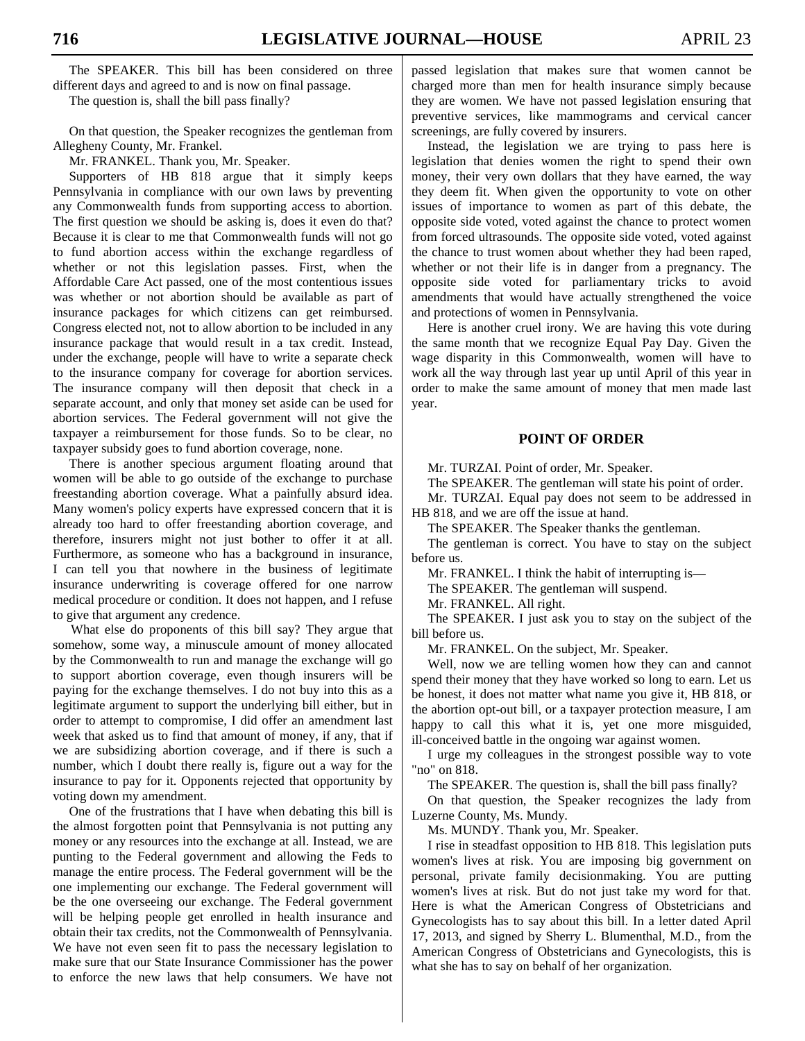The SPEAKER. This bill has been considered on three different days and agreed to and is now on final passage.

The question is, shall the bill pass finally?

On that question, the Speaker recognizes the gentleman from Allegheny County, Mr. Frankel.

Mr. FRANKEL. Thank you, Mr. Speaker.

Supporters of HB 818 argue that it simply keeps Pennsylvania in compliance with our own laws by preventing any Commonwealth funds from supporting access to abortion. The first question we should be asking is, does it even do that? Because it is clear to me that Commonwealth funds will not go to fund abortion access within the exchange regardless of whether or not this legislation passes. First, when the Affordable Care Act passed, one of the most contentious issues was whether or not abortion should be available as part of insurance packages for which citizens can get reimbursed. Congress elected not, not to allow abortion to be included in any insurance package that would result in a tax credit. Instead, under the exchange, people will have to write a separate check to the insurance company for coverage for abortion services. The insurance company will then deposit that check in a separate account, and only that money set aside can be used for abortion services. The Federal government will not give the taxpayer a reimbursement for those funds. So to be clear, no taxpayer subsidy goes to fund abortion coverage, none.

There is another specious argument floating around that women will be able to go outside of the exchange to purchase freestanding abortion coverage. What a painfully absurd idea. Many women's policy experts have expressed concern that it is already too hard to offer freestanding abortion coverage, and therefore, insurers might not just bother to offer it at all. Furthermore, as someone who has a background in insurance, I can tell you that nowhere in the business of legitimate insurance underwriting is coverage offered for one narrow medical procedure or condition. It does not happen, and I refuse to give that argument any credence.

What else do proponents of this bill say? They argue that somehow, some way, a minuscule amount of money allocated by the Commonwealth to run and manage the exchange will go to support abortion coverage, even though insurers will be paying for the exchange themselves. I do not buy into this as a legitimate argument to support the underlying bill either, but in order to attempt to compromise, I did offer an amendment last week that asked us to find that amount of money, if any, that if we are subsidizing abortion coverage, and if there is such a number, which I doubt there really is, figure out a way for the insurance to pay for it. Opponents rejected that opportunity by voting down my amendment.

One of the frustrations that I have when debating this bill is the almost forgotten point that Pennsylvania is not putting any money or any resources into the exchange at all. Instead, we are punting to the Federal government and allowing the Feds to manage the entire process. The Federal government will be the one implementing our exchange. The Federal government will be the one overseeing our exchange. The Federal government will be helping people get enrolled in health insurance and obtain their tax credits, not the Commonwealth of Pennsylvania. We have not even seen fit to pass the necessary legislation to make sure that our State Insurance Commissioner has the power to enforce the new laws that help consumers. We have not passed legislation that makes sure that women cannot be charged more than men for health insurance simply because they are women. We have not passed legislation ensuring that preventive services, like mammograms and cervical cancer screenings, are fully covered by insurers.

Instead, the legislation we are trying to pass here is legislation that denies women the right to spend their own money, their very own dollars that they have earned, the way they deem fit. When given the opportunity to vote on other issues of importance to women as part of this debate, the opposite side voted, voted against the chance to protect women from forced ultrasounds. The opposite side voted, voted against the chance to trust women about whether they had been raped, whether or not their life is in danger from a pregnancy. The opposite side voted for parliamentary tricks to avoid amendments that would have actually strengthened the voice and protections of women in Pennsylvania.

Here is another cruel irony. We are having this vote during the same month that we recognize Equal Pay Day. Given the wage disparity in this Commonwealth, women will have to work all the way through last year up until April of this year in order to make the same amount of money that men made last year.

## POINT OF ORDER

Mr. TURZAI. Point of order, Mr. Speaker.

The SPEAKER. The gentleman will state his point of order.

Mr. TURZAI. Equal pay does not seem to be addressed in HB 818, and we are off the issue at hand.

The SPEAKER. The Speaker thanks the gentleman.

The gentleman is correct. You have to stay on the subject before us.

Mr. FRANKEL. I think the habit of interrupting is—

The SPEAKER. The gentleman will suspend.

Mr. FRANKEL. All right.

The SPEAKER. I just ask you to stay on the subject of the bill before us.

Mr. FRANKEL. On the subject, Mr. Speaker.

Well, now we are telling women how they can and cannot spend their money that they have worked so long to earn. Let us be honest, it does not matter what name you give it, HB 818, or the abortion opt-out bill, or a taxpayer protection measure, I am happy to call this what it is, yet one more misguided, ill-conceived battle in the ongoing war against women.

I urge my colleagues in the strongest possible way to vote "no" on 818.

The SPEAKER. The question is, shall the bill pass finally?

On that question, the Speaker recognizes the lady from Luzerne County, Ms. Mundy.

Ms. MUNDY. Thank you, Mr. Speaker.

I rise in steadfast opposition to HB 818. This legislation puts women's lives at risk. You are imposing big government on personal, private family decisionmaking. You are putting women's lives at risk. But do not just take my word for that. Here is what the American Congress of Obstetricians and Gynecologists has to say about this bill. In a letter dated April 17, 2013, and signed by Sherry L. Blumenthal, M.D., from the American Congress of Obstetricians and Gynecologists, this is what she has to say on behalf of her organization.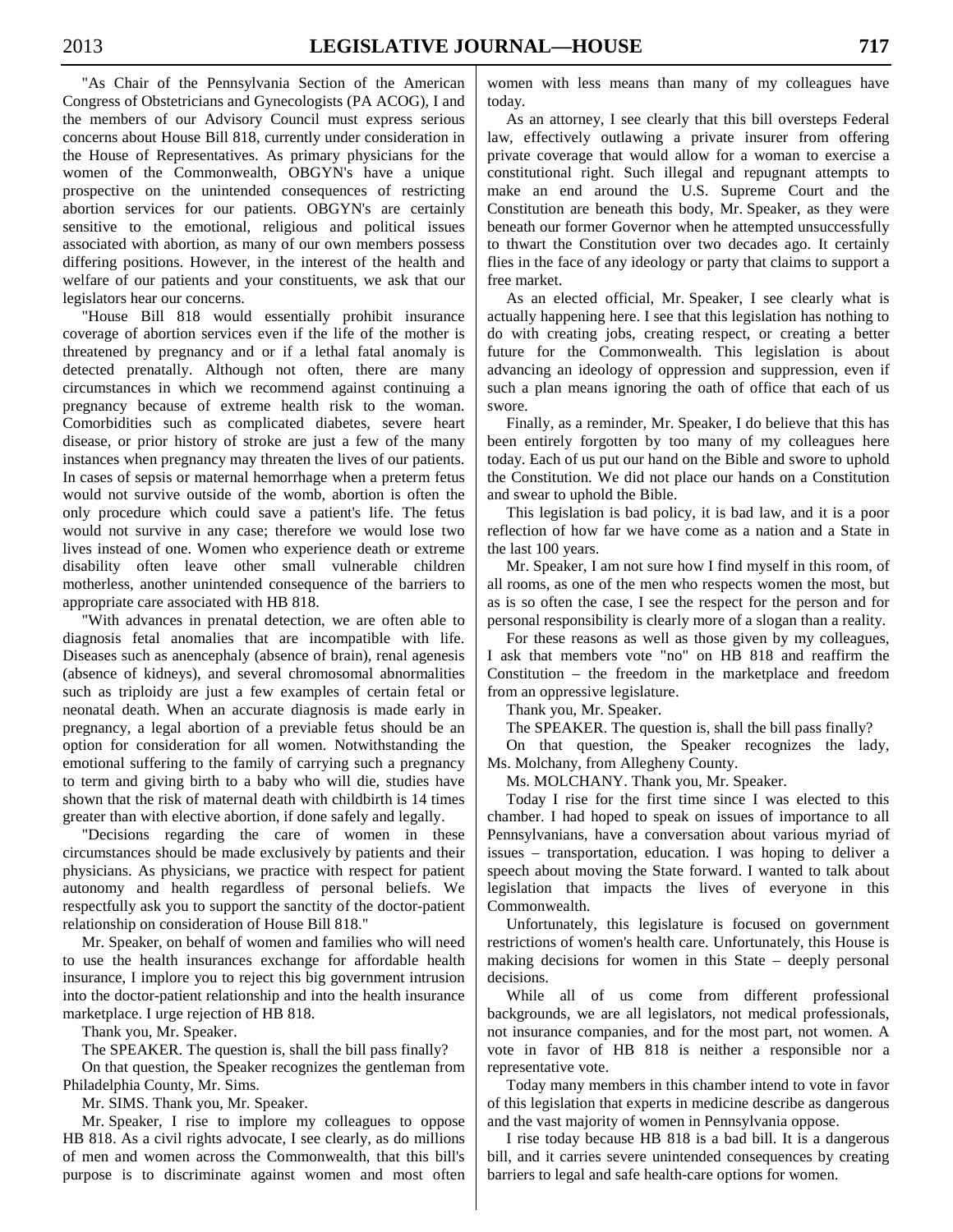"As Chair of the Pennsylvania Section of the American Congress of Obstetricians and Gynecologists (PA ACOG), I and the members of our Advisory Council must express serious concerns about House Bill 818, currently under consideration in the House of Representatives. As primary physicians for the women of the Commonwealth, OBGYN's have a unique prospective on the unintended consequences of restricting abortion services for our patients. OBGYN's are certainly sensitive to the emotional, religious and political issues associated with abortion, as many of our own members possess differing positions. However, in the interest of the health and welfare of our patients and your constituents, we ask that our legislators hear our concerns.

"House Bill 818 would essentially prohibit insurance coverage of abortion services even if the life of the mother is threatened by pregnancy and or if a lethal fatal anomaly is detected prenatally. Although not often, there are many circumstances in which we recommend against continuing a pregnancy because of extreme health risk to the woman. Comorbidities such as complicated diabetes, severe heart disease, or prior history of stroke are just a few of the many instances when pregnancy may threaten the lives of our patients. In cases of sepsis or maternal hemorrhage when a preterm fetus would not survive outside of the womb, abortion is often the only procedure which could save a patient's life. The fetus would not survive in any case; therefore we would lose two lives instead of one. Women who experience death or extreme disability often leave other small vulnerable children motherless, another unintended consequence of the barriers to appropriate care associated with HB 818.

"With advances in prenatal detection, we are often able to diagnosis fetal anomalies that are incompatible with life. Diseases such as anencephaly (absence of brain), renal agenesis (absence of kidneys), and several chromosomal abnormalities such as triploidy are just a few examples of certain fetal or neonatal death. When an accurate diagnosis is made early in pregnancy, a legal abortion of a previable fetus should be an option for consideration for all women. Notwithstanding the emotional suffering to the family of carrying such a pregnancy to term and giving birth to a baby who will die, studies have shown that the risk of maternal death with childbirth is 14 times greater than with elective abortion, if done safely and legally.

"Decisions regarding the care of women in these circumstances should be made exclusively by patients and their physicians. As physicians, we practice with respect for patient autonomy and health regardless of personal beliefs. We respectfully ask you to support the sanctity of the doctor-patient relationship on consideration of House Bill 818."

Mr. Speaker, on behalf of women and families who will need to use the health insurances exchange for affordable health insurance, I implore you to reject this big government intrusion into the doctor-patient relationship and into the health insurance marketplace. I urge rejection of HB 818.

Thank you, Mr. Speaker.

The SPEAKER. The question is, shall the bill pass finally?

On that question, the Speaker recognizes the gentleman from Philadelphia County, Mr. Sims.

Mr. SIMS. Thank you, Mr. Speaker.

Mr. Speaker, I rise to implore my colleagues to oppose HB 818. As a civil rights advocate, I see clearly, as do millions of men and women across the Commonwealth, that this bill's purpose is to discriminate against women and most often women with less means than many of my colleagues have today.

As an attorney, I see clearly that this bill oversteps Federal law, effectively outlawing a private insurer from offering private coverage that would allow for a woman to exercise a constitutional right. Such illegal and repugnant attempts to make an end around the U.S. Supreme Court and the Constitution are beneath this body, Mr. Speaker, as they were beneath our former Governor when he attempted unsuccessfully to thwart the Constitution over two decades ago. It certainly flies in the face of any ideology or party that claims to support a free market.

As an elected official, Mr. Speaker, I see clearly what is actually happening here. I see that this legislation has nothing to do with creating jobs, creating respect, or creating a better future for the Commonwealth. This legislation is about advancing an ideology of oppression and suppression, even if such a plan means ignoring the oath of office that each of us swore.

Finally, as a reminder, Mr. Speaker, I do believe that this has been entirely forgotten by too many of my colleagues here today. Each of us put our hand on the Bible and swore to uphold the Constitution. We did not place our hands on a Constitution and swear to uphold the Bible.

This legislation is bad policy, it is bad law, and it is a poor reflection of how far we have come as a nation and a State in the last 100 years.

Mr. Speaker, I am not sure how I find myself in this room, of all rooms, as one of the men who respects women the most, but as is so often the case, I see the respect for the person and for personal responsibility is clearly more of a slogan than a reality.

For these reasons as well as those given by my colleagues, I ask that members vote "no" on HB 818 and reaffirm the Constitution – the freedom in the marketplace and freedom from an oppressive legislature.

Thank you, Mr. Speaker.

The SPEAKER. The question is, shall the bill pass finally?

On that question, the Speaker recognizes the lady, Ms. Molchany, from Allegheny County.

Ms. MOLCHANY. Thank you, Mr. Speaker.

Today I rise for the first time since I was elected to this chamber. I had hoped to speak on issues of importance to all Pennsylvanians, have a conversation about various myriad of issues – transportation, education. I was hoping to deliver a speech about moving the State forward. I wanted to talk about legislation that impacts the lives of everyone in this Commonwealth.

Unfortunately, this legislature is focused on government restrictions of women's health care. Unfortunately, this House is making decisions for women in this State – deeply personal decisions.

While all of us come from different professional backgrounds, we are all legislators, not medical professionals, not insurance companies, and for the most part, not women. A vote in favor of HB 818 is neither a responsible nor a representative vote.

Today many members in this chamber intend to vote in favor of this legislation that experts in medicine describe as dangerous and the vast majority of women in Pennsylvania oppose.

I rise today because HB 818 is a bad bill. It is a dangerous bill, and it carries severe unintended consequences by creating barriers to legal and safe health-care options for women.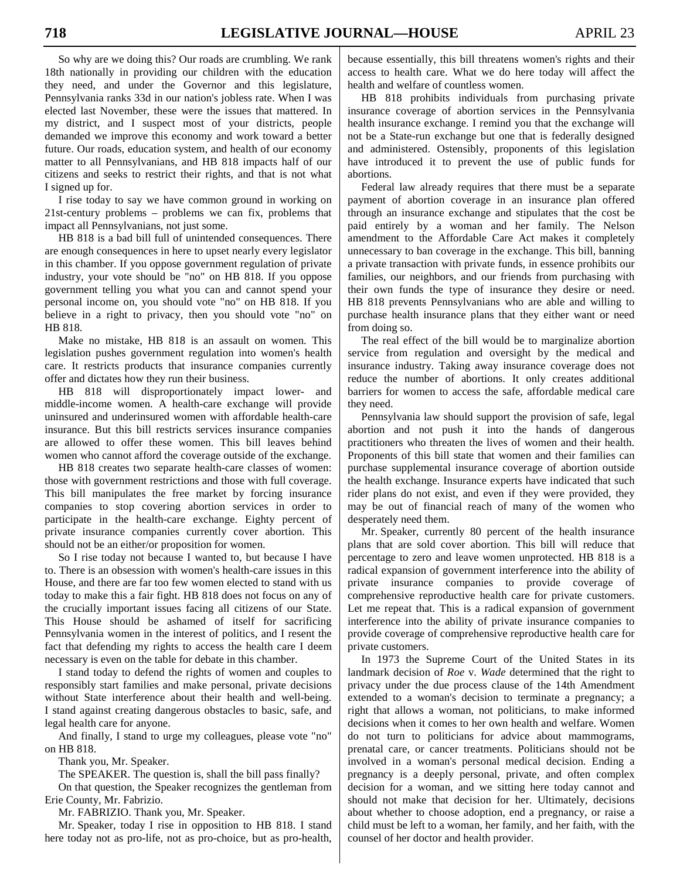So why are we doing this? Our roads are crumbling. We rank 18th nationally in providing our children with the education they need, and under the Governor and this legislature, Pennsylvania ranks 33d in our nation's jobless rate. When I was elected last November, these were the issues that mattered. In my district, and I suspect most of your districts, people demanded we improve this economy and work toward a better future. Our roads, education system, and health of our economy matter to all Pennsylvanians, and HB 818 impacts half of our citizens and seeks to restrict their rights, and that is not what I signed up for.

I rise today to say we have common ground in working on 21st-century problems – problems we can fix, problems that impact all Pennsylvanians, not just some.

HB 818 is a bad bill full of unintended consequences. There are enough consequences in here to upset nearly every legislator in this chamber. If you oppose government regulation of private industry, your vote should be "no" on HB 818. If you oppose government telling you what you can and cannot spend your personal income on, you should vote "no" on HB 818. If you believe in a right to privacy, then you should vote "no" on HB 818.

Make no mistake, HB 818 is an assault on women. This legislation pushes government regulation into women's health care. It restricts products that insurance companies currently offer and dictates how they run their business.

HB 818 will disproportionately impact lower- and middle-income women. A health-care exchange will provide uninsured and underinsured women with affordable health-care insurance. But this bill restricts services insurance companies are allowed to offer these women. This bill leaves behind women who cannot afford the coverage outside of the exchange.

HB 818 creates two separate health-care classes of women: those with government restrictions and those with full coverage. This bill manipulates the free market by forcing insurance companies to stop covering abortion services in order to participate in the health-care exchange. Eighty percent of private insurance companies currently cover abortion. This should not be an either/or proposition for women.

So I rise today not because I wanted to, but because I have to. There is an obsession with women's health-care issues in this House, and there are far too few women elected to stand with us today to make this a fair fight. HB 818 does not focus on any of the crucially important issues facing all citizens of our State. This House should be ashamed of itself for sacrificing Pennsylvania women in the interest of politics, and I resent the fact that defending my rights to access the health care I deem necessary is even on the table for debate in this chamber.

I stand today to defend the rights of women and couples to responsibly start families and make personal, private decisions without State interference about their health and well-being. I stand against creating dangerous obstacles to basic, safe, and legal health care for anyone.

And finally, I stand to urge my colleagues, please vote "no" on HB 818.

Thank you, Mr. Speaker.

The SPEAKER. The question is, shall the bill pass finally?

On that question, the Speaker recognizes the gentleman from Erie County, Mr. Fabrizio.

Mr. FABRIZIO. Thank you, Mr. Speaker.

Mr. Speaker, today I rise in opposition to HB 818. I stand here today not as pro-life, not as pro-choice, but as pro-health, because essentially, this bill threatens women's rights and their access to health care. What we do here today will affect the health and welfare of countless women.

HB 818 prohibits individuals from purchasing private insurance coverage of abortion services in the Pennsylvania health insurance exchange. I remind you that the exchange will not be a State-run exchange but one that is federally designed and administered. Ostensibly, proponents of this legislation have introduced it to prevent the use of public funds for abortions.

Federal law already requires that there must be a separate payment of abortion coverage in an insurance plan offered through an insurance exchange and stipulates that the cost be paid entirely by a woman and her family. The Nelson amendment to the Affordable Care Act makes it completely unnecessary to ban coverage in the exchange. This bill, banning a private transaction with private funds, in essence prohibits our families, our neighbors, and our friends from purchasing with their own funds the type of insurance they desire or need. HB 818 prevents Pennsylvanians who are able and willing to purchase health insurance plans that they either want or need from doing so.

The real effect of the bill would be to marginalize abortion service from regulation and oversight by the medical and insurance industry. Taking away insurance coverage does not reduce the number of abortions. It only creates additional barriers for women to access the safe, affordable medical care they need.

Pennsylvania law should support the provision of safe, legal abortion and not push it into the hands of dangerous practitioners who threaten the lives of women and their health. Proponents of this bill state that women and their families can purchase supplemental insurance coverage of abortion outside the health exchange. Insurance experts have indicated that such rider plans do not exist, and even if they were provided, they may be out of financial reach of many of the women who desperately need them.

Mr. Speaker, currently 80 percent of the health insurance plans that are sold cover abortion. This bill will reduce that percentage to zero and leave women unprotected. HB 818 is a radical expansion of government interference into the ability of private insurance companies to provide coverage of comprehensive reproductive health care for private customers. Let me repeat that. This is a radical expansion of government interference into the ability of private insurance companies to provide coverage of comprehensive reproductive health care for private customers.

In 1973 the Supreme Court of the United States in its landmark decision of *Roe* v. *Wade* determined that the right to privacy under the due process clause of the 14th Amendment extended to a woman's decision to terminate a pregnancy; a right that allows a woman, not politicians, to make informed decisions when it comes to her own health and welfare. Women do not turn to politicians for advice about mammograms, prenatal care, or cancer treatments. Politicians should not be involved in a woman's personal medical decision. Ending a pregnancy is a deeply personal, private, and often complex decision for a woman, and we sitting here today cannot and should not make that decision for her. Ultimately, decisions about whether to choose adoption, end a pregnancy, or raise a child must be left to a woman, her family, and her faith, with the counsel of her doctor and health provider.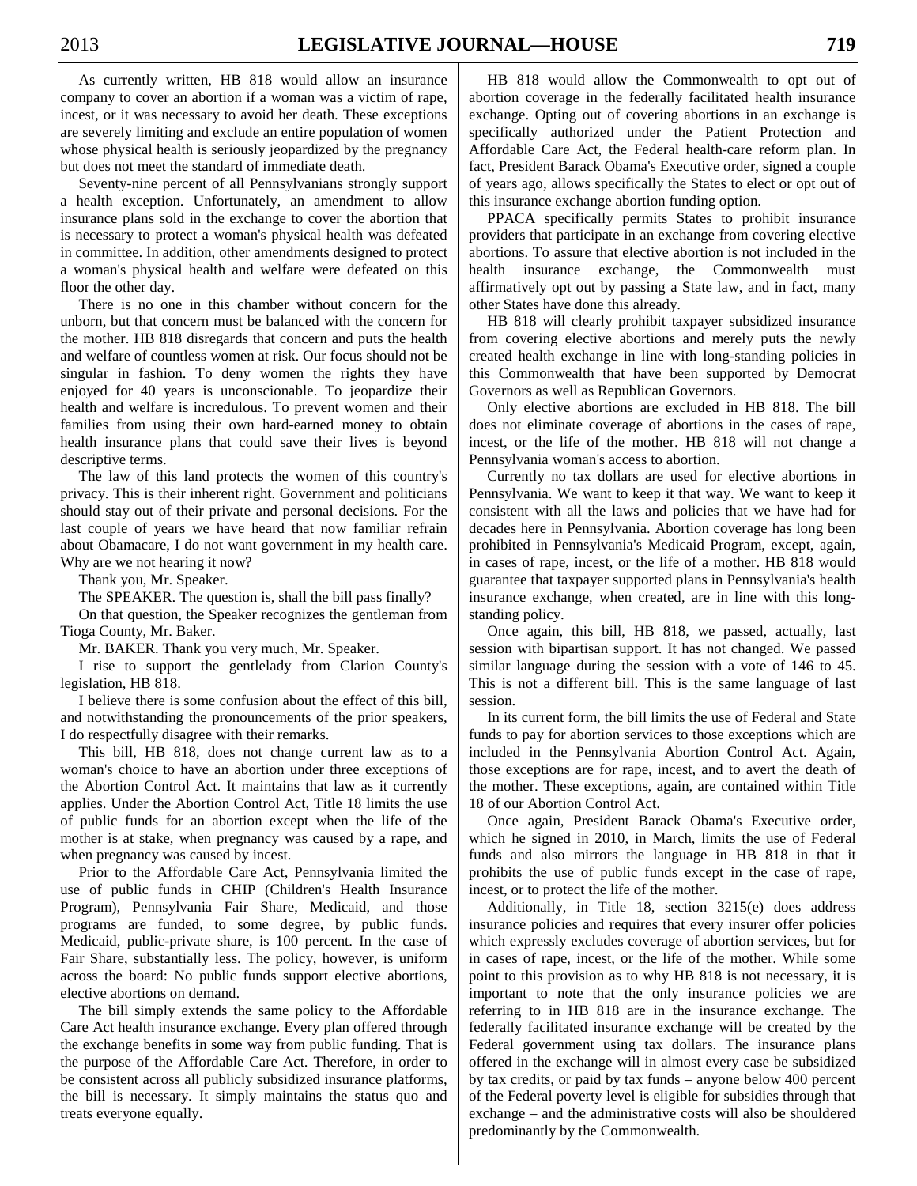As currently written, HB 818 would allow an insurance company to cover an abortion if a woman was a victim of rape, incest, or it was necessary to avoid her death. These exceptions are severely limiting and exclude an entire population of women whose physical health is seriously jeopardized by the pregnancy but does not meet the standard of immediate death.

Seventy-nine percent of all Pennsylvanians strongly support a health exception. Unfortunately, an amendment to allow insurance plans sold in the exchange to cover the abortion that is necessary to protect a woman's physical health was defeated in committee. In addition, other amendments designed to protect a woman's physical health and welfare were defeated on this floor the other day.

There is no one in this chamber without concern for the unborn, but that concern must be balanced with the concern for the mother. HB 818 disregards that concern and puts the health and welfare of countless women at risk. Our focus should not be singular in fashion. To deny women the rights they have enjoyed for 40 years is unconscionable. To jeopardize their health and welfare is incredulous. To prevent women and their families from using their own hard-earned money to obtain health insurance plans that could save their lives is beyond descriptive terms.

The law of this land protects the women of this country's privacy. This is their inherent right. Government and politicians should stay out of their private and personal decisions. For the last couple of years we have heard that now familiar refrain about Obamacare, I do not want government in my health care. Why are we not hearing it now?

Thank you, Mr. Speaker.

The SPEAKER. The question is, shall the bill pass finally?

On that question, the Speaker recognizes the gentleman from Tioga County, Mr. Baker.

Mr. BAKER. Thank you very much, Mr. Speaker.

I rise to support the gentlelady from Clarion County's legislation, HB 818.

I believe there is some confusion about the effect of this bill, and notwithstanding the pronouncements of the prior speakers, I do respectfully disagree with their remarks.

This bill, HB 818, does not change current law as to a woman's choice to have an abortion under three exceptions of the Abortion Control Act. It maintains that law as it currently applies. Under the Abortion Control Act, Title 18 limits the use of public funds for an abortion except when the life of the mother is at stake, when pregnancy was caused by a rape, and when pregnancy was caused by incest.

Prior to the Affordable Care Act, Pennsylvania limited the use of public funds in CHIP (Children's Health Insurance Program), Pennsylvania Fair Share, Medicaid, and those programs are funded, to some degree, by public funds. Medicaid, public-private share, is 100 percent. In the case of Fair Share, substantially less. The policy, however, is uniform across the board: No public funds support elective abortions, elective abortions on demand.

The bill simply extends the same policy to the Affordable Care Act health insurance exchange. Every plan offered through the exchange benefits in some way from public funding. That is the purpose of the Affordable Care Act. Therefore, in order to be consistent across all publicly subsidized insurance platforms, the bill is necessary. It simply maintains the status quo and treats everyone equally.

HB 818 would allow the Commonwealth to opt out of abortion coverage in the federally facilitated health insurance exchange. Opting out of covering abortions in an exchange is specifically authorized under the Patient Protection and Affordable Care Act, the Federal health-care reform plan. In fact, President Barack Obama's Executive order, signed a couple of years ago, allows specifically the States to elect or opt out of this insurance exchange abortion funding option.

PPACA specifically permits States to prohibit insurance providers that participate in an exchange from covering elective abortions. To assure that elective abortion is not included in the health insurance exchange, the Commonwealth must affirmatively opt out by passing a State law, and in fact, many other States have done this already.

HB 818 will clearly prohibit taxpayer subsidized insurance from covering elective abortions and merely puts the newly created health exchange in line with long-standing policies in this Commonwealth that have been supported by Democrat Governors as well as Republican Governors.

Only elective abortions are excluded in HB 818. The bill does not eliminate coverage of abortions in the cases of rape, incest, or the life of the mother. HB 818 will not change a Pennsylvania woman's access to abortion.

Currently no tax dollars are used for elective abortions in Pennsylvania. We want to keep it that way. We want to keep it consistent with all the laws and policies that we have had for decades here in Pennsylvania. Abortion coverage has long been prohibited in Pennsylvania's Medicaid Program, except, again, in cases of rape, incest, or the life of a mother. HB 818 would guarantee that taxpayer supported plans in Pennsylvania's health insurance exchange, when created, are in line with this long-standing policy.

Once again, this bill, HB 818, we passed, actually, last session with bipartisan support. It has not changed. We passed similar language during the session with a vote of 146 to 45. This is not a different bill. This is the same language of last session.

In its current form, the bill limits the use of Federal and State funds to pay for abortion services to those exceptions which are included in the Pennsylvania Abortion Control Act. Again, those exceptions are for rape, incest, and to avert the death of the mother. These exceptions, again, are contained within Title 18 of our Abortion Control Act.

Once again, President Barack Obama's Executive order, which he signed in 2010, in March, limits the use of Federal funds and also mirrors the language in HB 818 in that it prohibits the use of public funds except in the case of rape, incest, or to protect the life of the mother.

Additionally, in Title 18, section 3215(e) does address insurance policies and requires that every insurer offer policies which expressly excludes coverage of abortion services, but for in cases of rape, incest, or the life of the mother. While some point to this provision as to why HB 818 is not necessary, it is important to note that the only insurance policies we are referring to in HB 818 are in the insurance exchange. The federally facilitated insurance exchange will be created by the Federal government using tax dollars. The insurance plans offered in the exchange will in almost every case be subsidized by tax credits, or paid by tax funds – anyone below 400 percent of the Federal poverty level is eligible for subsidies through that exchange – and the administrative costs will also be shouldered predominantly by the Commonwealth.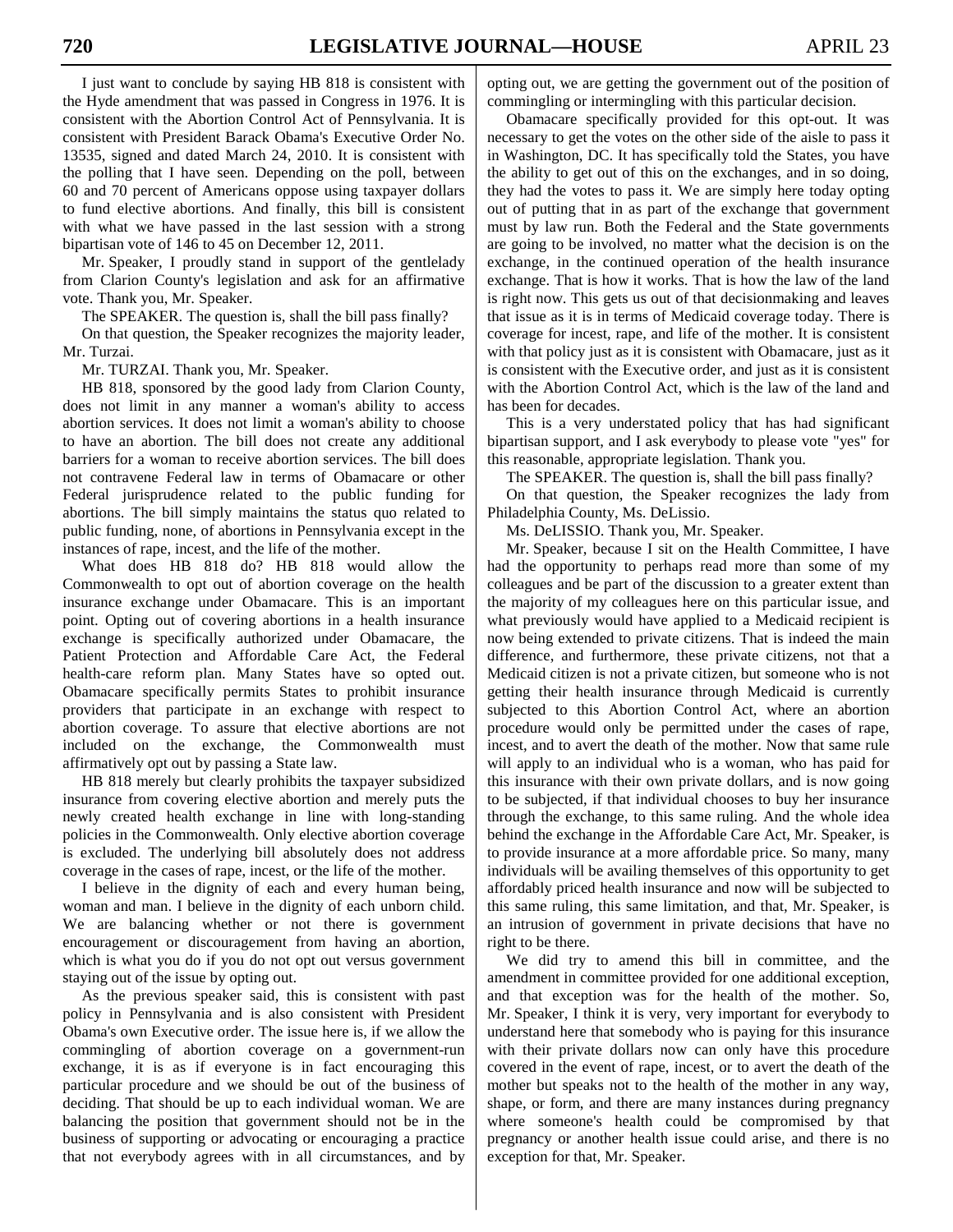I just want to conclude by saying HB 818 is consistent with the Hyde amendment that was passed in Congress in 1976. It is consistent with the Abortion Control Act of Pennsylvania. It is consistent with President Barack Obama's Executive Order No. 13535, signed and dated March 24, 2010. It is consistent with the polling that I have seen. Depending on the poll, between 60 and 70 percent of Americans oppose using taxpayer dollars to fund elective abortions. And finally, this bill is consistent with what we have passed in the last session with a strong bipartisan vote of 146 to 45 on December 12, 2011.

Mr. Speaker, I proudly stand in support of the gentlelady from Clarion County's legislation and ask for an affirmative vote. Thank you, Mr. Speaker.

The SPEAKER. The question is, shall the bill pass finally?

On that question, the Speaker recognizes the majority leader, Mr. Turzai.

Mr. TURZAI. Thank you, Mr. Speaker.

HB 818, sponsored by the good lady from Clarion County, does not limit in any manner a woman's ability to access abortion services. It does not limit a woman's ability to choose to have an abortion. The bill does not create any additional barriers for a woman to receive abortion services. The bill does not contravene Federal law in terms of Obamacare or other Federal jurisprudence related to the public funding for abortions. The bill simply maintains the status quo related to public funding, none, of abortions in Pennsylvania except in the instances of rape, incest, and the life of the mother.

What does HB 818 do? HB 818 would allow the Commonwealth to opt out of abortion coverage on the health insurance exchange under Obamacare. This is an important point. Opting out of covering abortions in a health insurance exchange is specifically authorized under Obamacare, the Patient Protection and Affordable Care Act, the Federal health-care reform plan. Many States have so opted out. Obamacare specifically permits States to prohibit insurance providers that participate in an exchange with respect to abortion coverage. To assure that elective abortions are not included on the exchange, the Commonwealth must affirmatively opt out by passing a State law.

HB 818 merely but clearly prohibits the taxpayer subsidized insurance from covering elective abortion and merely puts the newly created health exchange in line with long-standing policies in the Commonwealth. Only elective abortion coverage is excluded. The underlying bill absolutely does not address coverage in the cases of rape, incest, or the life of the mother.

I believe in the dignity of each and every human being, woman and man. I believe in the dignity of each unborn child. We are balancing whether or not there is government encouragement or discouragement from having an abortion, which is what you do if you do not opt out versus government staying out of the issue by opting out.

As the previous speaker said, this is consistent with past policy in Pennsylvania and is also consistent with President Obama's own Executive order. The issue here is, if we allow the commingling of abortion coverage on a government-run exchange, it is as if everyone is in fact encouraging this particular procedure and we should be out of the business of deciding. That should be up to each individual woman. We are balancing the position that government should not be in the business of supporting or advocating or encouraging a practice that not everybody agrees with in all circumstances, and by opting out, we are getting the government out of the position of commingling or intermingling with this particular decision.

Obamacare specifically provided for this opt-out. It was necessary to get the votes on the other side of the aisle to pass it in Washington, DC. It has specifically told the States, you have the ability to get out of this on the exchanges, and in so doing, they had the votes to pass it. We are simply here today opting out of putting that in as part of the exchange that government must by law run. Both the Federal and the State governments are going to be involved, no matter what the decision is on the exchange, in the continued operation of the health insurance exchange. That is how it works. That is how the law of the land is right now. This gets us out of that decisionmaking and leaves that issue as it is in terms of Medicaid coverage today. There is coverage for incest, rape, and life of the mother. It is consistent with that policy just as it is consistent with Obamacare, just as it is consistent with the Executive order, and just as it is consistent with the Abortion Control Act, which is the law of the land and has been for decades.

This is a very understated policy that has had significant bipartisan support, and I ask everybody to please vote "yes" for this reasonable, appropriate legislation. Thank you.

The SPEAKER. The question is, shall the bill pass finally?

On that question, the Speaker recognizes the lady from Philadelphia County, Ms. DeLissio.

Ms. DeLISSIO. Thank you, Mr. Speaker.

Mr. Speaker, because I sit on the Health Committee, I have had the opportunity to perhaps read more than some of my colleagues and be part of the discussion to a greater extent than the majority of my colleagues here on this particular issue, and what previously would have applied to a Medicaid recipient is now being extended to private citizens. That is indeed the main difference, and furthermore, these private citizens, not that a Medicaid citizen is not a private citizen, but someone who is not getting their health insurance through Medicaid is currently subjected to this Abortion Control Act, where an abortion procedure would only be permitted under the cases of rape, incest, and to avert the death of the mother. Now that same rule will apply to an individual who is a woman, who has paid for this insurance with their own private dollars, and is now going to be subjected, if that individual chooses to buy her insurance through the exchange, to this same ruling. And the whole idea behind the exchange in the Affordable Care Act, Mr. Speaker, is to provide insurance at a more affordable price. So many, many individuals will be availing themselves of this opportunity to get affordably priced health insurance and now will be subjected to this same ruling, this same limitation, and that, Mr. Speaker, is an intrusion of government in private decisions that have no right to be there.

We did try to amend this bill in committee, and the amendment in committee provided for one additional exception, and that exception was for the health of the mother. So, Mr. Speaker, I think it is very, very important for everybody to understand here that somebody who is paying for this insurance with their private dollars now can only have this procedure covered in the event of rape, incest, or to avert the death of the mother but speaks not to the health of the mother in any way, shape, or form, and there are many instances during pregnancy where someone's health could be compromised by that pregnancy or another health issue could arise, and there is no exception for that, Mr. Speaker.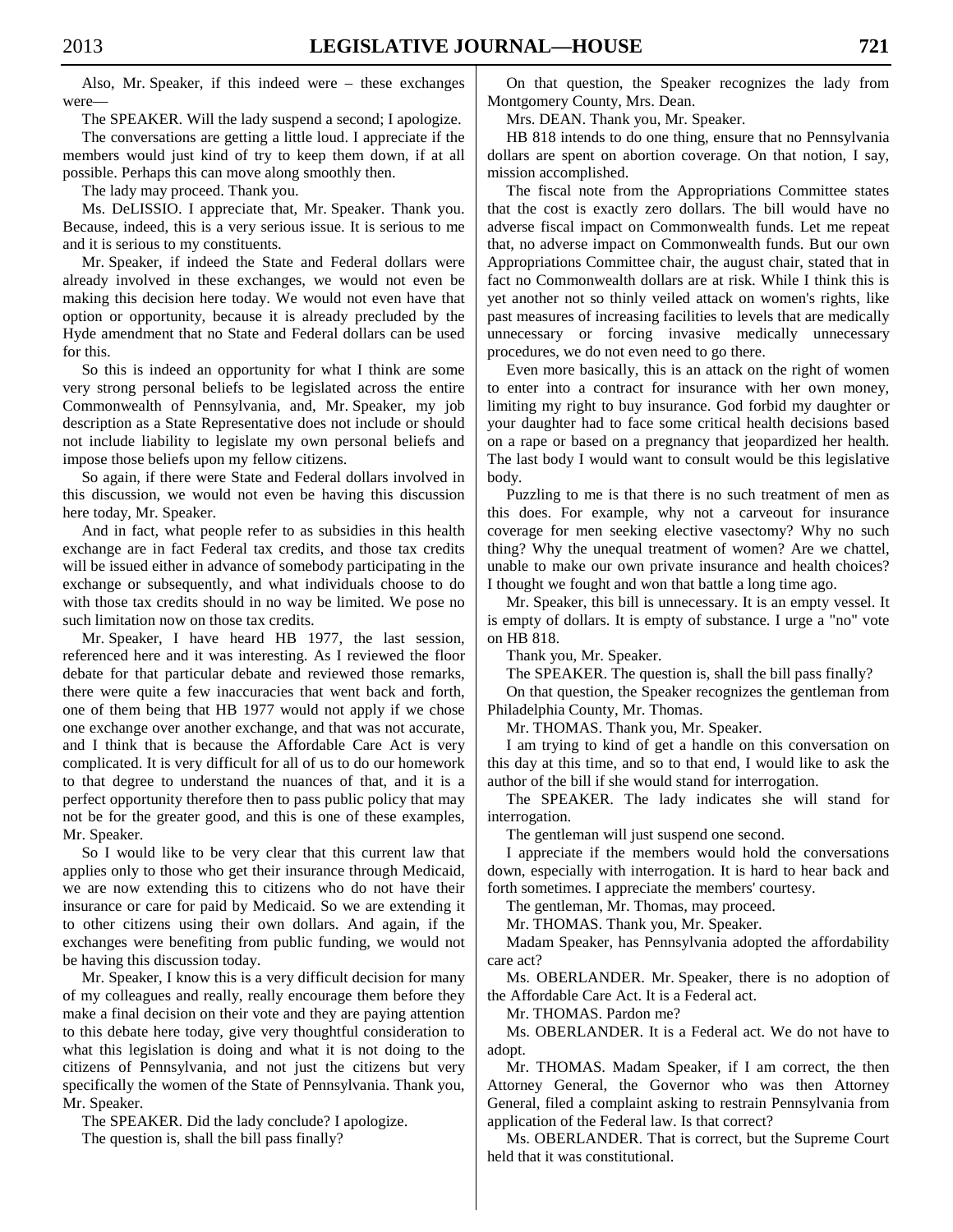Also, Mr. Speaker, if this indeed were – these exchanges were—

The SPEAKER. Will the lady suspend a second; I apologize.

The conversations are getting a little loud. I appreciate if the members would just kind of try to keep them down, if at all possible. Perhaps this can move along smoothly then.

The lady may proceed. Thank you.

Ms. DeLISSIO. I appreciate that, Mr. Speaker. Thank you. Because, indeed, this is a very serious issue. It is serious to me and it is serious to my constituents.

Mr. Speaker, if indeed the State and Federal dollars were already involved in these exchanges, we would not even be making this decision here today. We would not even have that option or opportunity, because it is already precluded by the Hyde amendment that no State and Federal dollars can be used for this.

So this is indeed an opportunity for what I think are some very strong personal beliefs to be legislated across the entire Commonwealth of Pennsylvania, and, Mr. Speaker, my job description as a State Representative does not include or should not include liability to legislate my own personal beliefs and impose those beliefs upon my fellow citizens.

So again, if there were State and Federal dollars involved in this discussion, we would not even be having this discussion here today, Mr. Speaker.

And in fact, what people refer to as subsidies in this health exchange are in fact Federal tax credits, and those tax credits will be issued either in advance of somebody participating in the exchange or subsequently, and what individuals choose to do with those tax credits should in no way be limited. We pose no such limitation now on those tax credits.

Mr. Speaker, I have heard HB 1977, the last session, referenced here and it was interesting. As I reviewed the floor debate for that particular debate and reviewed those remarks, there were quite a few inaccuracies that went back and forth, one of them being that HB 1977 would not apply if we chose one exchange over another exchange, and that was not accurate, and I think that is because the Affordable Care Act is very complicated. It is very difficult for all of us to do our homework to that degree to understand the nuances of that, and it is a perfect opportunity therefore then to pass public policy that may not be for the greater good, and this is one of these examples, Mr. Speaker.

So I would like to be very clear that this current law that applies only to those who get their insurance through Medicaid, we are now extending this to citizens who do not have their insurance or care for paid by Medicaid. So we are extending it to other citizens using their own dollars. And again, if the exchanges were benefiting from public funding, we would not be having this discussion today.

Mr. Speaker, I know this is a very difficult decision for many of my colleagues and really, really encourage them before they make a final decision on their vote and they are paying attention to this debate here today, give very thoughtful consideration to what this legislation is doing and what it is not doing to the citizens of Pennsylvania, and not just the citizens but very specifically the women of the State of Pennsylvania. Thank you, Mr. Speaker.

The SPEAKER. Did the lady conclude? I apologize.

The question is, shall the bill pass finally?

On that question, the Speaker recognizes the lady from Montgomery County, Mrs. Dean.

Mrs. DEAN. Thank you, Mr. Speaker.

HB 818 intends to do one thing, ensure that no Pennsylvania dollars are spent on abortion coverage. On that notion, I say, mission accomplished.

The fiscal note from the Appropriations Committee states that the cost is exactly zero dollars. The bill would have no adverse fiscal impact on Commonwealth funds. Let me repeat that, no adverse impact on Commonwealth funds. But our own Appropriations Committee chair, the august chair, stated that in fact no Commonwealth dollars are at risk. While I think this is yet another not so thinly veiled attack on women's rights, like past measures of increasing facilities to levels that are medically unnecessary or forcing invasive medically unnecessary procedures, we do not even need to go there.

Even more basically, this is an attack on the right of women to enter into a contract for insurance with her own money, limiting my right to buy insurance. God forbid my daughter or your daughter had to face some critical health decisions based on a rape or based on a pregnancy that jeopardized her health. The last body I would want to consult would be this legislative body.

Puzzling to me is that there is no such treatment of men as this does. For example, why not a carveout for insurance coverage for men seeking elective vasectomy? Why no such thing? Why the unequal treatment of women? Are we chattel, unable to make our own private insurance and health choices? I thought we fought and won that battle a long time ago.

Mr. Speaker, this bill is unnecessary. It is an empty vessel. It is empty of dollars. It is empty of substance. I urge a "no" vote on HB 818.

Thank you, Mr. Speaker.

The SPEAKER. The question is, shall the bill pass finally?

On that question, the Speaker recognizes the gentleman from Philadelphia County, Mr. Thomas.

Mr. THOMAS. Thank you, Mr. Speaker.

I am trying to kind of get a handle on this conversation on this day at this time, and so to that end, I would like to ask the author of the bill if she would stand for interrogation.

The SPEAKER. The lady indicates she will stand for interrogation.

The gentleman will just suspend one second.

I appreciate if the members would hold the conversations down, especially with interrogation. It is hard to hear back and forth sometimes. I appreciate the members' courtesy.

The gentleman, Mr. Thomas, may proceed.

Mr. THOMAS. Thank you, Mr. Speaker.

Madam Speaker, has Pennsylvania adopted the affordability care act?

Ms. OBERLANDER. Mr. Speaker, there is no adoption of the Affordable Care Act. It is a Federal act.

Mr. THOMAS. Pardon me?

Ms. OBERLANDER. It is a Federal act. We do not have to adopt.

Mr. THOMAS. Madam Speaker, if I am correct, the then Attorney General, the Governor who was then Attorney General, filed a complaint asking to restrain Pennsylvania from application of the Federal law. Is that correct?

Ms. OBERLANDER. That is correct, but the Supreme Court held that it was constitutional.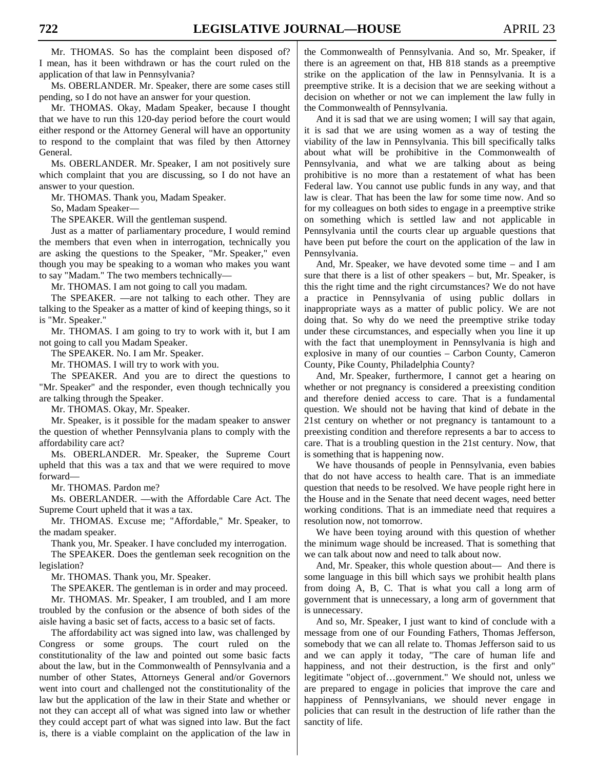Mr. THOMAS. So has the complaint been disposed of? I mean, has it been withdrawn or has the court ruled on the application of that law in Pennsylvania?

Ms. OBERLANDER. Mr. Speaker, there are some cases still pending, so I do not have an answer for your question.

Mr. THOMAS. Okay, Madam Speaker, because I thought that we have to run this 120-day period before the court would either respond or the Attorney General will have an opportunity to respond to the complaint that was filed by then Attorney General.

Ms. OBERLANDER. Mr. Speaker, I am not positively sure which complaint that you are discussing, so I do not have an answer to your question.

Mr. THOMAS. Thank you, Madam Speaker.

So, Madam Speaker—

The SPEAKER. Will the gentleman suspend.

Just as a matter of parliamentary procedure, I would remind the members that even when in interrogation, technically you are asking the questions to the Speaker, "Mr. Speaker," even though you may be speaking to a woman who makes you want to say "Madam." The two members technically—

Mr. THOMAS. I am not going to call you madam.

The SPEAKER. —are not talking to each other. They are talking to the Speaker as a matter of kind of keeping things, so it is "Mr. Speaker."

Mr. THOMAS. I am going to try to work with it, but I am not going to call you Madam Speaker.

The SPEAKER. No. I am Mr. Speaker.

Mr. THOMAS. I will try to work with you.

The SPEAKER. And you are to direct the questions to "Mr. Speaker" and the responder, even though technically you are talking through the Speaker.

Mr. THOMAS. Okay, Mr. Speaker.

Mr. Speaker, is it possible for the madam speaker to answer the question of whether Pennsylvania plans to comply with the affordability care act?

Ms. OBERLANDER. Mr. Speaker, the Supreme Court upheld that this was a tax and that we were required to move forward—

Mr. THOMAS. Pardon me?

Ms. OBERLANDER. —with the Affordable Care Act. The Supreme Court upheld that it was a tax.

Mr. THOMAS. Excuse me; "Affordable," Mr. Speaker, to the madam speaker.

Thank you, Mr. Speaker. I have concluded my interrogation.

The SPEAKER. Does the gentleman seek recognition on the legislation?

Mr. THOMAS. Thank you, Mr. Speaker.

The SPEAKER. The gentleman is in order and may proceed.

Mr. THOMAS. Mr. Speaker, I am troubled, and I am more troubled by the confusion or the absence of both sides of the aisle having a basic set of facts, access to a basic set of facts.

The affordability act was signed into law, was challenged by Congress or some groups. The court ruled on the constitutionality of the law and pointed out some basic facts about the law, but in the Commonwealth of Pennsylvania and a number of other States, Attorneys General and/or Governors went into court and challenged not the constitutionality of the law but the application of the law in their State and whether or not they can accept all of what was signed into law or whether they could accept part of what was signed into law. But the fact is, there is a viable complaint on the application of the law in the Commonwealth of Pennsylvania. And so, Mr. Speaker, if there is an agreement on that, HB 818 stands as a preemptive strike on the application of the law in Pennsylvania. It is a preemptive strike. It is a decision that we are seeking without a decision on whether or not we can implement the law fully in the Commonwealth of Pennsylvania.

And it is sad that we are using women; I will say that again, it is sad that we are using women as a way of testing the viability of the law in Pennsylvania. This bill specifically talks about what will be prohibitive in the Commonwealth of Pennsylvania, and what we are talking about as being prohibitive is no more than a restatement of what has been Federal law. You cannot use public funds in any way, and that law is clear. That has been the law for some time now. And so for my colleagues on both sides to engage in a preemptive strike on something which is settled law and not applicable in Pennsylvania until the courts clear up arguable questions that have been put before the court on the application of the law in Pennsylvania.

And, Mr. Speaker, we have devoted some time – and I am sure that there is a list of other speakers – but, Mr. Speaker, is this the right time and the right circumstances? We do not have a practice in Pennsylvania of using public dollars in inappropriate ways as a matter of public policy. We are not doing that. So why do we need the preemptive strike today under these circumstances, and especially when you line it up with the fact that unemployment in Pennsylvania is high and explosive in many of our counties – Carbon County, Cameron County, Pike County, Philadelphia County?

And, Mr. Speaker, furthermore, I cannot get a hearing on whether or not pregnancy is considered a preexisting condition and therefore denied access to care. That is a fundamental question. We should not be having that kind of debate in the 21st century on whether or not pregnancy is tantamount to a preexisting condition and therefore represents a bar to access to care. That is a troubling question in the 21st century. Now, that is something that is happening now.

We have thousands of people in Pennsylvania, even babies that do not have access to health care. That is an immediate question that needs to be resolved. We have people right here in the House and in the Senate that need decent wages, need better working conditions. That is an immediate need that requires a resolution now, not tomorrow.

We have been toying around with this question of whether the minimum wage should be increased. That is something that we can talk about now and need to talk about now.

And, Mr. Speaker, this whole question about— And there is some language in this bill which says we prohibit health plans from doing A, B, C. That is what you call a long arm of government that is unnecessary, a long arm of government that is unnecessary.

And so, Mr. Speaker, I just want to kind of conclude with a message from one of our Founding Fathers, Thomas Jefferson, somebody that we can all relate to. Thomas Jefferson said to us and we can apply it today, "The care of human life and happiness, and not their destruction, is the first and only" legitimate "object of…government." We should not, unless we are prepared to engage in policies that improve the care and happiness of Pennsylvanians, we should never engage in policies that can result in the destruction of life rather than the sanctity of life.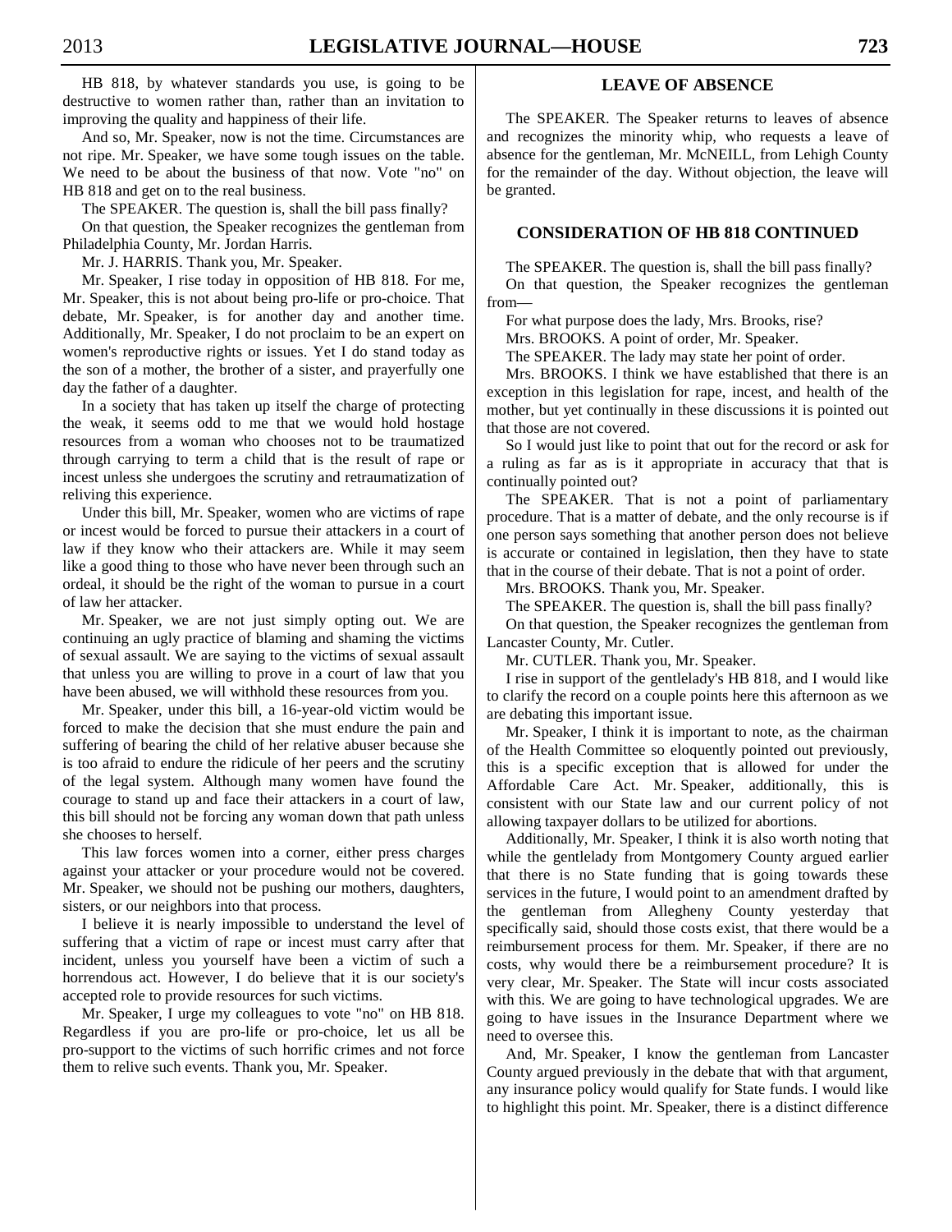HB 818, by whatever standards you use, is going to be destructive to women rather than, rather than an invitation to improving the quality and happiness of their life.

And so, Mr. Speaker, now is not the time. Circumstances are not ripe. Mr. Speaker, we have some tough issues on the table. We need to be about the business of that now. Vote "no" on HB 818 and get on to the real business.

The SPEAKER. The question is, shall the bill pass finally?

On that question, the Speaker recognizes the gentleman from Philadelphia County, Mr. Jordan Harris.

Mr. J. HARRIS. Thank you, Mr. Speaker.

Mr. Speaker, I rise today in opposition of HB 818. For me, Mr. Speaker, this is not about being pro-life or pro-choice. That debate, Mr. Speaker, is for another day and another time. Additionally, Mr. Speaker, I do not proclaim to be an expert on women's reproductive rights or issues. Yet I do stand today as the son of a mother, the brother of a sister, and prayerfully one day the father of a daughter.

In a society that has taken up itself the charge of protecting the weak, it seems odd to me that we would hold hostage resources from a woman who chooses not to be traumatized through carrying to term a child that is the result of rape or incest unless she undergoes the scrutiny and retraumatization of reliving this experience.

Under this bill, Mr. Speaker, women who are victims of rape or incest would be forced to pursue their attackers in a court of law if they know who their attackers are. While it may seem like a good thing to those who have never been through such an ordeal, it should be the right of the woman to pursue in a court of law her attacker.

Mr. Speaker, we are not just simply opting out. We are continuing an ugly practice of blaming and shaming the victims of sexual assault. We are saying to the victims of sexual assault that unless you are willing to prove in a court of law that you have been abused, we will withhold these resources from you.

Mr. Speaker, under this bill, a 16-year-old victim would be forced to make the decision that she must endure the pain and suffering of bearing the child of her relative abuser because she is too afraid to endure the ridicule of her peers and the scrutiny of the legal system. Although many women have found the courage to stand up and face their attackers in a court of law, this bill should not be forcing any woman down that path unless she chooses to herself.

This law forces women into a corner, either press charges against your attacker or your procedure would not be covered. Mr. Speaker, we should not be pushing our mothers, daughters, sisters, or our neighbors into that process.

I believe it is nearly impossible to understand the level of suffering that a victim of rape or incest must carry after that incident, unless you yourself have been a victim of such a horrendous act. However, I do believe that it is our society's accepted role to provide resources for such victims.

Mr. Speaker, I urge my colleagues to vote "no" on HB 818. Regardless if you are pro-life or pro-choice, let us all be pro-support to the victims of such horrific crimes and not force them to relive such events. Thank you, Mr. Speaker.

## LEAVE OF ABSENCE

The SPEAKER. The Speaker returns to leaves of absence and recognizes the minority whip, who requests a leave of absence for the gentleman, Mr. McNEILL, from Lehigh County for the remainder of the day. Without objection, the leave will be granted.

## CONSIDERATION OF HB 818 CONTINUED

The SPEAKER. The question is, shall the bill pass finally?

On that question, the Speaker recognizes the gentleman from—

For what purpose does the lady, Mrs. Brooks, rise?

Mrs. BROOKS. A point of order, Mr. Speaker.

The SPEAKER. The lady may state her point of order.

Mrs. BROOKS. I think we have established that there is an exception in this legislation for rape, incest, and health of the mother, but yet continually in these discussions it is pointed out that those are not covered.

So I would just like to point that out for the record or ask for a ruling as far as is it appropriate in accuracy that that is continually pointed out?

The SPEAKER. That is not a point of parliamentary procedure. That is a matter of debate, and the only recourse is if one person says something that another person does not believe is accurate or contained in legislation, then they have to state that in the course of their debate. That is not a point of order.

Mrs. BROOKS. Thank you, Mr. Speaker.

The SPEAKER. The question is, shall the bill pass finally?

On that question, the Speaker recognizes the gentleman from Lancaster County, Mr. Cutler.

Mr. CUTLER. Thank you, Mr. Speaker.

I rise in support of the gentlelady's HB 818, and I would like to clarify the record on a couple points here this afternoon as we are debating this important issue.

Mr. Speaker, I think it is important to note, as the chairman of the Health Committee so eloquently pointed out previously, this is a specific exception that is allowed for under the Affordable Care Act. Mr. Speaker, additionally, this is consistent with our State law and our current policy of not allowing taxpayer dollars to be utilized for abortions.

Additionally, Mr. Speaker, I think it is also worth noting that while the gentlelady from Montgomery County argued earlier that there is no State funding that is going towards these services in the future, I would point to an amendment drafted by the gentleman from Allegheny County yesterday that specifically said, should those costs exist, that there would be a reimbursement process for them. Mr. Speaker, if there are no costs, why would there be a reimbursement procedure? It is very clear, Mr. Speaker. The State will incur costs associated with this. We are going to have technological upgrades. We are going to have issues in the Insurance Department where we need to oversee this.

And, Mr. Speaker, I know the gentleman from Lancaster County argued previously in the debate that with that argument, any insurance policy would qualify for State funds. I would like to highlight this point. Mr. Speaker, there is a distinct difference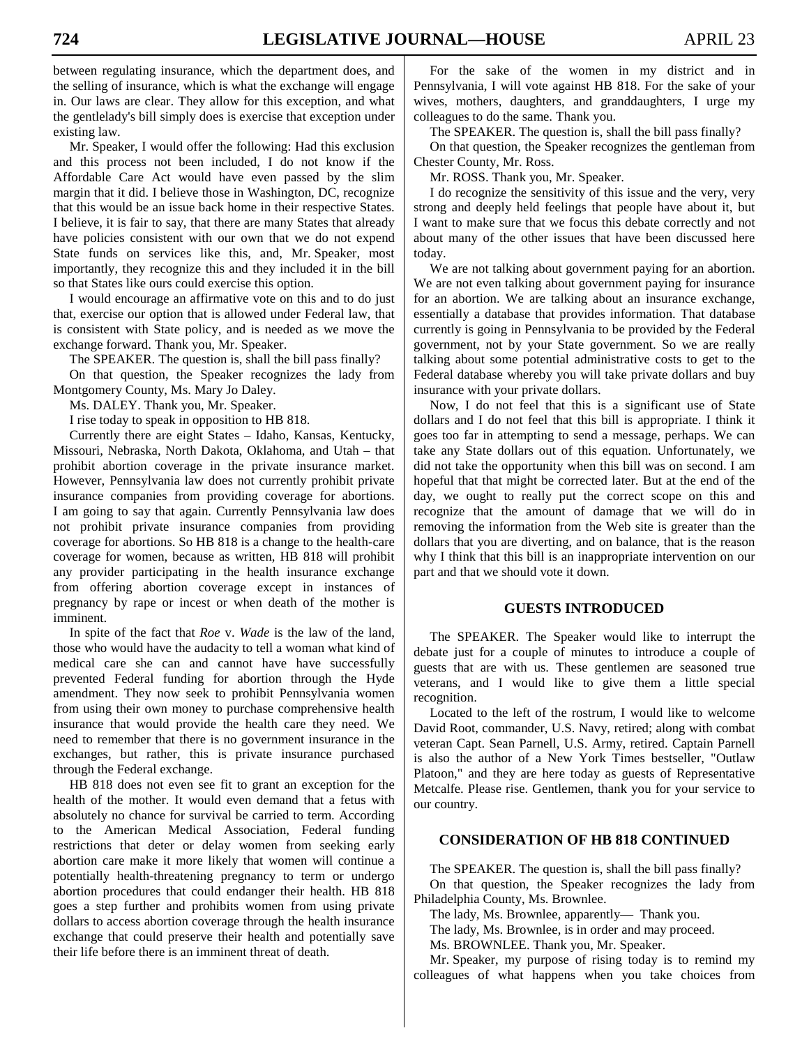between regulating insurance, which the department does, and the selling of insurance, which is what the exchange will engage in. Our laws are clear. They allow for this exception, and what the gentlelady's bill simply does is exercise that exception under existing law.

Mr. Speaker, I would offer the following: Had this exclusion and this process not been included, I do not know if the Affordable Care Act would have even passed by the slim margin that it did. I believe those in Washington, DC, recognize that this would be an issue back home in their respective States. I believe, it is fair to say, that there are many States that already have policies consistent with our own that we do not expend State funds on services like this, and, Mr. Speaker, most importantly, they recognize this and they included it in the bill so that States like ours could exercise this option.

I would encourage an affirmative vote on this and to do just that, exercise our option that is allowed under Federal law, that is consistent with State policy, and is needed as we move the exchange forward. Thank you, Mr. Speaker.

The SPEAKER. The question is, shall the bill pass finally?

On that question, the Speaker recognizes the lady from Montgomery County, Ms. Mary Jo Daley.

Ms. DALEY. Thank you, Mr. Speaker.

I rise today to speak in opposition to HB 818.

Currently there are eight States – Idaho, Kansas, Kentucky, Missouri, Nebraska, North Dakota, Oklahoma, and Utah – that prohibit abortion coverage in the private insurance market. However, Pennsylvania law does not currently prohibit private insurance companies from providing coverage for abortions. I am going to say that again. Currently Pennsylvania law does not prohibit private insurance companies from providing coverage for abortions. So HB 818 is a change to the health-care coverage for women, because as written, HB 818 will prohibit any provider participating in the health insurance exchange from offering abortion coverage except in instances of pregnancy by rape or incest or when death of the mother is imminent.

In spite of the fact that *Roe* v. *Wade* is the law of the land, those who would have the audacity to tell a woman what kind of medical care she can and cannot have have successfully prevented Federal funding for abortion through the Hyde amendment. They now seek to prohibit Pennsylvania women from using their own money to purchase comprehensive health insurance that would provide the health care they need. We need to remember that there is no government insurance in the exchanges, but rather, this is private insurance purchased through the Federal exchange.

HB 818 does not even see fit to grant an exception for the health of the mother. It would even demand that a fetus with absolutely no chance for survival be carried to term. According to the American Medical Association, Federal funding restrictions that deter or delay women from seeking early abortion care make it more likely that women will continue a potentially health-threatening pregnancy to term or undergo abortion procedures that could endanger their health. HB 818 goes a step further and prohibits women from using private dollars to access abortion coverage through the health insurance exchange that could preserve their health and potentially save their life before there is an imminent threat of death.

For the sake of the women in my district and in Pennsylvania, I will vote against HB 818. For the sake of your wives, mothers, daughters, and granddaughters, I urge my colleagues to do the same. Thank you.

The SPEAKER. The question is, shall the bill pass finally?

On that question, the Speaker recognizes the gentleman from Chester County, Mr. Ross.

Mr. ROSS. Thank you, Mr. Speaker.

I do recognize the sensitivity of this issue and the very, very strong and deeply held feelings that people have about it, but I want to make sure that we focus this debate correctly and not about many of the other issues that have been discussed here today.

We are not talking about government paying for an abortion. We are not even talking about government paying for insurance for an abortion. We are talking about an insurance exchange, essentially a database that provides information. That database currently is going in Pennsylvania to be provided by the Federal government, not by your State government. So we are really talking about some potential administrative costs to get to the Federal database whereby you will take private dollars and buy insurance with your private dollars.

Now, I do not feel that this is a significant use of State dollars and I do not feel that this bill is appropriate. I think it goes too far in attempting to send a message, perhaps. We can take any State dollars out of this equation. Unfortunately, we did not take the opportunity when this bill was on second. I am hopeful that that might be corrected later. But at the end of the day, we ought to really put the correct scope on this and recognize that the amount of damage that we will do in removing the information from the Web site is greater than the dollars that you are diverting, and on balance, that is the reason why I think that this bill is an inappropriate intervention on our part and that we should vote it down.

## GUESTS INTRODUCED

The SPEAKER. The Speaker would like to interrupt the debate just for a couple of minutes to introduce a couple of guests that are with us. These gentlemen are seasoned true veterans, and I would like to give them a little special recognition.

Located to the left of the rostrum, I would like to welcome David Root, commander, U.S. Navy, retired; along with combat veteran Capt. Sean Parnell, U.S. Army, retired. Captain Parnell is also the author of a New York Times bestseller, "Outlaw Platoon," and they are here today as guests of Representative Metcalfe. Please rise. Gentlemen, thank you for your service to our country.

## CONSIDERATION OF HB 818 CONTINUED

The SPEAKER. The question is, shall the bill pass finally?

On that question, the Speaker recognizes the lady from Philadelphia County, Ms. Brownlee.

The lady, Ms. Brownlee, apparently— Thank you.

The lady, Ms. Brownlee, is in order and may proceed.

Ms. BROWNLEE. Thank you, Mr. Speaker.

Mr. Speaker, my purpose of rising today is to remind my colleagues of what happens when you take choices from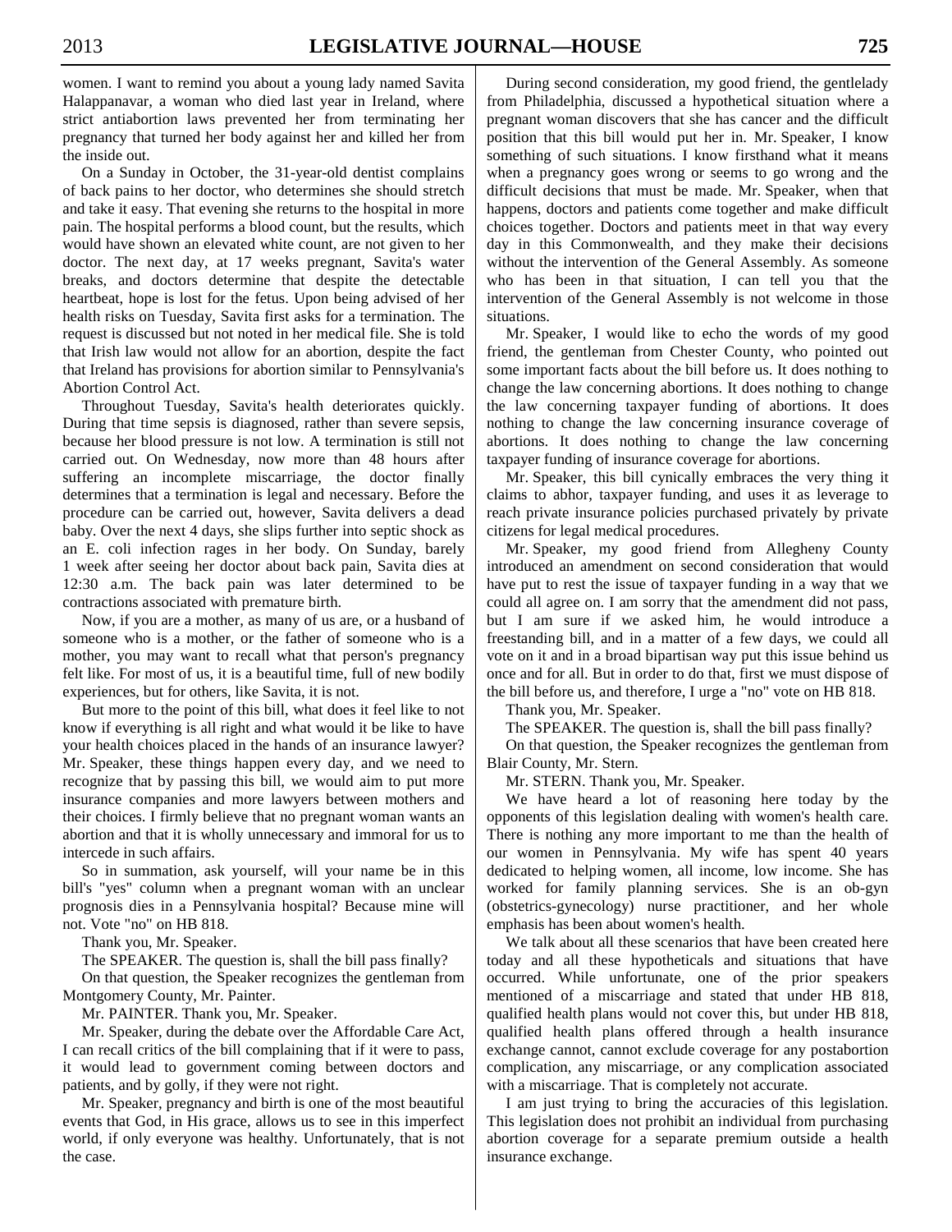women. I want to remind you about a young lady named Savita Halappanavar, a woman who died last year in Ireland, where strict antiabortion laws prevented her from terminating her pregnancy that turned her body against her and killed her from the inside out.

On a Sunday in October, the 31-year-old dentist complains of back pains to her doctor, who determines she should stretch and take it easy. That evening she returns to the hospital in more pain. The hospital performs a blood count, but the results, which would have shown an elevated white count, are not given to her doctor. The next day, at 17 weeks pregnant, Savita's water breaks, and doctors determine that despite the detectable heartbeat, hope is lost for the fetus. Upon being advised of her health risks on Tuesday, Savita first asks for a termination. The request is discussed but not noted in her medical file. She is told that Irish law would not allow for an abortion, despite the fact that Ireland has provisions for abortion similar to Pennsylvania's Abortion Control Act.

Throughout Tuesday, Savita's health deteriorates quickly. During that time sepsis is diagnosed, rather than severe sepsis, because her blood pressure is not low. A termination is still not carried out. On Wednesday, now more than 48 hours after suffering an incomplete miscarriage, the doctor finally determines that a termination is legal and necessary. Before the procedure can be carried out, however, Savita delivers a dead baby. Over the next 4 days, she slips further into septic shock as an E. coli infection rages in her body. On Sunday, barely 1 week after seeing her doctor about back pain, Savita dies at 12:30 a.m. The back pain was later determined to be contractions associated with premature birth.

Now, if you are a mother, as many of us are, or a husband of someone who is a mother, or the father of someone who is a mother, you may want to recall what that person's pregnancy felt like. For most of us, it is a beautiful time, full of new bodily experiences, but for others, like Savita, it is not.

But more to the point of this bill, what does it feel like to not know if everything is all right and what would it be like to have your health choices placed in the hands of an insurance lawyer? Mr. Speaker, these things happen every day, and we need to recognize that by passing this bill, we would aim to put more insurance companies and more lawyers between mothers and their choices. I firmly believe that no pregnant woman wants an abortion and that it is wholly unnecessary and immoral for us to intercede in such affairs.

So in summation, ask yourself, will your name be in this bill's "yes" column when a pregnant woman with an unclear prognosis dies in a Pennsylvania hospital? Because mine will not. Vote "no" on HB 818.

Thank you, Mr. Speaker.

The SPEAKER. The question is, shall the bill pass finally?

On that question, the Speaker recognizes the gentleman from Montgomery County, Mr. Painter.

Mr. PAINTER. Thank you, Mr. Speaker.

Mr. Speaker, during the debate over the Affordable Care Act, I can recall critics of the bill complaining that if it were to pass, it would lead to government coming between doctors and patients, and by golly, if they were not right.

Mr. Speaker, pregnancy and birth is one of the most beautiful events that God, in His grace, allows us to see in this imperfect world, if only everyone was healthy. Unfortunately, that is not the case.

During second consideration, my good friend, the gentlelady from Philadelphia, discussed a hypothetical situation where a pregnant woman discovers that she has cancer and the difficult position that this bill would put her in. Mr. Speaker, I know something of such situations. I know firsthand what it means when a pregnancy goes wrong or seems to go wrong and the difficult decisions that must be made. Mr. Speaker, when that happens, doctors and patients come together and make difficult choices together. Doctors and patients meet in that way every day in this Commonwealth, and they make their decisions without the intervention of the General Assembly. As someone who has been in that situation, I can tell you that the intervention of the General Assembly is not welcome in those situations.

Mr. Speaker, I would like to echo the words of my good friend, the gentleman from Chester County, who pointed out some important facts about the bill before us. It does nothing to change the law concerning abortions. It does nothing to change the law concerning taxpayer funding of abortions. It does nothing to change the law concerning insurance coverage of abortions. It does nothing to change the law concerning taxpayer funding of insurance coverage for abortions.

Mr. Speaker, this bill cynically embraces the very thing it claims to abhor, taxpayer funding, and uses it as leverage to reach private insurance policies purchased privately by private citizens for legal medical procedures.

Mr. Speaker, my good friend from Allegheny County introduced an amendment on second consideration that would have put to rest the issue of taxpayer funding in a way that we could all agree on. I am sorry that the amendment did not pass, but I am sure if we asked him, he would introduce a freestanding bill, and in a matter of a few days, we could all vote on it and in a broad bipartisan way put this issue behind us once and for all. But in order to do that, first we must dispose of the bill before us, and therefore, I urge a "no" vote on HB 818.

Thank you, Mr. Speaker.

The SPEAKER. The question is, shall the bill pass finally?

On that question, the Speaker recognizes the gentleman from Blair County, Mr. Stern.

Mr. STERN. Thank you, Mr. Speaker.

We have heard a lot of reasoning here today by the opponents of this legislation dealing with women's health care. There is nothing any more important to me than the health of our women in Pennsylvania. My wife has spent 40 years dedicated to helping women, all income, low income. She has worked for family planning services. She is an ob-gyn (obstetrics-gynecology) nurse practitioner, and her whole emphasis has been about women's health.

We talk about all these scenarios that have been created here today and all these hypotheticals and situations that have occurred. While unfortunate, one of the prior speakers mentioned of a miscarriage and stated that under HB 818, qualified health plans would not cover this, but under HB 818, qualified health plans offered through a health insurance exchange cannot, cannot exclude coverage for any postabortion complication, any miscarriage, or any complication associated with a miscarriage. That is completely not accurate.

I am just trying to bring the accuracies of this legislation. This legislation does not prohibit an individual from purchasing abortion coverage for a separate premium outside a health insurance exchange.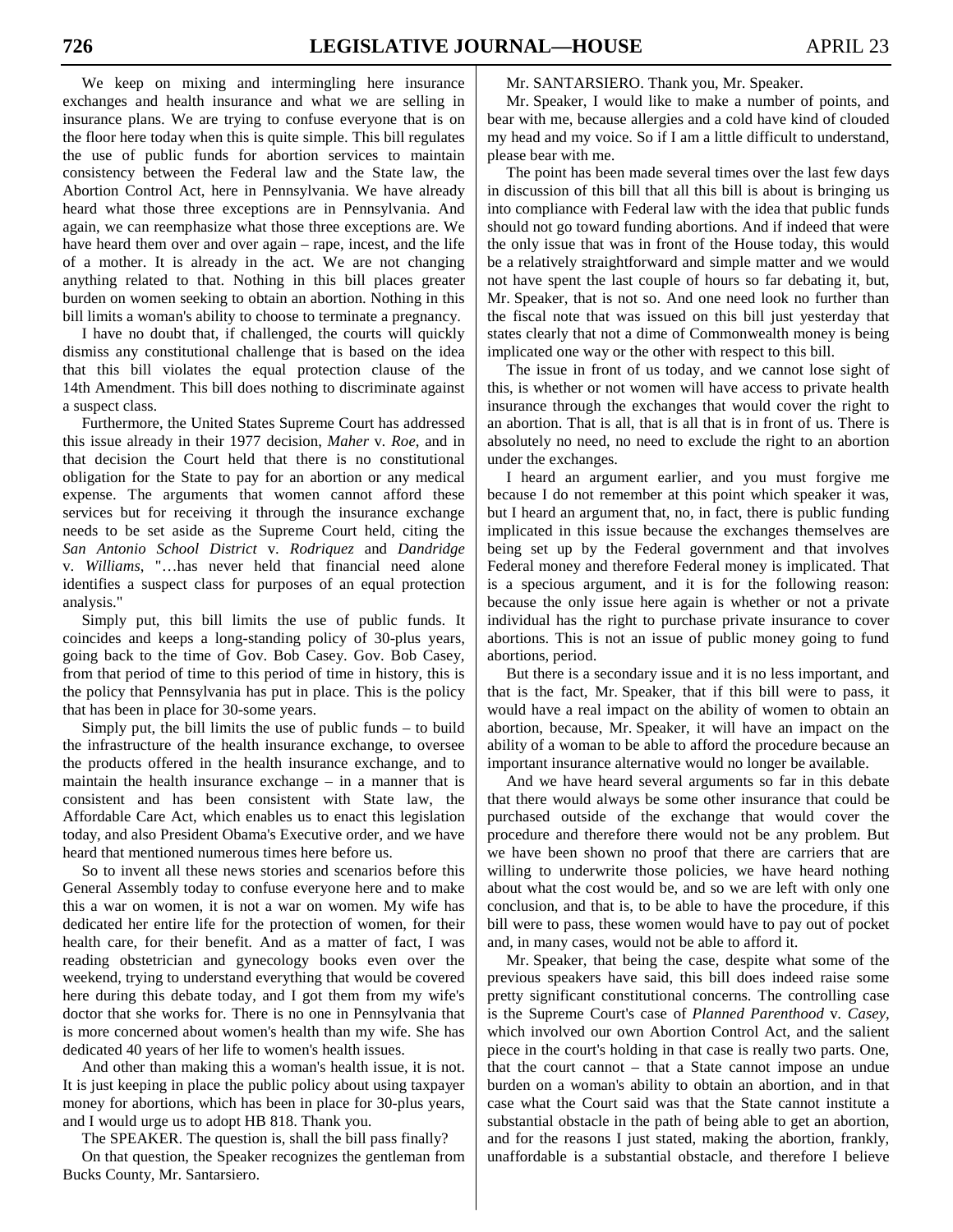We keep on mixing and intermingling here insurance exchanges and health insurance and what we are selling in insurance plans. We are trying to confuse everyone that is on the floor here today when this is quite simple. This bill regulates the use of public funds for abortion services to maintain consistency between the Federal law and the State law, the Abortion Control Act, here in Pennsylvania. We have already heard what those three exceptions are in Pennsylvania. And again, we can reemphasize what those three exceptions are. We have heard them over and over again – rape, incest, and the life of a mother. It is already in the act. We are not changing anything related to that. Nothing in this bill places greater burden on women seeking to obtain an abortion. Nothing in this bill limits a woman's ability to choose to terminate a pregnancy.

I have no doubt that, if challenged, the courts will quickly dismiss any constitutional challenge that is based on the idea that this bill violates the equal protection clause of the 14th Amendment. This bill does nothing to discriminate against a suspect class.

Furthermore, the United States Supreme Court has addressed this issue already in their 1977 decision, *Maher* v. *Roe*, and in that decision the Court held that there is no constitutional obligation for the State to pay for an abortion or any medical expense. The arguments that women cannot afford these services but for receiving it through the insurance exchange needs to be set aside as the Supreme Court held, citing the *San Antonio School District* v. *Rodriquez* and *Dandridge* v. *Williams*, "…has never held that financial need alone identifies a suspect class for purposes of an equal protection analysis."

Simply put, this bill limits the use of public funds. It coincides and keeps a long-standing policy of 30-plus years, going back to the time of Gov. Bob Casey. Gov. Bob Casey, from that period of time to this period of time in history, this is the policy that Pennsylvania has put in place. This is the policy that has been in place for 30-some years.

Simply put, the bill limits the use of public funds – to build the infrastructure of the health insurance exchange, to oversee the products offered in the health insurance exchange, and to maintain the health insurance exchange – in a manner that is consistent and has been consistent with State law, the Affordable Care Act, which enables us to enact this legislation today, and also President Obama's Executive order, and we have heard that mentioned numerous times here before us.

So to invent all these news stories and scenarios before this General Assembly today to confuse everyone here and to make this a war on women, it is not a war on women. My wife has dedicated her entire life for the protection of women, for their health care, for their benefit. And as a matter of fact, I was reading obstetrician and gynecology books even over the weekend, trying to understand everything that would be covered here during this debate today, and I got them from my wife's doctor that she works for. There is no one in Pennsylvania that is more concerned about women's health than my wife. She has dedicated 40 years of her life to women's health issues.

And other than making this a woman's health issue, it is not. It is just keeping in place the public policy about using taxpayer money for abortions, which has been in place for 30-plus years, and I would urge us to adopt HB 818. Thank you.

The SPEAKER. The question is, shall the bill pass finally?

On that question, the Speaker recognizes the gentleman from Bucks County, Mr. Santarsiero.

Mr. SANTARSIERO. Thank you, Mr. Speaker.

Mr. Speaker, I would like to make a number of points, and bear with me, because allergies and a cold have kind of clouded my head and my voice. So if I am a little difficult to understand, please bear with me.

The point has been made several times over the last few days in discussion of this bill that all this bill is about is bringing us into compliance with Federal law with the idea that public funds should not go toward funding abortions. And if indeed that were the only issue that was in front of the House today, this would be a relatively straightforward and simple matter and we would not have spent the last couple of hours so far debating it, but, Mr. Speaker, that is not so. And one need look no further than the fiscal note that was issued on this bill just yesterday that states clearly that not a dime of Commonwealth money is being implicated one way or the other with respect to this bill.

The issue in front of us today, and we cannot lose sight of this, is whether or not women will have access to private health insurance through the exchanges that would cover the right to an abortion. That is all, that is all that is in front of us. There is absolutely no need, no need to exclude the right to an abortion under the exchanges.

I heard an argument earlier, and you must forgive me because I do not remember at this point which speaker it was, but I heard an argument that, no, in fact, there is public funding implicated in this issue because the exchanges themselves are being set up by the Federal government and that involves Federal money and therefore Federal money is implicated. That is a specious argument, and it is for the following reason: because the only issue here again is whether or not a private individual has the right to purchase private insurance to cover abortions. This is not an issue of public money going to fund abortions, period.

But there is a secondary issue and it is no less important, and that is the fact, Mr. Speaker, that if this bill were to pass, it would have a real impact on the ability of women to obtain an abortion, because, Mr. Speaker, it will have an impact on the ability of a woman to be able to afford the procedure because an important insurance alternative would no longer be available.

And we have heard several arguments so far in this debate that there would always be some other insurance that could be purchased outside of the exchange that would cover the procedure and therefore there would not be any problem. But we have been shown no proof that there are carriers that are willing to underwrite those policies, we have heard nothing about what the cost would be, and so we are left with only one conclusion, and that is, to be able to have the procedure, if this bill were to pass, these women would have to pay out of pocket and, in many cases, would not be able to afford it.

Mr. Speaker, that being the case, despite what some of the previous speakers have said, this bill does indeed raise some pretty significant constitutional concerns. The controlling case is the Supreme Court's case of *Planned Parenthood* v. *Casey*, which involved our own Abortion Control Act, and the salient piece in the court's holding in that case is really two parts. One, that the court cannot – that a State cannot impose an undue burden on a woman's ability to obtain an abortion, and in that case what the Court said was that the State cannot institute a substantial obstacle in the path of being able to get an abortion, and for the reasons I just stated, making the abortion, frankly, unaffordable is a substantial obstacle, and therefore I believe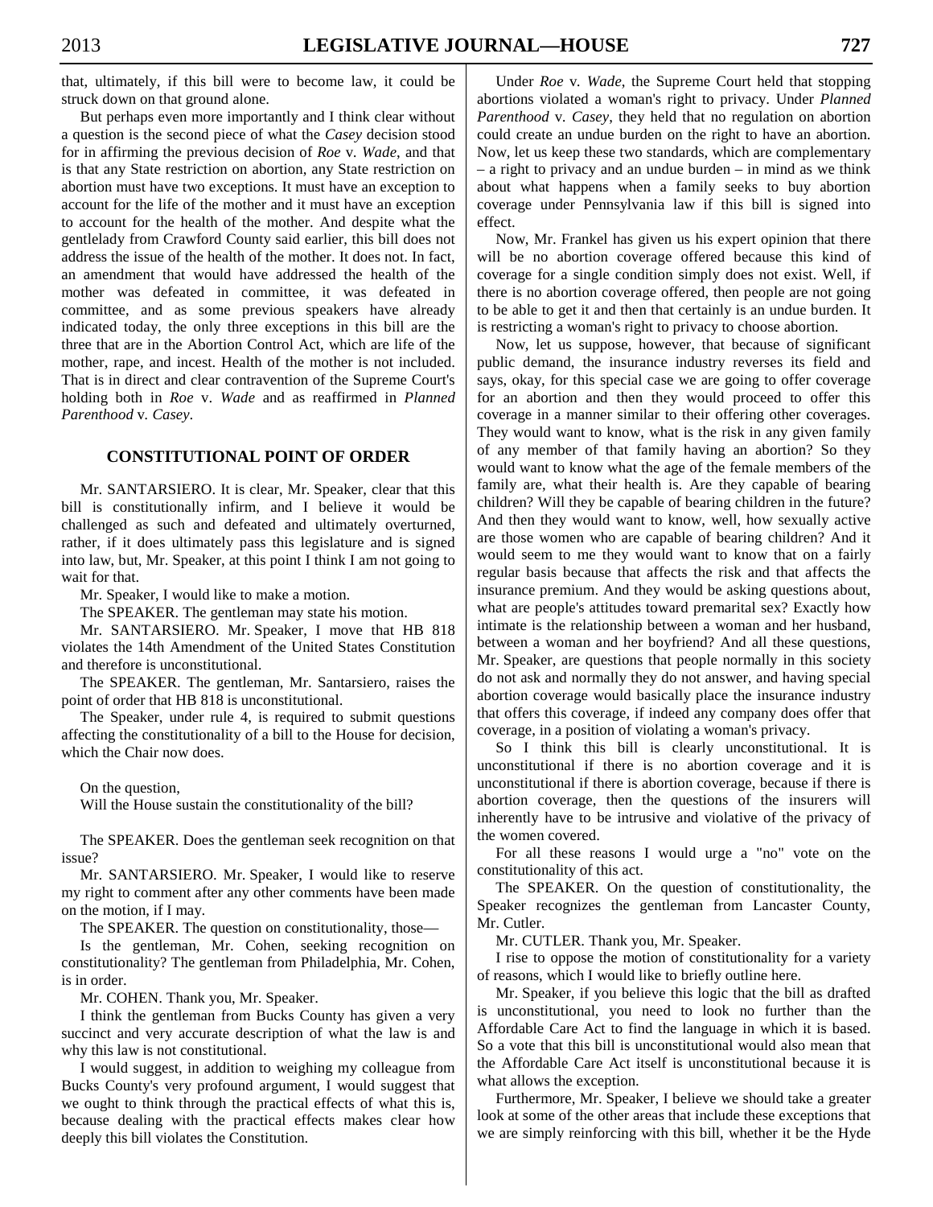that, ultimately, if this bill were to become law, it could be struck down on that ground alone.

But perhaps even more importantly and I think clear without a question is the second piece of what the *Casey* decision stood for in affirming the previous decision of *Roe* v. *Wade*, and that is that any State restriction on abortion, any State restriction on abortion must have two exceptions. It must have an exception to account for the life of the mother and it must have an exception to account for the health of the mother. And despite what the gentlelady from Crawford County said earlier, this bill does not address the issue of the health of the mother. It does not. In fact, an amendment that would have addressed the health of the mother was defeated in committee, it was defeated in committee, and as some previous speakers have already indicated today, the only three exceptions in this bill are the three that are in the Abortion Control Act, which are life of the mother, rape, and incest. Health of the mother is not included. That is in direct and clear contravention of the Supreme Court's holding both in *Roe* v. *Wade* and as reaffirmed in *Planned Parenthood* v. *Casey*.

## CONSTITUTIONAL POINT OF ORDER

Mr. SANTARSIERO. It is clear, Mr. Speaker, clear that this bill is constitutionally infirm, and I believe it would be challenged as such and defeated and ultimately overturned, rather, if it does ultimately pass this legislature and is signed into law, but, Mr. Speaker, at this point I think I am not going to wait for that.

Mr. Speaker, I would like to make a motion.

The SPEAKER. The gentleman may state his motion.

Mr. SANTARSIERO. Mr. Speaker, I move that HB 818 violates the 14th Amendment of the United States Constitution and therefore is unconstitutional.

The SPEAKER. The gentleman, Mr. Santarsiero, raises the point of order that HB 818 is unconstitutional.

The Speaker, under rule 4, is required to submit questions affecting the constitutionality of a bill to the House for decision, which the Chair now does.

On the question,
Will the House sustain the constitutionality of the bill?

The SPEAKER. Does the gentleman seek recognition on that issue?

Mr. SANTARSIERO. Mr. Speaker, I would like to reserve my right to comment after any other comments have been made on the motion, if I may.

The SPEAKER. The question on constitutionality, those—

Is the gentleman, Mr. Cohen, seeking recognition on constitutionality? The gentleman from Philadelphia, Mr. Cohen, is in order.

Mr. COHEN. Thank you, Mr. Speaker.

I think the gentleman from Bucks County has given a very succinct and very accurate description of what the law is and why this law is not constitutional.

I would suggest, in addition to weighing my colleague from Bucks County's very profound argument, I would suggest that we ought to think through the practical effects of what this is, because dealing with the practical effects makes clear how deeply this bill violates the Constitution.

Under *Roe* v. *Wade*, the Supreme Court held that stopping abortions violated a woman's right to privacy. Under *Planned Parenthood* v. *Casey*, they held that no regulation on abortion could create an undue burden on the right to have an abortion. Now, let us keep these two standards, which are complementary – a right to privacy and an undue burden – in mind as we think about what happens when a family seeks to buy abortion coverage under Pennsylvania law if this bill is signed into effect.

Now, Mr. Frankel has given us his expert opinion that there will be no abortion coverage offered because this kind of coverage for a single condition simply does not exist. Well, if there is no abortion coverage offered, then people are not going to be able to get it and then that certainly is an undue burden. It is restricting a woman's right to privacy to choose abortion.

Now, let us suppose, however, that because of significant public demand, the insurance industry reverses its field and says, okay, for this special case we are going to offer coverage for an abortion and then they would proceed to offer this coverage in a manner similar to their offering other coverages. They would want to know, what is the risk in any given family of any member of that family having an abortion? So they would want to know what the age of the female members of the family are, what their health is. Are they capable of bearing children? Will they be capable of bearing children in the future? And then they would want to know, well, how sexually active are those women who are capable of bearing children? And it would seem to me they would want to know that on a fairly regular basis because that affects the risk and that affects the insurance premium. And they would be asking questions about, what are people's attitudes toward premarital sex? Exactly how intimate is the relationship between a woman and her husband, between a woman and her boyfriend? And all these questions, Mr. Speaker, are questions that people normally in this society do not ask and normally they do not answer, and having special abortion coverage would basically place the insurance industry that offers this coverage, if indeed any company does offer that coverage, in a position of violating a woman's privacy.

So I think this bill is clearly unconstitutional. It is unconstitutional if there is no abortion coverage and it is unconstitutional if there is abortion coverage, because if there is abortion coverage, then the questions of the insurers will inherently have to be intrusive and violative of the privacy of the women covered.

For all these reasons I would urge a "no" vote on the constitutionality of this act.

The SPEAKER. On the question of constitutionality, the Speaker recognizes the gentleman from Lancaster County, Mr. Cutler.

Mr. CUTLER. Thank you, Mr. Speaker.

I rise to oppose the motion of constitutionality for a variety of reasons, which I would like to briefly outline here.

Mr. Speaker, if you believe this logic that the bill as drafted is unconstitutional, you need to look no further than the Affordable Care Act to find the language in which it is based. So a vote that this bill is unconstitutional would also mean that the Affordable Care Act itself is unconstitutional because it is what allows the exception.

Furthermore, Mr. Speaker, I believe we should take a greater look at some of the other areas that include these exceptions that we are simply reinforcing with this bill, whether it be the Hyde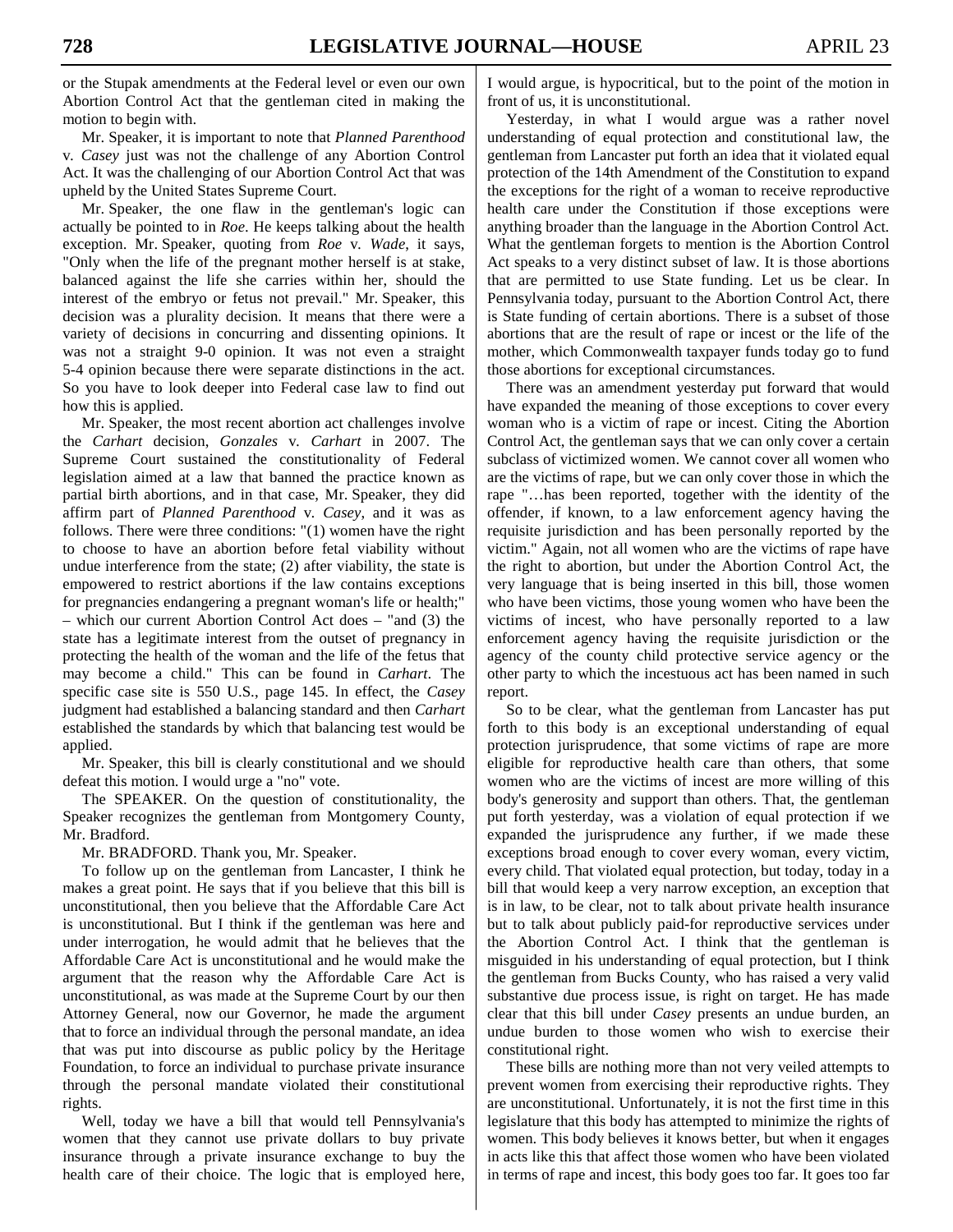or the Stupak amendments at the Federal level or even our own Abortion Control Act that the gentleman cited in making the motion to begin with.

Mr. Speaker, it is important to note that *Planned Parenthood* v. *Casey* just was not the challenge of any Abortion Control Act. It was the challenging of our Abortion Control Act that was upheld by the United States Supreme Court.

Mr. Speaker, the one flaw in the gentleman's logic can actually be pointed to in *Roe*. He keeps talking about the health exception. Mr. Speaker, quoting from *Roe* v. *Wade*, it says, "Only when the life of the pregnant mother herself is at stake, balanced against the life she carries within her, should the interest of the embryo or fetus not prevail." Mr. Speaker, this decision was a plurality decision. It means that there were a variety of decisions in concurring and dissenting opinions. It was not a straight 9-0 opinion. It was not even a straight 5-4 opinion because there were separate distinctions in the act. So you have to look deeper into Federal case law to find out how this is applied.

Mr. Speaker, the most recent abortion act challenges involve the *Carhart* decision, *Gonzales* v. *Carhart* in 2007. The Supreme Court sustained the constitutionality of Federal legislation aimed at a law that banned the practice known as partial birth abortions, and in that case, Mr. Speaker, they did affirm part of *Planned Parenthood* v. *Casey*, and it was as follows. There were three conditions: "(1) women have the right to choose to have an abortion before fetal viability without undue interference from the state; (2) after viability, the state is empowered to restrict abortions if the law contains exceptions for pregnancies endangering a pregnant woman's life or health;" – which our current Abortion Control Act does – "and (3) the state has a legitimate interest from the outset of pregnancy in protecting the health of the woman and the life of the fetus that may become a child." This can be found in *Carhart*. The specific case site is 550 U.S., page 145. In effect, the *Casey* judgment had established a balancing standard and then *Carhart* established the standards by which that balancing test would be applied.

Mr. Speaker, this bill is clearly constitutional and we should defeat this motion. I would urge a "no" vote.

The SPEAKER. On the question of constitutionality, the Speaker recognizes the gentleman from Montgomery County, Mr. Bradford.

Mr. BRADFORD. Thank you, Mr. Speaker.

To follow up on the gentleman from Lancaster, I think he makes a great point. He says that if you believe that this bill is unconstitutional, then you believe that the Affordable Care Act is unconstitutional. But I think if the gentleman was here and under interrogation, he would admit that he believes that the Affordable Care Act is unconstitutional and he would make the argument that the reason why the Affordable Care Act is unconstitutional, as was made at the Supreme Court by our then Attorney General, now our Governor, he made the argument that to force an individual through the personal mandate, an idea that was put into discourse as public policy by the Heritage Foundation, to force an individual to purchase private insurance through the personal mandate violated their constitutional rights.

Well, today we have a bill that would tell Pennsylvania's women that they cannot use private dollars to buy private insurance through a private insurance exchange to buy the health care of their choice. The logic that is employed here, I would argue, is hypocritical, but to the point of the motion in front of us, it is unconstitutional.

Yesterday, in what I would argue was a rather novel understanding of equal protection and constitutional law, the gentleman from Lancaster put forth an idea that it violated equal protection of the 14th Amendment of the Constitution to expand the exceptions for the right of a woman to receive reproductive health care under the Constitution if those exceptions were anything broader than the language in the Abortion Control Act. What the gentleman forgets to mention is the Abortion Control Act speaks to a very distinct subset of law. It is those abortions that are permitted to use State funding. Let us be clear. In Pennsylvania today, pursuant to the Abortion Control Act, there is State funding of certain abortions. There is a subset of those abortions that are the result of rape or incest or the life of the mother, which Commonwealth taxpayer funds today go to fund those abortions for exceptional circumstances.

There was an amendment yesterday put forward that would have expanded the meaning of those exceptions to cover every woman who is a victim of rape or incest. Citing the Abortion Control Act, the gentleman says that we can only cover a certain subclass of victimized women. We cannot cover all women who are the victims of rape, but we can only cover those in which the rape "…has been reported, together with the identity of the offender, if known, to a law enforcement agency having the requisite jurisdiction and has been personally reported by the victim." Again, not all women who are the victims of rape have the right to abortion, but under the Abortion Control Act, the very language that is being inserted in this bill, those women who have been victims, those young women who have been the victims of incest, who have personally reported to a law enforcement agency having the requisite jurisdiction or the agency of the county child protective service agency or the other party to which the incestuous act has been named in such report.

So to be clear, what the gentleman from Lancaster has put forth to this body is an exceptional understanding of equal protection jurisprudence, that some victims of rape are more eligible for reproductive health care than others, that some women who are the victims of incest are more willing of this body's generosity and support than others. That, the gentleman put forth yesterday, was a violation of equal protection if we expanded the jurisprudence any further, if we made these exceptions broad enough to cover every woman, every victim, every child. That violated equal protection, but today, today in a bill that would keep a very narrow exception, an exception that is in law, to be clear, not to talk about private health insurance but to talk about publicly paid-for reproductive services under the Abortion Control Act. I think that the gentleman is misguided in his understanding of equal protection, but I think the gentleman from Bucks County, who has raised a very valid substantive due process issue, is right on target. He has made clear that this bill under *Casey* presents an undue burden, an undue burden to those women who wish to exercise their constitutional right.

These bills are nothing more than not very veiled attempts to prevent women from exercising their reproductive rights. They are unconstitutional. Unfortunately, it is not the first time in this legislature that this body has attempted to minimize the rights of women. This body believes it knows better, but when it engages in acts like this that affect those women who have been violated in terms of rape and incest, this body goes too far. It goes too far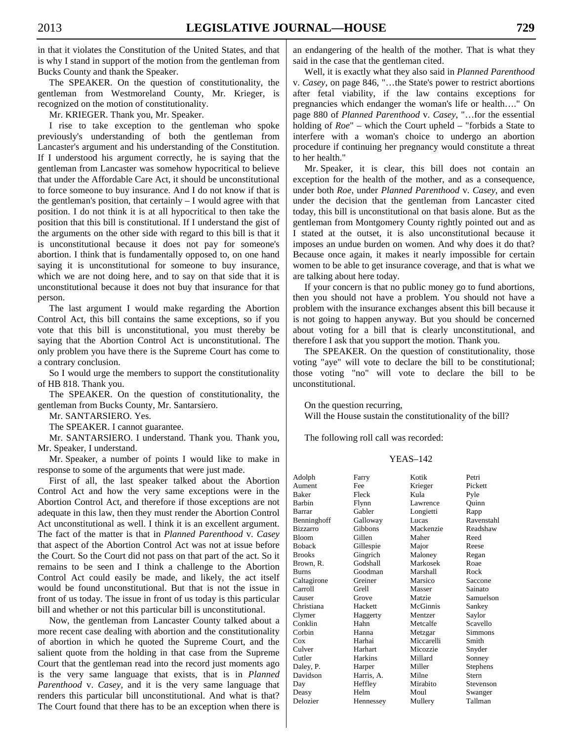in that it violates the Constitution of the United States, and that is why I stand in support of the motion from the gentleman from Bucks County and thank the Speaker.

The SPEAKER. On the question of constitutionality, the gentleman from Westmoreland County, Mr. Krieger, is recognized on the motion of constitutionality.

Mr. KRIEGER. Thank you, Mr. Speaker.

I rise to take exception to the gentleman who spoke previously's understanding of both the gentleman from Lancaster's argument and his understanding of the Constitution. If I understood his argument correctly, he is saying that the gentleman from Lancaster was somehow hypocritical to believe that under the Affordable Care Act, it should be unconstitutional to force someone to buy insurance. And I do not know if that is the gentleman's position, that certainly – I would agree with that position. I do not think it is at all hypocritical to then take the position that this bill is constitutional. If I understand the gist of the arguments on the other side with regard to this bill is that it is unconstitutional because it does not pay for someone's abortion. I think that is fundamentally opposed to, on one hand saying it is unconstitutional for someone to buy insurance, which we are not doing here, and to say on that side that it is unconstitutional because it does not buy that insurance for that person.

The last argument I would make regarding the Abortion Control Act, this bill contains the same exceptions, so if you vote that this bill is unconstitutional, you must thereby be saying that the Abortion Control Act is unconstitutional. The only problem you have there is the Supreme Court has come to a contrary conclusion.

So I would urge the members to support the constitutionality of HB 818. Thank you.

The SPEAKER. On the question of constitutionality, the gentleman from Bucks County, Mr. Santarsiero.

Mr. SANTARSIERO. Yes.

The SPEAKER. I cannot guarantee.

Mr. SANTARSIERO. I understand. Thank you. Thank you, Mr. Speaker, I understand.

Mr. Speaker, a number of points I would like to make in response to some of the arguments that were just made.

First of all, the last speaker talked about the Abortion Control Act and how the very same exceptions were in the Abortion Control Act, and therefore if those exceptions are not adequate in this law, then they must render the Abortion Control Act unconstitutional as well. I think it is an excellent argument. The fact of the matter is that in *Planned Parenthood* v. *Casey* that aspect of the Abortion Control Act was not at issue before the Court. So the Court did not pass on that part of the act. So it remains to be seen and I think a challenge to the Abortion Control Act could easily be made, and likely, the act itself would be found unconstitutional. But that is not the issue in front of us today. The issue in front of us today is this particular bill and whether or not this particular bill is unconstitutional.

Now, the gentleman from Lancaster County talked about a more recent case dealing with abortion and the constitutionality of abortion in which he quoted the Supreme Court, and the salient quote from the holding in that case from the Supreme Court that the gentleman read into the record just moments ago is the very same language that exists, that is in *Planned Parenthood* v. *Casey,* and it is the very same language that renders this particular bill unconstitutional. And what is that? The Court found that there has to be an exception when there is an endangering of the health of the mother. That is what they said in the case that the gentleman cited.

Well, it is exactly what they also said in *Planned Parenthood* v. *Casey*, on page 846, "…the State's power to restrict abortions after fetal viability, if the law contains exceptions for pregnancies which endanger the woman's life or health…." On page 880 of *Planned Parenthood* v. *Casey,* "…for the essential holding of *Roe*" – which the Court upheld – "forbids a State to interfere with a woman's choice to undergo an abortion procedure if continuing her pregnancy would constitute a threat to her health."

Mr. Speaker, it is clear, this bill does not contain an exception for the health of the mother, and as a consequence, under both *Roe*, under *Planned Parenthood* v. *Casey*, and even under the decision that the gentleman from Lancaster cited today, this bill is unconstitutional on that basis alone. But as the gentleman from Montgomery County rightly pointed out and as I stated at the outset, it is also unconstitutional because it imposes an undue burden on women. And why does it do that? Because once again, it makes it nearly impossible for certain women to be able to get insurance coverage, and that is what we are talking about here today.

If your concern is that no public money go to fund abortions, then you should not have a problem. You should not have a problem with the insurance exchanges absent this bill because it is not going to happen anyway. But you should be concerned about voting for a bill that is clearly unconstitutional, and therefore I ask that you support the motion. Thank you.

The SPEAKER. On the question of constitutionality, those voting "aye" will vote to declare the bill to be constitutional; those voting "no" will vote to declare the bill to be unconstitutional.

On the question recurring,
Will the House sustain the constitutionality of the bill?

The following roll call was recorded:

YEAS–142

| | | | |
|---|---|---|---|
| Adolph | Farry | Kotik | Petri |
| Aument | Fee | Krieger | Pickett |
| Baker | Fleck | Kula | Pyle |
| Barbin | Flynn | Lawrence | Quinn |
| Barrar | Gabler | Longietti | Rapp |
| Benninghoff | Galloway | Lucas | Ravenstahl |
| Bizzarro | Gibbons | Mackenzie | Readshaw |
| Bloom | Gillen | Maher | Reed |
| Boback | Gillespie | Major | Reese |
| Brooks | Gingrich | Maloney | Regan |
| Brown, R. | Godshall | Markosek | Roae |
| Burns | Goodman | Marshall | Rock |
| Caltagirone | Greiner | Marsico | Saccone |
| Carroll | Grell | Masser | Sainato |
| Causer | Grove | Matzie | Samuelson |
| Christiana | Hackett | McGinnis | Sankey |
| Clymer | Haggerty | Mentzer | Saylor |
| Conklin | Hahn | Metcalfe | Scavello |
| Corbin | Hanna | Metzgar | Simmons |
| Cox | Harhai | Miccarelli | Smith |
| Culver | Harhart | Micozzie | Snyder |
| Cutler | Harkins | Millard | Sonney |
| Daley, P. | Harper | Miller | Stephens |
| Davidson | Harris, A. | Milne | Stern |
| Day | Heffley | Mirabito | Stevenson |
| Deasy | Helm | Moul | Swanger |
| Delozier | Hennessey | Mullery | Tallman |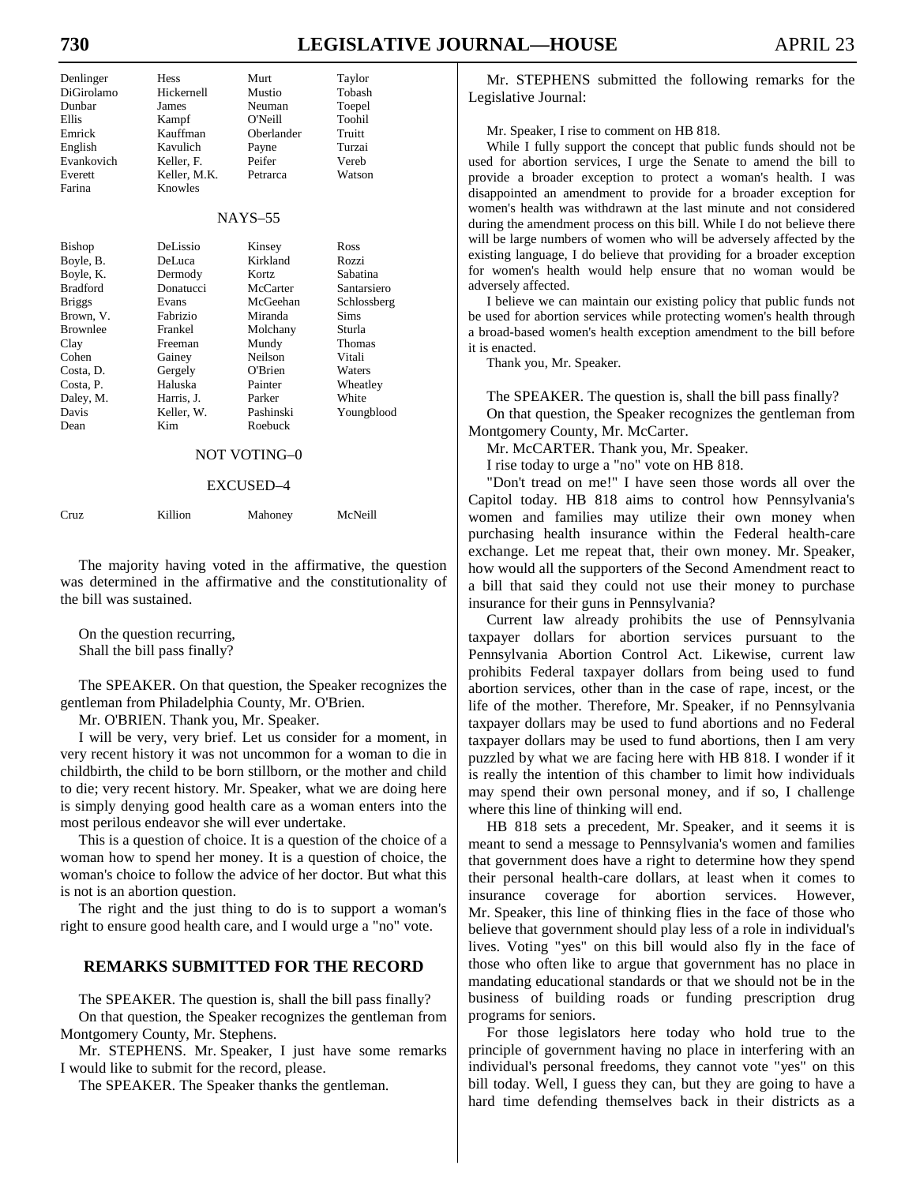| | | | |
|---|---|---|---|
| Denlinger | Hess | Murt | Taylor |
| DiGirolamo | Hickernell | Mustio | Tobash |
| Dunbar | James | Neuman | Toepel |
| Ellis | Kampf | O'Neill | Toohil |
| Emrick | Kauffman | Oberlander | Truitt |
| English | Kavulich | Payne | Turzai |
| Evankovich | Keller, F. | Peifer | Vereb |
| Everett | Keller, M.K. | Petrarca | Watson |
| Farina | Knowles | | |

NAYS–55

| | | | |
|---|---|---|---|
| Bishop | DeLissio | Kinsey | Ross |
| Boyle, B. | DeLuca | Kirkland | Rozzi |
| Boyle, K. | Dermody | Kortz | Sabatina |
| Bradford | Donatucci | McCarter | Santarsiero |
| Briggs | Evans | McGeehan | Schlossberg |
| Brown, V. | Fabrizio | Miranda | Sims |
| Brownlee | Frankel | Molchany | Sturla |
| Clay | Freeman | Mundy | Thomas |
| Cohen | Gainey | Neilson | Vitali |
| Costa, D. | Gergely | O'Brien | Waters |
| Costa, P. | Haluska | Painter | Wheatley |
| Daley, M. | Harris, J. | Parker | White |
| Davis | Keller, W. | Pashinski | Youngblood |
| Dean | Kim | Roebuck | |

NOT VOTING–0

EXCUSED–4

| | | | |
|---|---|---|---|
| Cruz | Killion | Mahoney | McNeill |

The majority having voted in the affirmative, the question was determined in the affirmative and the constitutionality of the bill was sustained.

On the question recurring,
Shall the bill pass finally?

The SPEAKER. On that question, the Speaker recognizes the gentleman from Philadelphia County, Mr. O'Brien.

Mr. O'BRIEN. Thank you, Mr. Speaker.

I will be very, very brief. Let us consider for a moment, in very recent history it was not uncommon for a woman to die in childbirth, the child to be born stillborn, or the mother and child to die; very recent history. Mr. Speaker, what we are doing here is simply denying good health care as a woman enters into the most perilous endeavor she will ever undertake.

This is a question of choice. It is a question of the choice of a woman how to spend her money. It is a question of choice, the woman's choice to follow the advice of her doctor. But what this is not is an abortion question.

The right and the just thing to do is to support a woman's right to ensure good health care, and I would urge a "no" vote.

## REMARKS SUBMITTED FOR THE RECORD

The SPEAKER. The question is, shall the bill pass finally?

On that question, the Speaker recognizes the gentleman from Montgomery County, Mr. Stephens.

Mr. STEPHENS. Mr. Speaker, I just have some remarks I would like to submit for the record, please.

The SPEAKER. The Speaker thanks the gentleman.

Mr. STEPHENS submitted the following remarks for the Legislative Journal:

Mr. Speaker, I rise to comment on HB 818.

While I fully support the concept that public funds should not be used for abortion services, I urge the Senate to amend the bill to provide a broader exception to protect a woman's health. I was disappointed an amendment to provide for a broader exception for women's health was withdrawn at the last minute and not considered during the amendment process on this bill. While I do not believe there will be large numbers of women who will be adversely affected by the existing language, I do believe that providing for a broader exception for women's health would help ensure that no woman would be adversely affected.

I believe we can maintain our existing policy that public funds not be used for abortion services while protecting women's health through a broad-based women's health exception amendment to the bill before it is enacted.

Thank you, Mr. Speaker.

The SPEAKER. The question is, shall the bill pass finally?

On that question, the Speaker recognizes the gentleman from Montgomery County, Mr. McCarter.

Mr. McCARTER. Thank you, Mr. Speaker.

I rise today to urge a "no" vote on HB 818.

"Don't tread on me!" I have seen those words all over the Capitol today. HB 818 aims to control how Pennsylvania's women and families may utilize their own money when purchasing health insurance within the Federal health-care exchange. Let me repeat that, their own money. Mr. Speaker, how would all the supporters of the Second Amendment react to a bill that said they could not use their money to purchase insurance for their guns in Pennsylvania?

Current law already prohibits the use of Pennsylvania taxpayer dollars for abortion services pursuant to the Pennsylvania Abortion Control Act. Likewise, current law prohibits Federal taxpayer dollars from being used to fund abortion services, other than in the case of rape, incest, or the life of the mother. Therefore, Mr. Speaker, if no Pennsylvania taxpayer dollars may be used to fund abortions and no Federal taxpayer dollars may be used to fund abortions, then I am very puzzled by what we are facing here with HB 818. I wonder if it is really the intention of this chamber to limit how individuals may spend their own personal money, and if so, I challenge where this line of thinking will end.

HB 818 sets a precedent, Mr. Speaker, and it seems it is meant to send a message to Pennsylvania's women and families that government does have a right to determine how they spend their personal health-care dollars, at least when it comes to insurance coverage for abortion services. However, Mr. Speaker, this line of thinking flies in the face of those who believe that government should play less of a role in individual's lives. Voting "yes" on this bill would also fly in the face of those who often like to argue that government has no place in mandating educational standards or that we should not be in the business of building roads or funding prescription drug programs for seniors.

For those legislators here today who hold true to the principle of government having no place in interfering with an individual's personal freedoms, they cannot vote "yes" on this bill today. Well, I guess they can, but they are going to have a hard time defending themselves back in their districts as a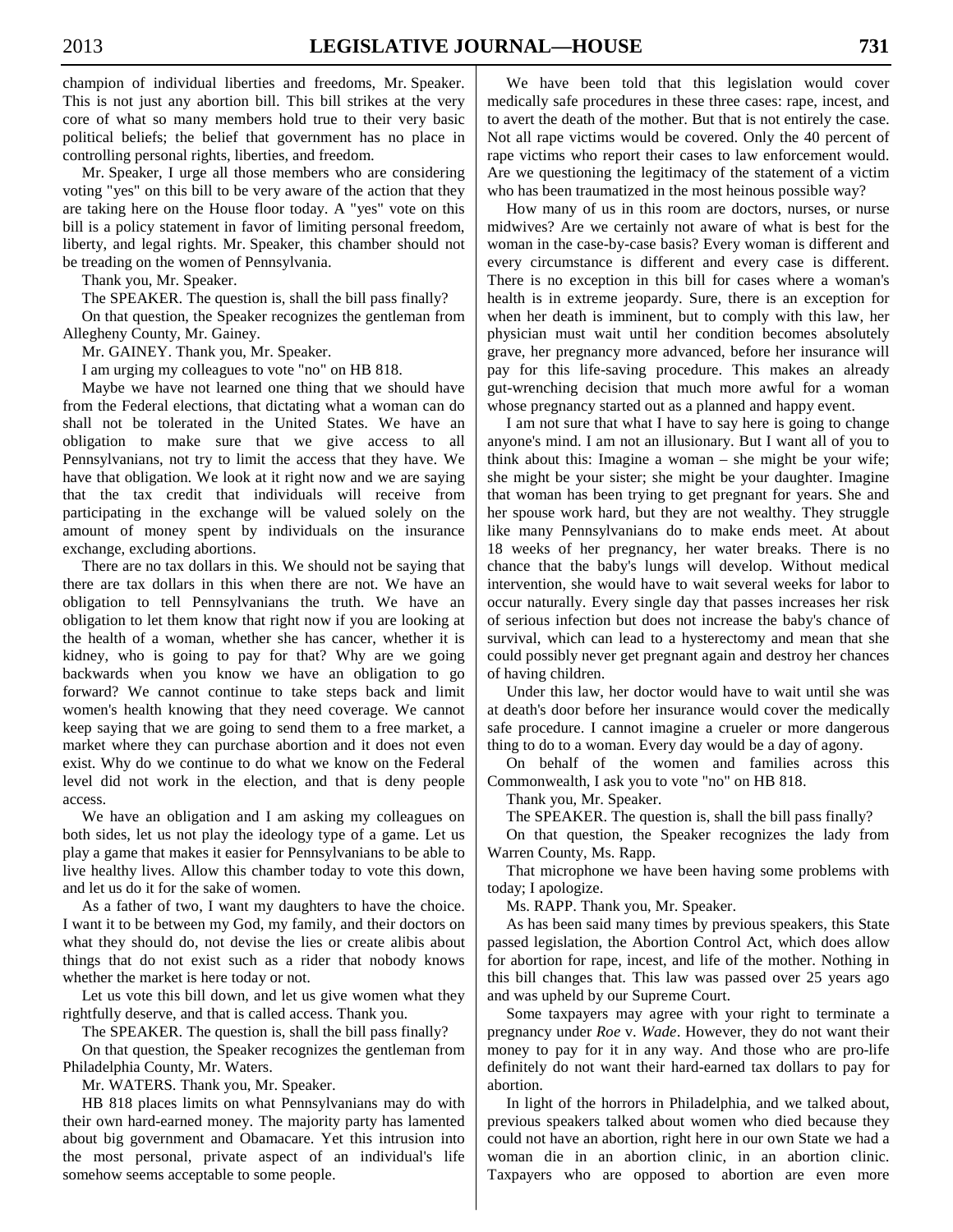champion of individual liberties and freedoms, Mr. Speaker. This is not just any abortion bill. This bill strikes at the very core of what so many members hold true to their very basic political beliefs; the belief that government has no place in controlling personal rights, liberties, and freedom.

Mr. Speaker, I urge all those members who are considering voting "yes" on this bill to be very aware of the action that they are taking here on the House floor today. A "yes" vote on this bill is a policy statement in favor of limiting personal freedom, liberty, and legal rights. Mr. Speaker, this chamber should not be treading on the women of Pennsylvania.

Thank you, Mr. Speaker.

The SPEAKER. The question is, shall the bill pass finally?

On that question, the Speaker recognizes the gentleman from Allegheny County, Mr. Gainey.

Mr. GAINEY. Thank you, Mr. Speaker.

I am urging my colleagues to vote "no" on HB 818.

Maybe we have not learned one thing that we should have from the Federal elections, that dictating what a woman can do shall not be tolerated in the United States. We have an obligation to make sure that we give access to all Pennsylvanians, not try to limit the access that they have. We have that obligation. We look at it right now and we are saying that the tax credit that individuals will receive from participating in the exchange will be valued solely on the amount of money spent by individuals on the insurance exchange, excluding abortions.

There are no tax dollars in this. We should not be saying that there are tax dollars in this when there are not. We have an obligation to tell Pennsylvanians the truth. We have an obligation to let them know that right now if you are looking at the health of a woman, whether she has cancer, whether it is kidney, who is going to pay for that? Why are we going backwards when you know we have an obligation to go forward? We cannot continue to take steps back and limit women's health knowing that they need coverage. We cannot keep saying that we are going to send them to a free market, a market where they can purchase abortion and it does not even exist. Why do we continue to do what we know on the Federal level did not work in the election, and that is deny people access.

We have an obligation and I am asking my colleagues on both sides, let us not play the ideology type of a game. Let us play a game that makes it easier for Pennsylvanians to be able to live healthy lives. Allow this chamber today to vote this down, and let us do it for the sake of women.

As a father of two, I want my daughters to have the choice. I want it to be between my God, my family, and their doctors on what they should do, not devise the lies or create alibis about things that do not exist such as a rider that nobody knows whether the market is here today or not.

Let us vote this bill down, and let us give women what they rightfully deserve, and that is called access. Thank you.

The SPEAKER. The question is, shall the bill pass finally?

On that question, the Speaker recognizes the gentleman from Philadelphia County, Mr. Waters.

Mr. WATERS. Thank you, Mr. Speaker.

HB 818 places limits on what Pennsylvanians may do with their own hard-earned money. The majority party has lamented about big government and Obamacare. Yet this intrusion into the most personal, private aspect of an individual's life somehow seems acceptable to some people.

We have been told that this legislation would cover medically safe procedures in these three cases: rape, incest, and to avert the death of the mother. But that is not entirely the case. Not all rape victims would be covered. Only the 40 percent of rape victims who report their cases to law enforcement would. Are we questioning the legitimacy of the statement of a victim who has been traumatized in the most heinous possible way?

How many of us in this room are doctors, nurses, or nurse midwives? Are we certainly not aware of what is best for the woman in the case-by-case basis? Every woman is different and every circumstance is different and every case is different. There is no exception in this bill for cases where a woman's health is in extreme jeopardy. Sure, there is an exception for when her death is imminent, but to comply with this law, her physician must wait until her condition becomes absolutely grave, her pregnancy more advanced, before her insurance will pay for this life-saving procedure. This makes an already gut-wrenching decision that much more awful for a woman whose pregnancy started out as a planned and happy event.

I am not sure that what I have to say here is going to change anyone's mind. I am not an illusionary. But I want all of you to think about this: Imagine a woman – she might be your wife; she might be your sister; she might be your daughter. Imagine that woman has been trying to get pregnant for years. She and her spouse work hard, but they are not wealthy. They struggle like many Pennsylvanians do to make ends meet. At about 18 weeks of her pregnancy, her water breaks. There is no chance that the baby's lungs will develop. Without medical intervention, she would have to wait several weeks for labor to occur naturally. Every single day that passes increases her risk of serious infection but does not increase the baby's chance of survival, which can lead to a hysterectomy and mean that she could possibly never get pregnant again and destroy her chances of having children.

Under this law, her doctor would have to wait until she was at death's door before her insurance would cover the medically safe procedure. I cannot imagine a crueler or more dangerous thing to do to a woman. Every day would be a day of agony.

On behalf of the women and families across this Commonwealth, I ask you to vote "no" on HB 818.

Thank you, Mr. Speaker.

The SPEAKER. The question is, shall the bill pass finally?

On that question, the Speaker recognizes the lady from Warren County, Ms. Rapp.

That microphone we have been having some problems with today; I apologize.

Ms. RAPP. Thank you, Mr. Speaker.

As has been said many times by previous speakers, this State passed legislation, the Abortion Control Act, which does allow for abortion for rape, incest, and life of the mother. Nothing in this bill changes that. This law was passed over 25 years ago and was upheld by our Supreme Court.

Some taxpayers may agree with your right to terminate a pregnancy under *Roe* v. *Wade*. However, they do not want their money to pay for it in any way. And those who are pro-life definitely do not want their hard-earned tax dollars to pay for abortion.

In light of the horrors in Philadelphia, and we talked about, previous speakers talked about women who died because they could not have an abortion, right here in our own State we had a woman die in an abortion clinic, in an abortion clinic. Taxpayers who are opposed to abortion are even more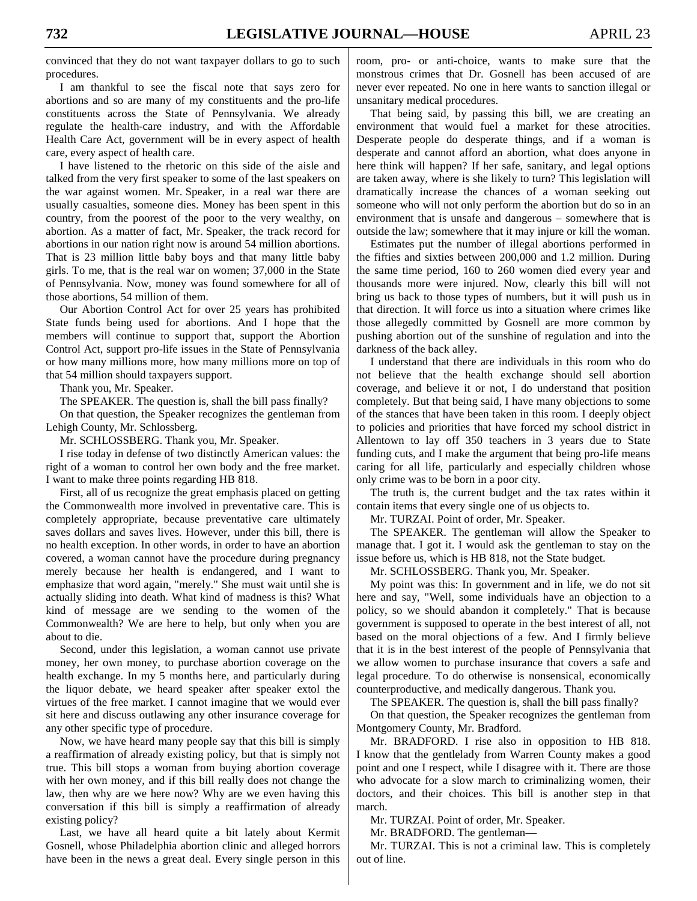convinced that they do not want taxpayer dollars to go to such procedures.

I am thankful to see the fiscal note that says zero for abortions and so are many of my constituents and the pro-life constituents across the State of Pennsylvania. We already regulate the health-care industry, and with the Affordable Health Care Act, government will be in every aspect of health care, every aspect of health care.

I have listened to the rhetoric on this side of the aisle and talked from the very first speaker to some of the last speakers on the war against women. Mr. Speaker, in a real war there are usually casualties, someone dies. Money has been spent in this country, from the poorest of the poor to the very wealthy, on abortion. As a matter of fact, Mr. Speaker, the track record for abortions in our nation right now is around 54 million abortions. That is 23 million little baby boys and that many little baby girls. To me, that is the real war on women; 37,000 in the State of Pennsylvania. Now, money was found somewhere for all of those abortions, 54 million of them.

Our Abortion Control Act for over 25 years has prohibited State funds being used for abortions. And I hope that the members will continue to support that, support the Abortion Control Act, support pro-life issues in the State of Pennsylvania or how many millions more, how many millions more on top of that 54 million should taxpayers support.

Thank you, Mr. Speaker.

The SPEAKER. The question is, shall the bill pass finally?

On that question, the Speaker recognizes the gentleman from Lehigh County, Mr. Schlossberg.

Mr. SCHLOSSBERG. Thank you, Mr. Speaker.

I rise today in defense of two distinctly American values: the right of a woman to control her own body and the free market. I want to make three points regarding HB 818.

First, all of us recognize the great emphasis placed on getting the Commonwealth more involved in preventative care. This is completely appropriate, because preventative care ultimately saves dollars and saves lives. However, under this bill, there is no health exception. In other words, in order to have an abortion covered, a woman cannot have the procedure during pregnancy merely because her health is endangered, and I want to emphasize that word again, "merely." She must wait until she is actually sliding into death. What kind of madness is this? What kind of message are we sending to the women of the Commonwealth? We are here to help, but only when you are about to die.

Second, under this legislation, a woman cannot use private money, her own money, to purchase abortion coverage on the health exchange. In my 5 months here, and particularly during the liquor debate, we heard speaker after speaker extol the virtues of the free market. I cannot imagine that we would ever sit here and discuss outlawing any other insurance coverage for any other specific type of procedure.

Now, we have heard many people say that this bill is simply a reaffirmation of already existing policy, but that is simply not true. This bill stops a woman from buying abortion coverage with her own money, and if this bill really does not change the law, then why are we here now? Why are we even having this conversation if this bill is simply a reaffirmation of already existing policy?

Last, we have all heard quite a bit lately about Kermit Gosnell, whose Philadelphia abortion clinic and alleged horrors have been in the news a great deal. Every single person in this room, pro- or anti-choice, wants to make sure that the monstrous crimes that Dr. Gosnell has been accused of are never ever repeated. No one in here wants to sanction illegal or unsanitary medical procedures.

That being said, by passing this bill, we are creating an environment that would fuel a market for these atrocities. Desperate people do desperate things, and if a woman is desperate and cannot afford an abortion, what does anyone in here think will happen? If her safe, sanitary, and legal options are taken away, where is she likely to turn? This legislation will dramatically increase the chances of a woman seeking out someone who will not only perform the abortion but do so in an environment that is unsafe and dangerous – somewhere that is outside the law; somewhere that it may injure or kill the woman.

Estimates put the number of illegal abortions performed in the fifties and sixties between 200,000 and 1.2 million. During the same time period, 160 to 260 women died every year and thousands more were injured. Now, clearly this bill will not bring us back to those types of numbers, but it will push us in that direction. It will force us into a situation where crimes like those allegedly committed by Gosnell are more common by pushing abortion out of the sunshine of regulation and into the darkness of the back alley.

I understand that there are individuals in this room who do not believe that the health exchange should sell abortion coverage, and believe it or not, I do understand that position completely. But that being said, I have many objections to some of the stances that have been taken in this room. I deeply object to policies and priorities that have forced my school district in Allentown to lay off 350 teachers in 3 years due to State funding cuts, and I make the argument that being pro-life means caring for all life, particularly and especially children whose only crime was to be born in a poor city.

The truth is, the current budget and the tax rates within it contain items that every single one of us objects to.

Mr. TURZAI. Point of order, Mr. Speaker.

The SPEAKER. The gentleman will allow the Speaker to manage that. I got it. I would ask the gentleman to stay on the issue before us, which is HB 818, not the State budget.

Mr. SCHLOSSBERG. Thank you, Mr. Speaker.

My point was this: In government and in life, we do not sit here and say, "Well, some individuals have an objection to a policy, so we should abandon it completely." That is because government is supposed to operate in the best interest of all, not based on the moral objections of a few. And I firmly believe that it is in the best interest of the people of Pennsylvania that we allow women to purchase insurance that covers a safe and legal procedure. To do otherwise is nonsensical, economically counterproductive, and medically dangerous. Thank you.

The SPEAKER. The question is, shall the bill pass finally?

On that question, the Speaker recognizes the gentleman from Montgomery County, Mr. Bradford.

Mr. BRADFORD. I rise also in opposition to HB 818. I know that the gentlelady from Warren County makes a good point and one I respect, while I disagree with it. There are those who advocate for a slow march to criminalizing women, their doctors, and their choices. This bill is another step in that march.

Mr. TURZAI. Point of order, Mr. Speaker.

Mr. BRADFORD. The gentleman—

Mr. TURZAI. This is not a criminal law. This is completely out of line.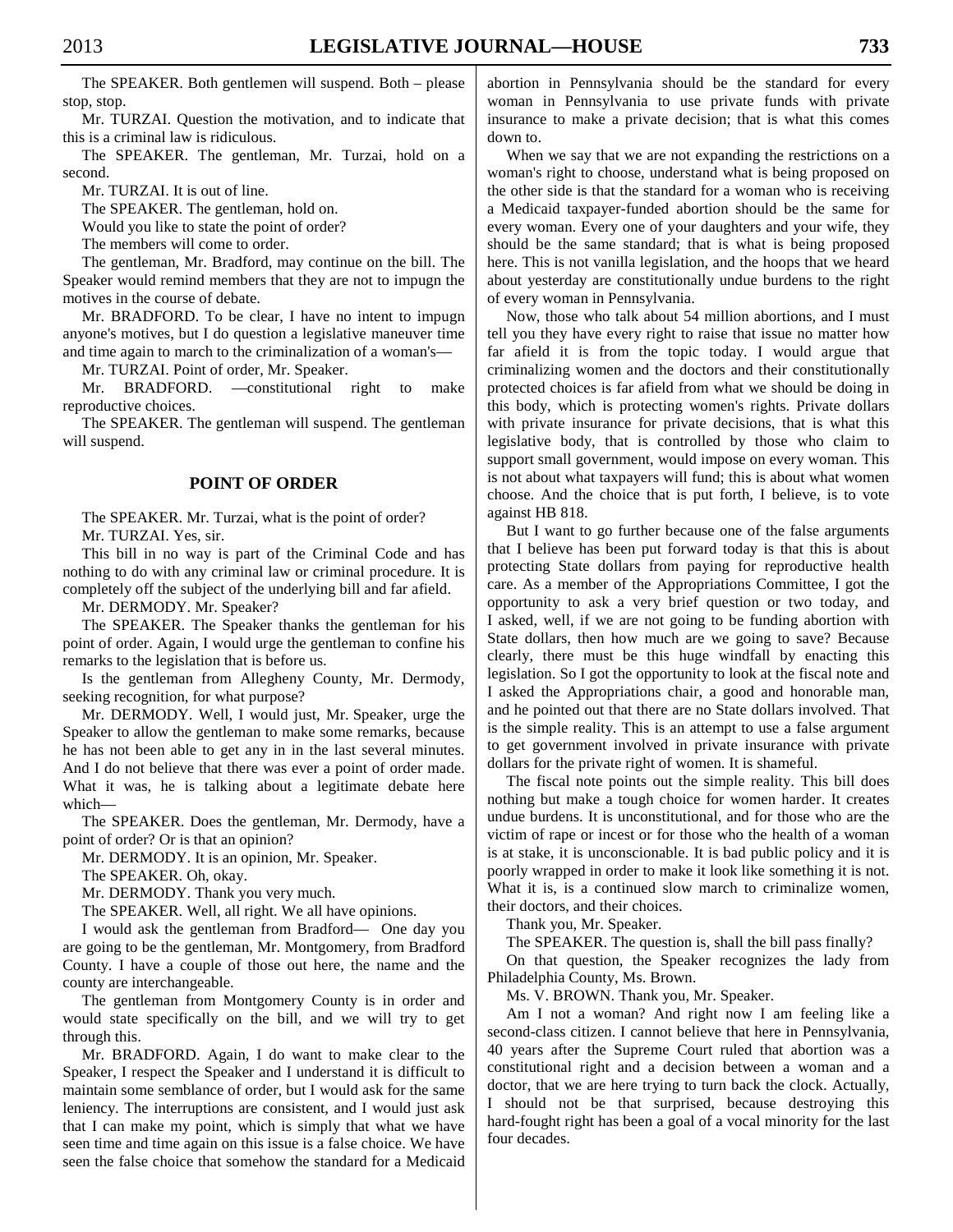The SPEAKER. Both gentlemen will suspend. Both – please stop, stop.

Mr. TURZAI. Question the motivation, and to indicate that this is a criminal law is ridiculous.

The SPEAKER. The gentleman, Mr. Turzai, hold on a second.

Mr. TURZAI. It is out of line.

The SPEAKER. The gentleman, hold on.

Would you like to state the point of order?

The members will come to order.

The gentleman, Mr. Bradford, may continue on the bill. The Speaker would remind members that they are not to impugn the motives in the course of debate.

Mr. BRADFORD. To be clear, I have no intent to impugn anyone's motives, but I do question a legislative maneuver time and time again to march to the criminalization of a woman's—

Mr. TURZAI. Point of order, Mr. Speaker.

Mr. BRADFORD. —constitutional right to make reproductive choices.

The SPEAKER. The gentleman will suspend. The gentleman will suspend.

## POINT OF ORDER

The SPEAKER. Mr. Turzai, what is the point of order?

Mr. TURZAI. Yes, sir.

This bill in no way is part of the Criminal Code and has nothing to do with any criminal law or criminal procedure. It is completely off the subject of the underlying bill and far afield.

Mr. DERMODY. Mr. Speaker?

The SPEAKER. The Speaker thanks the gentleman for his point of order. Again, I would urge the gentleman to confine his remarks to the legislation that is before us.

Is the gentleman from Allegheny County, Mr. Dermody, seeking recognition, for what purpose?

Mr. DERMODY. Well, I would just, Mr. Speaker, urge the Speaker to allow the gentleman to make some remarks, because he has not been able to get any in in the last several minutes. And I do not believe that there was ever a point of order made. What it was, he is talking about a legitimate debate here which—

The SPEAKER. Does the gentleman, Mr. Dermody, have a point of order? Or is that an opinion?

Mr. DERMODY. It is an opinion, Mr. Speaker.

The SPEAKER. Oh, okay.

Mr. DERMODY. Thank you very much.

The SPEAKER. Well, all right. We all have opinions.

I would ask the gentleman from Bradford— One day you are going to be the gentleman, Mr. Montgomery, from Bradford County. I have a couple of those out here, the name and the county are interchangeable.

The gentleman from Montgomery County is in order and would state specifically on the bill, and we will try to get through this.

Mr. BRADFORD. Again, I do want to make clear to the Speaker, I respect the Speaker and I understand it is difficult to maintain some semblance of order, but I would ask for the same leniency. The interruptions are consistent, and I would just ask that I can make my point, which is simply that what we have seen time and time again on this issue is a false choice. We have seen the false choice that somehow the standard for a Medicaid abortion in Pennsylvania should be the standard for every woman in Pennsylvania to use private funds with private insurance to make a private decision; that is what this comes down to.

When we say that we are not expanding the restrictions on a woman's right to choose, understand what is being proposed on the other side is that the standard for a woman who is receiving a Medicaid taxpayer-funded abortion should be the same for every woman. Every one of your daughters and your wife, they should be the same standard; that is what is being proposed here. This is not vanilla legislation, and the hoops that we heard about yesterday are constitutionally undue burdens to the right of every woman in Pennsylvania.

Now, those who talk about 54 million abortions, and I must tell you they have every right to raise that issue no matter how far afield it is from the topic today. I would argue that criminalizing women and the doctors and their constitutionally protected choices is far afield from what we should be doing in this body, which is protecting women's rights. Private dollars with private insurance for private decisions, that is what this legislative body, that is controlled by those who claim to support small government, would impose on every woman. This is not about what taxpayers will fund; this is about what women choose. And the choice that is put forth, I believe, is to vote against HB 818.

But I want to go further because one of the false arguments that I believe has been put forward today is that this is about protecting State dollars from paying for reproductive health care. As a member of the Appropriations Committee, I got the opportunity to ask a very brief question or two today, and I asked, well, if we are not going to be funding abortion with State dollars, then how much are we going to save? Because clearly, there must be this huge windfall by enacting this legislation. So I got the opportunity to look at the fiscal note and I asked the Appropriations chair, a good and honorable man, and he pointed out that there are no State dollars involved. That is the simple reality. This is an attempt to use a false argument to get government involved in private insurance with private dollars for the private right of women. It is shameful.

The fiscal note points out the simple reality. This bill does nothing but make a tough choice for women harder. It creates undue burdens. It is unconstitutional, and for those who are the victim of rape or incest or for those who the health of a woman is at stake, it is unconscionable. It is bad public policy and it is poorly wrapped in order to make it look like something it is not. What it is, is a continued slow march to criminalize women, their doctors, and their choices.

Thank you, Mr. Speaker.

The SPEAKER. The question is, shall the bill pass finally?

On that question, the Speaker recognizes the lady from Philadelphia County, Ms. Brown.

Ms. V. BROWN. Thank you, Mr. Speaker.

Am I not a woman? And right now I am feeling like a second-class citizen. I cannot believe that here in Pennsylvania, 40 years after the Supreme Court ruled that abortion was a constitutional right and a decision between a woman and a doctor, that we are here trying to turn back the clock. Actually, I should not be that surprised, because destroying this hard-fought right has been a goal of a vocal minority for the last four decades.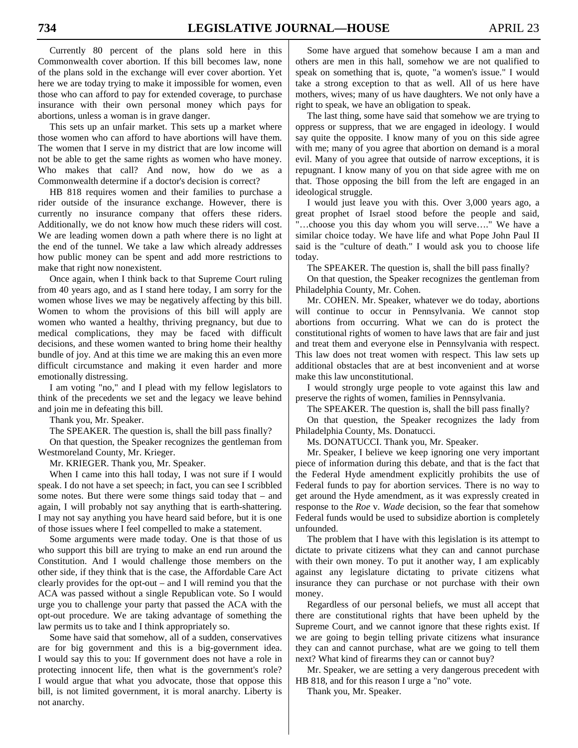Currently 80 percent of the plans sold here in this Commonwealth cover abortion. If this bill becomes law, none of the plans sold in the exchange will ever cover abortion. Yet here we are today trying to make it impossible for women, even those who can afford to pay for extended coverage, to purchase insurance with their own personal money which pays for abortions, unless a woman is in grave danger.

This sets up an unfair market. This sets up a market where those women who can afford to have abortions will have them. The women that I serve in my district that are low income will not be able to get the same rights as women who have money. Who makes that call? And now, how do we as a Commonwealth determine if a doctor's decision is correct?

HB 818 requires women and their families to purchase a rider outside of the insurance exchange. However, there is currently no insurance company that offers these riders. Additionally, we do not know how much these riders will cost. We are leading women down a path where there is no light at the end of the tunnel. We take a law which already addresses how public money can be spent and add more restrictions to make that right now nonexistent.

Once again, when I think back to that Supreme Court ruling from 40 years ago, and as I stand here today, I am sorry for the women whose lives we may be negatively affecting by this bill. Women to whom the provisions of this bill will apply are women who wanted a healthy, thriving pregnancy, but due to medical complications, they may be faced with difficult decisions, and these women wanted to bring home their healthy bundle of joy. And at this time we are making this an even more difficult circumstance and making it even harder and more emotionally distressing.

I am voting "no," and I plead with my fellow legislators to think of the precedents we set and the legacy we leave behind and join me in defeating this bill.

Thank you, Mr. Speaker.

The SPEAKER. The question is, shall the bill pass finally?

On that question, the Speaker recognizes the gentleman from Westmoreland County, Mr. Krieger.

Mr. KRIEGER. Thank you, Mr. Speaker.

When I came into this hall today, I was not sure if I would speak. I do not have a set speech; in fact, you can see I scribbled some notes. But there were some things said today that – and again, I will probably not say anything that is earth-shattering. I may not say anything you have heard said before, but it is one of those issues where I feel compelled to make a statement.

Some arguments were made today. One is that those of us who support this bill are trying to make an end run around the Constitution. And I would challenge those members on the other side, if they think that is the case, the Affordable Care Act clearly provides for the opt-out – and I will remind you that the ACA was passed without a single Republican vote. So I would urge you to challenge your party that passed the ACA with the opt-out procedure. We are taking advantage of something the law permits us to take and I think appropriately so.

Some have said that somehow, all of a sudden, conservatives are for big government and this is a big-government idea. I would say this to you: If government does not have a role in protecting innocent life, then what is the government's role? I would argue that what you advocate, those that oppose this bill, is not limited government, it is moral anarchy. Liberty is not anarchy.

Some have argued that somehow because I am a man and others are men in this hall, somehow we are not qualified to speak on something that is, quote, "a women's issue." I would take a strong exception to that as well. All of us here have mothers, wives; many of us have daughters. We not only have a right to speak, we have an obligation to speak.

The last thing, some have said that somehow we are trying to oppress or suppress, that we are engaged in ideology. I would say quite the opposite. I know many of you on this side agree with me; many of you agree that abortion on demand is a moral evil. Many of you agree that outside of narrow exceptions, it is repugnant. I know many of you on that side agree with me on that. Those opposing the bill from the left are engaged in an ideological struggle.

I would just leave you with this. Over 3,000 years ago, a great prophet of Israel stood before the people and said, "…choose you this day whom you will serve…." We have a similar choice today. We have life and what Pope John Paul II said is the "culture of death." I would ask you to choose life today.

The SPEAKER. The question is, shall the bill pass finally?

On that question, the Speaker recognizes the gentleman from Philadelphia County, Mr. Cohen.

Mr. COHEN. Mr. Speaker, whatever we do today, abortions will continue to occur in Pennsylvania. We cannot stop abortions from occurring. What we can do is protect the constitutional rights of women to have laws that are fair and just and treat them and everyone else in Pennsylvania with respect. This law does not treat women with respect. This law sets up additional obstacles that are at best inconvenient and at worse make this law unconstitutional.

I would strongly urge people to vote against this law and preserve the rights of women, families in Pennsylvania.

The SPEAKER. The question is, shall the bill pass finally?

On that question, the Speaker recognizes the lady from Philadelphia County, Ms. Donatucci.

Ms. DONATUCCI. Thank you, Mr. Speaker.

Mr. Speaker, I believe we keep ignoring one very important piece of information during this debate, and that is the fact that the Federal Hyde amendment explicitly prohibits the use of Federal funds to pay for abortion services. There is no way to get around the Hyde amendment, as it was expressly created in response to the *Roe* v. *Wade* decision, so the fear that somehow Federal funds would be used to subsidize abortion is completely unfounded.

The problem that I have with this legislation is its attempt to dictate to private citizens what they can and cannot purchase with their own money. To put it another way, I am explicably against any legislature dictating to private citizens what insurance they can purchase or not purchase with their own money.

Regardless of our personal beliefs, we must all accept that there are constitutional rights that have been upheld by the Supreme Court, and we cannot ignore that these rights exist. If we are going to begin telling private citizens what insurance they can and cannot purchase, what are we going to tell them next? What kind of firearms they can or cannot buy?

Mr. Speaker, we are setting a very dangerous precedent with HB 818, and for this reason I urge a "no" vote.

Thank you, Mr. Speaker.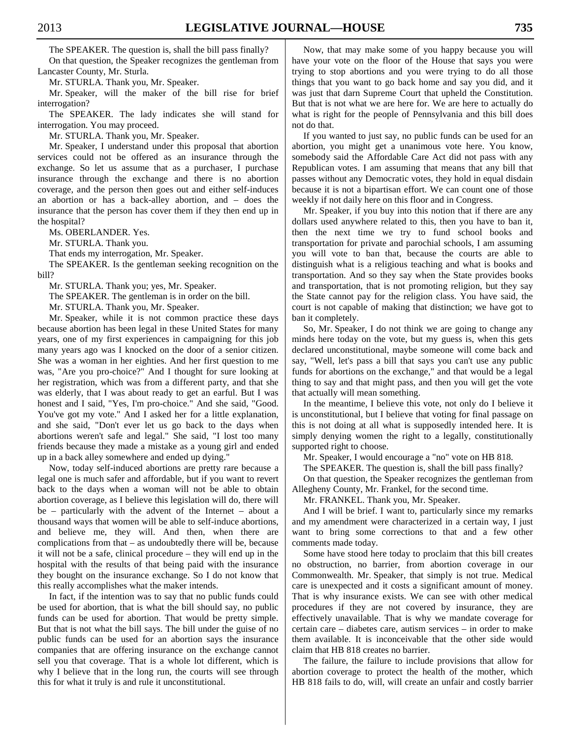The SPEAKER. The question is, shall the bill pass finally?

On that question, the Speaker recognizes the gentleman from Lancaster County, Mr. Sturla.

Mr. STURLA. Thank you, Mr. Speaker.

Mr. Speaker, will the maker of the bill rise for brief interrogation?

The SPEAKER. The lady indicates she will stand for interrogation. You may proceed.

Mr. STURLA. Thank you, Mr. Speaker.

Mr. Speaker, I understand under this proposal that abortion services could not be offered as an insurance through the exchange. So let us assume that as a purchaser, I purchase insurance through the exchange and there is no abortion coverage, and the person then goes out and either self-induces an abortion or has a back-alley abortion, and – does the insurance that the person has cover them if they then end up in the hospital?

Ms. OBERLANDER. Yes.

Mr. STURLA. Thank you.

That ends my interrogation, Mr. Speaker.

The SPEAKER. Is the gentleman seeking recognition on the bill?

Mr. STURLA. Thank you; yes, Mr. Speaker.

The SPEAKER. The gentleman is in order on the bill.

Mr. STURLA. Thank you, Mr. Speaker.

Mr. Speaker, while it is not common practice these days because abortion has been legal in these United States for many years, one of my first experiences in campaigning for this job many years ago was I knocked on the door of a senior citizen. She was a woman in her eighties. And her first question to me was, "Are you pro-choice?" And I thought for sure looking at her registration, which was from a different party, and that she was elderly, that I was about ready to get an earful. But I was honest and I said, "Yes, I'm pro-choice." And she said, "Good. You've got my vote." And I asked her for a little explanation, and she said, "Don't ever let us go back to the days when abortions weren't safe and legal." She said, "I lost too many friends because they made a mistake as a young girl and ended up in a back alley somewhere and ended up dying."

Now, today self-induced abortions are pretty rare because a legal one is much safer and affordable, but if you want to revert back to the days when a woman will not be able to obtain abortion coverage, as I believe this legislation will do, there will be – particularly with the advent of the Internet – about a thousand ways that women will be able to self-induce abortions, and believe me, they will. And then, when there are complications from that – as undoubtedly there will be, because it will not be a safe, clinical procedure – they will end up in the hospital with the results of that being paid with the insurance they bought on the insurance exchange. So I do not know that this really accomplishes what the maker intends.

In fact, if the intention was to say that no public funds could be used for abortion, that is what the bill should say, no public funds can be used for abortion. That would be pretty simple. But that is not what the bill says. The bill under the guise of no public funds can be used for an abortion says the insurance companies that are offering insurance on the exchange cannot sell you that coverage. That is a whole lot different, which is why I believe that in the long run, the courts will see through this for what it truly is and rule it unconstitutional.

Now, that may make some of you happy because you will have your vote on the floor of the House that says you were trying to stop abortions and you were trying to do all those things that you want to go back home and say you did, and it was just that darn Supreme Court that upheld the Constitution. But that is not what we are here for. We are here to actually do what is right for the people of Pennsylvania and this bill does not do that.

If you wanted to just say, no public funds can be used for an abortion, you might get a unanimous vote here. You know, somebody said the Affordable Care Act did not pass with any Republican votes. I am assuming that means that any bill that passes without any Democratic votes, they hold in equal disdain because it is not a bipartisan effort. We can count one of those weekly if not daily here on this floor and in Congress.

Mr. Speaker, if you buy into this notion that if there are any dollars used anywhere related to this, then you have to ban it, then the next time we try to fund school books and transportation for private and parochial schools, I am assuming you will vote to ban that, because the courts are able to distinguish what is a religious teaching and what is books and transportation. And so they say when the State provides books and transportation, that is not promoting religion, but they say the State cannot pay for the religion class. You have said, the court is not capable of making that distinction; we have got to ban it completely.

So, Mr. Speaker, I do not think we are going to change any minds here today on the vote, but my guess is, when this gets declared unconstitutional, maybe someone will come back and say, "Well, let's pass a bill that says you can't use any public funds for abortions on the exchange," and that would be a legal thing to say and that might pass, and then you will get the vote that actually will mean something.

In the meantime, I believe this vote, not only do I believe it is unconstitutional, but I believe that voting for final passage on this is not doing at all what is supposedly intended here. It is simply denying women the right to a legally, constitutionally supported right to choose.

Mr. Speaker, I would encourage a "no" vote on HB 818.

The SPEAKER. The question is, shall the bill pass finally?

On that question, the Speaker recognizes the gentleman from Allegheny County, Mr. Frankel, for the second time.

Mr. FRANKEL. Thank you, Mr. Speaker.

And I will be brief. I want to, particularly since my remarks and my amendment were characterized in a certain way, I just want to bring some corrections to that and a few other comments made today.

Some have stood here today to proclaim that this bill creates no obstruction, no barrier, from abortion coverage in our Commonwealth. Mr. Speaker, that simply is not true. Medical care is unexpected and it costs a significant amount of money. That is why insurance exists. We can see with other medical procedures if they are not covered by insurance, they are effectively unavailable. That is why we mandate coverage for certain care – diabetes care, autism services – in order to make them available. It is inconceivable that the other side would claim that HB 818 creates no barrier.

The failure, the failure to include provisions that allow for abortion coverage to protect the health of the mother, which HB 818 fails to do, will, will create an unfair and costly barrier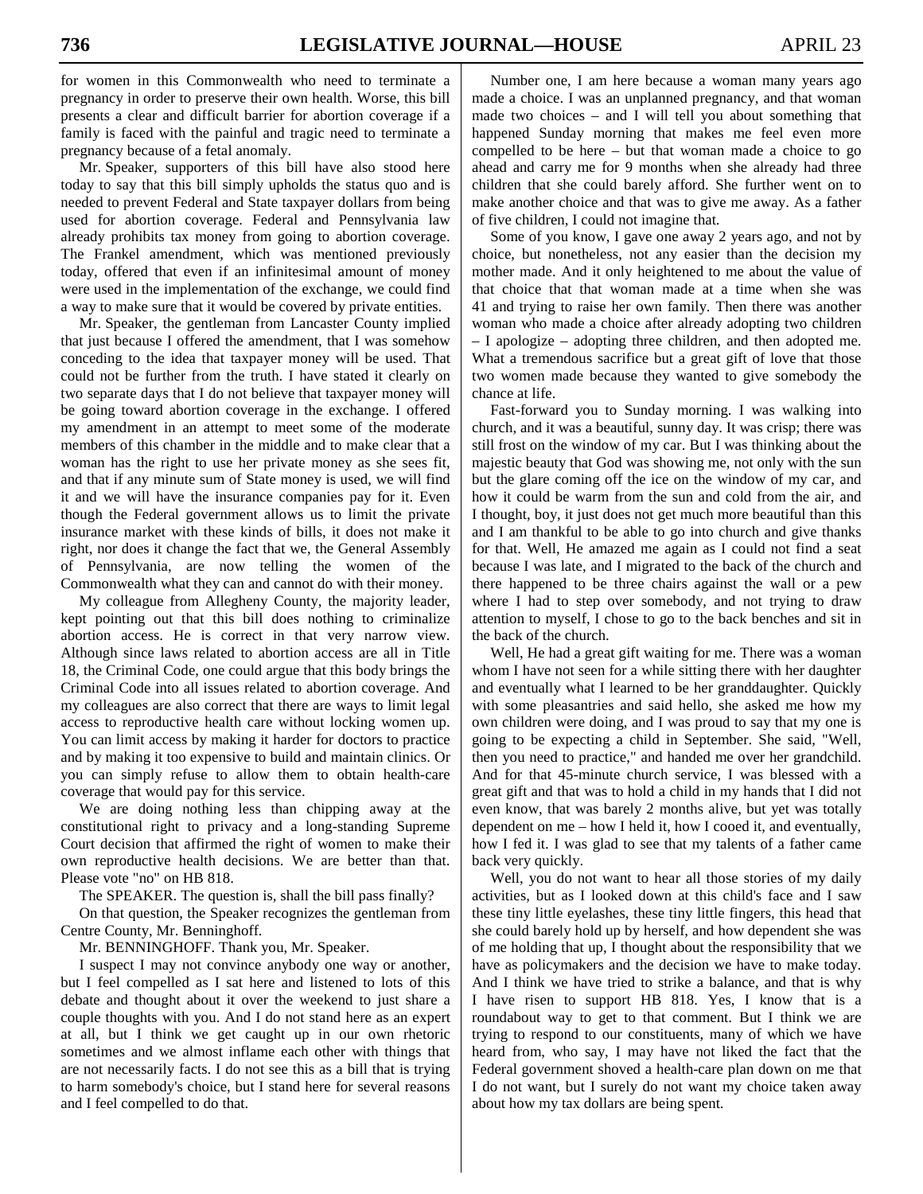for women in this Commonwealth who need to terminate a pregnancy in order to preserve their own health. Worse, this bill presents a clear and difficult barrier for abortion coverage if a family is faced with the painful and tragic need to terminate a pregnancy because of a fetal anomaly.

Mr. Speaker, supporters of this bill have also stood here today to say that this bill simply upholds the status quo and is needed to prevent Federal and State taxpayer dollars from being used for abortion coverage. Federal and Pennsylvania law already prohibits tax money from going to abortion coverage. The Frankel amendment, which was mentioned previously today, offered that even if an infinitesimal amount of money were used in the implementation of the exchange, we could find a way to make sure that it would be covered by private entities.

Mr. Speaker, the gentleman from Lancaster County implied that just because I offered the amendment, that I was somehow conceding to the idea that taxpayer money will be used. That could not be further from the truth. I have stated it clearly on two separate days that I do not believe that taxpayer money will be going toward abortion coverage in the exchange. I offered my amendment in an attempt to meet some of the moderate members of this chamber in the middle and to make clear that a woman has the right to use her private money as she sees fit, and that if any minute sum of State money is used, we will find it and we will have the insurance companies pay for it. Even though the Federal government allows us to limit the private insurance market with these kinds of bills, it does not make it right, nor does it change the fact that we, the General Assembly of Pennsylvania, are now telling the women of the Commonwealth what they can and cannot do with their money.

My colleague from Allegheny County, the majority leader, kept pointing out that this bill does nothing to criminalize abortion access. He is correct in that very narrow view. Although since laws related to abortion access are all in Title 18, the Criminal Code, one could argue that this body brings the Criminal Code into all issues related to abortion coverage. And my colleagues are also correct that there are ways to limit legal access to reproductive health care without locking women up. You can limit access by making it harder for doctors to practice and by making it too expensive to build and maintain clinics. Or you can simply refuse to allow them to obtain health-care coverage that would pay for this service.

We are doing nothing less than chipping away at the constitutional right to privacy and a long-standing Supreme Court decision that affirmed the right of women to make their own reproductive health decisions. We are better than that. Please vote "no" on HB 818.

The SPEAKER. The question is, shall the bill pass finally?

On that question, the Speaker recognizes the gentleman from Centre County, Mr. Benninghoff.

Mr. BENNINGHOFF. Thank you, Mr. Speaker.

I suspect I may not convince anybody one way or another, but I feel compelled as I sat here and listened to lots of this debate and thought about it over the weekend to just share a couple thoughts with you. And I do not stand here as an expert at all, but I think we get caught up in our own rhetoric sometimes and we almost inflame each other with things that are not necessarily facts. I do not see this as a bill that is trying to harm somebody's choice, but I stand here for several reasons and I feel compelled to do that.

Number one, I am here because a woman many years ago made a choice. I was an unplanned pregnancy, and that woman made two choices – and I will tell you about something that happened Sunday morning that makes me feel even more compelled to be here – but that woman made a choice to go ahead and carry me for 9 months when she already had three children that she could barely afford. She further went on to make another choice and that was to give me away. As a father of five children, I could not imagine that.

Some of you know, I gave one away 2 years ago, and not by choice, but nonetheless, not any easier than the decision my mother made. And it only heightened to me about the value of that choice that that woman made at a time when she was 41 and trying to raise her own family. Then there was another woman who made a choice after already adopting two children – I apologize – adopting three children, and then adopted me. What a tremendous sacrifice but a great gift of love that those two women made because they wanted to give somebody the chance at life.

Fast-forward you to Sunday morning. I was walking into church, and it was a beautiful, sunny day. It was crisp; there was still frost on the window of my car. But I was thinking about the majestic beauty that God was showing me, not only with the sun but the glare coming off the ice on the window of my car, and how it could be warm from the sun and cold from the air, and I thought, boy, it just does not get much more beautiful than this and I am thankful to be able to go into church and give thanks for that. Well, He amazed me again as I could not find a seat because I was late, and I migrated to the back of the church and there happened to be three chairs against the wall or a pew where I had to step over somebody, and not trying to draw attention to myself, I chose to go to the back benches and sit in the back of the church.

Well, He had a great gift waiting for me. There was a woman whom I have not seen for a while sitting there with her daughter and eventually what I learned to be her granddaughter. Quickly with some pleasantries and said hello, she asked me how my own children were doing, and I was proud to say that my one is going to be expecting a child in September. She said, "Well, then you need to practice," and handed me over her grandchild. And for that 45-minute church service, I was blessed with a great gift and that was to hold a child in my hands that I did not even know, that was barely 2 months alive, but yet was totally dependent on me – how I held it, how I cooed it, and eventually, how I fed it. I was glad to see that my talents of a father came back very quickly.

Well, you do not want to hear all those stories of my daily activities, but as I looked down at this child's face and I saw these tiny little eyelashes, these tiny little fingers, this head that she could barely hold up by herself, and how dependent she was of me holding that up, I thought about the responsibility that we have as policymakers and the decision we have to make today. And I think we have tried to strike a balance, and that is why I have risen to support HB 818. Yes, I know that is a roundabout way to get to that comment. But I think we are trying to respond to our constituents, many of which we have heard from, who say, I may have not liked the fact that the Federal government shoved a health-care plan down on me that I do not want, but I surely do not want my choice taken away about how my tax dollars are being spent.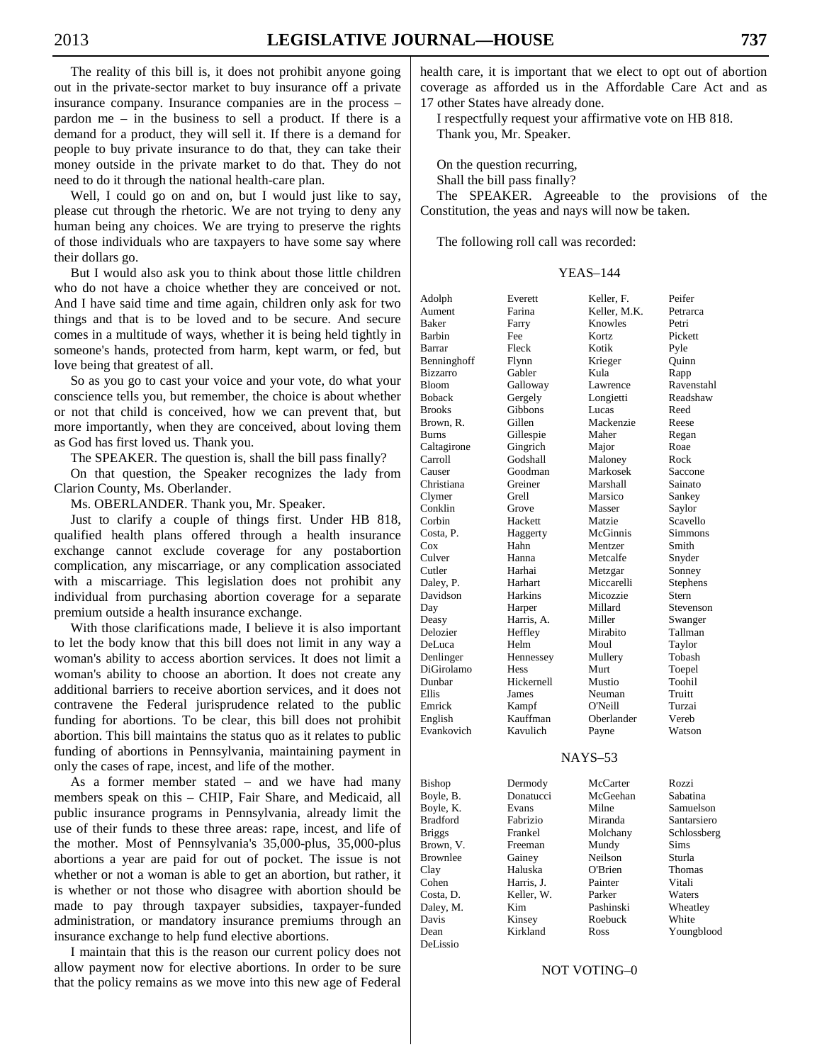The reality of this bill is, it does not prohibit anyone going out in the private-sector market to buy insurance off a private insurance company. Insurance companies are in the process – pardon me – in the business to sell a product. If there is a demand for a product, they will sell it. If there is a demand for people to buy private insurance to do that, they can take their money outside in the private market to do that. They do not need to do it through the national health-care plan.

Well, I could go on and on, but I would just like to say, please cut through the rhetoric. We are not trying to deny any human being any choices. We are trying to preserve the rights of those individuals who are taxpayers to have some say where their dollars go.

But I would also ask you to think about those little children who do not have a choice whether they are conceived or not. And I have said time and time again, children only ask for two things and that is to be loved and to be secure. And secure comes in a multitude of ways, whether it is being held tightly in someone's hands, protected from harm, kept warm, or fed, but love being that greatest of all.

So as you go to cast your voice and your vote, do what your conscience tells you, but remember, the choice is about whether or not that child is conceived, how we can prevent that, but more importantly, when they are conceived, about loving them as God has first loved us. Thank you.

The SPEAKER. The question is, shall the bill pass finally?

On that question, the Speaker recognizes the lady from Clarion County, Ms. Oberlander.

Ms. OBERLANDER. Thank you, Mr. Speaker.

Just to clarify a couple of things first. Under HB 818, qualified health plans offered through a health insurance exchange cannot exclude coverage for any postabortion complication, any miscarriage, or any complication associated with a miscarriage. This legislation does not prohibit any individual from purchasing abortion coverage for a separate premium outside a health insurance exchange.

With those clarifications made, I believe it is also important to let the body know that this bill does not limit in any way a woman's ability to access abortion services. It does not limit a woman's ability to choose an abortion. It does not create any additional barriers to receive abortion services, and it does not contravene the Federal jurisprudence related to the public funding for abortions. To be clear, this bill does not prohibit abortion. This bill maintains the status quo as it relates to public funding of abortions in Pennsylvania, maintaining payment in only the cases of rape, incest, and life of the mother.

As a former member stated – and we have had many members speak on this – CHIP, Fair Share, and Medicaid, all public insurance programs in Pennsylvania, already limit the use of their funds to these three areas: rape, incest, and life of the mother. Most of Pennsylvania's 35,000-plus, 35,000-plus abortions a year are paid for out of pocket. The issue is not whether or not a woman is able to get an abortion, but rather, it is whether or not those who disagree with abortion should be made to pay through taxpayer subsidies, taxpayer-funded administration, or mandatory insurance premiums through an insurance exchange to help fund elective abortions.

I maintain that this is the reason our current policy does not allow payment now for elective abortions. In order to be sure that the policy remains as we move into this new age of Federal health care, it is important that we elect to opt out of abortion coverage as afforded us in the Affordable Care Act and as 17 other States have already done.

I respectfully request your affirmative vote on HB 818.

Thank you, Mr. Speaker.

On the question recurring,

Shall the bill pass finally?

The SPEAKER. Agreeable to the provisions of the Constitution, the yeas and nays will now be taken.

The following roll call was recorded:

YEAS–144

| | | | |
|---|---|---|---|
| Adolph | Everett | Keller, F. | Peifer |
| Aument | Farina | Keller, M.K. | Petrarca |
| Baker | Farry | Knowles | Petri |
| Barbin | Fee | Kortz | Pickett |
| Barrar | Fleck | Kotik | Pyle |
| Benninghoff | Flynn | Krieger | Quinn |
| Bizzarro | Gabler | Kula | Rapp |
| Bloom | Galloway | Lawrence | Ravenstahl |
| Boback | Gergely | Longietti | Readshaw |
| Brooks | Gibbons | Lucas | Reed |
| Brown, R. | Gillen | Mackenzie | Reese |
| Burns | Gillespie | Maher | Regan |
| Caltagirone | Gingrich | Major | Roae |
| Carroll | Godshall | Maloney | Rock |
| Causer | Goodman | Markosek | Saccone |
| Christiana | Greiner | Marshall | Sainato |
| Clymer | Grell | Marsico | Sankey |
| Conklin | Grove | Masser | Saylor |
| Corbin | Hackett | Matzie | Scavello |
| Costa, P. | Haggerty | McGinnis | Simmons |
| Cox | Hahn | Mentzer | Smith |
| Culver | Hanna | Metcalfe | Snyder |
| Cutler | Harhai | Metzgar | Sonney |
| Daley, P. | Harhart | Miccarelli | Stephens |
| Davidson | Harkins | Micozzie | Stern |
| Day | Harper | Millard | Stevenson |
| Deasy | Harris, A. | Miller | Swanger |
| Delozier | Heffley | Mirabito | Tallman |
| DeLuca | Helm | Moul | Taylor |
| Denlinger | Hennessey | Mullery | Tobash |
| DiGirolamo | Hess | Murt | Toepel |
| Dunbar | Hickernell | Mustio | Toohil |
| Ellis | James | Neuman | Truitt |
| Emrick | Kampf | O'Neill | Turzai |
| English | Kauffman | Oberlander | Vereb |
| Evankovich | Kavulich | Payne | Watson |

NAYS–53

| | | | |
|---|---|---|---|
| Bishop | Dermody | McCarter | Rozzi |
| Boyle, B. | Donatucci | McGeehan | Sabatina |
| Boyle, K. | Evans | Milne | Samuelson |
| Bradford | Fabrizio | Miranda | Santarsiero |
| Briggs | Frankel | Molchany | Schlossberg |
| Brown, V. | Freeman | Mundy | Sims |
| Brownlee | Gainey | Neilson | Sturla |
| Clay | Haluska | O'Brien | Thomas |
| Cohen | Harris, J. | Painter | Vitali |
| Costa, D. | Keller, W. | Parker | Waters |
| Daley, M. | Kim | Pashinski | Wheatley |
| Davis | Kinsey | Roebuck | White |
| Dean | Kirkland | Ross | Youngblood |
| DeLissio | | | |

NOT VOTING–0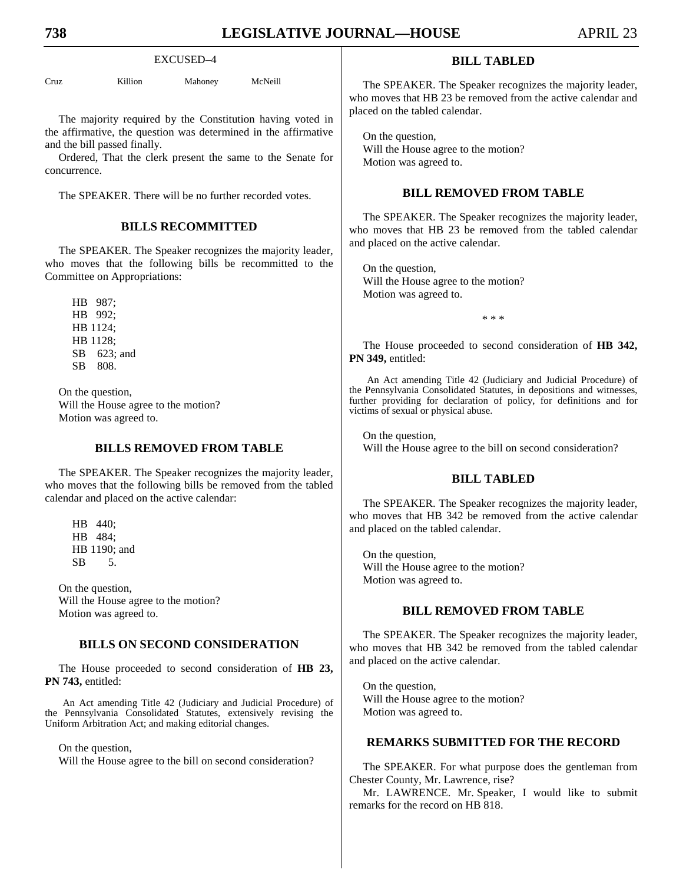EXCUSED–4

| Cruz | Killion | Mahoney | McNeill |
|---|---|---|---|

The majority required by the Constitution having voted in the affirmative, the question was determined in the affirmative and the bill passed finally.

Ordered, That the clerk present the same to the Senate for concurrence.

The SPEAKER. There will be no further recorded votes.

## BILLS RECOMMITTED

The SPEAKER. The Speaker recognizes the majority leader, who moves that the following bills be recommitted to the Committee on Appropriations:

HB 987;
HB 992;
HB 1124;
HB 1128;
SB 623; and
SB 808.

On the question,
Will the House agree to the motion?
Motion was agreed to.

## BILLS REMOVED FROM TABLE

The SPEAKER. The Speaker recognizes the majority leader, who moves that the following bills be removed from the tabled calendar and placed on the active calendar:

HB 440;
HB 484;
HB 1190; and
SB 5.

On the question,
Will the House agree to the motion?
Motion was agreed to.

## BILLS ON SECOND CONSIDERATION

The House proceeded to second consideration of **HB 23, PN 743,** entitled:

An Act amending Title 42 (Judiciary and Judicial Procedure) of the Pennsylvania Consolidated Statutes, extensively revising the Uniform Arbitration Act; and making editorial changes.

On the question,
Will the House agree to the bill on second consideration?

## BILL TABLED

The SPEAKER. The Speaker recognizes the majority leader, who moves that HB 23 be removed from the active calendar and placed on the tabled calendar.

On the question,
Will the House agree to the motion?
Motion was agreed to.

## BILL REMOVED FROM TABLE

The SPEAKER. The Speaker recognizes the majority leader, who moves that HB 23 be removed from the tabled calendar and placed on the active calendar.

On the question,
Will the House agree to the motion?
Motion was agreed to.

\* \* \*

The House proceeded to second consideration of **HB 342, PN 349,** entitled:

An Act amending Title 42 (Judiciary and Judicial Procedure) of the Pennsylvania Consolidated Statutes, in depositions and witnesses, further providing for declaration of policy, for definitions and for victims of sexual or physical abuse.

On the question,
Will the House agree to the bill on second consideration?

## BILL TABLED

The SPEAKER. The Speaker recognizes the majority leader, who moves that HB 342 be removed from the active calendar and placed on the tabled calendar.

On the question,
Will the House agree to the motion?
Motion was agreed to.

## BILL REMOVED FROM TABLE

The SPEAKER. The Speaker recognizes the majority leader, who moves that HB 342 be removed from the tabled calendar and placed on the active calendar.

On the question,
Will the House agree to the motion?
Motion was agreed to.

## REMARKS SUBMITTED FOR THE RECORD

The SPEAKER. For what purpose does the gentleman from Chester County, Mr. Lawrence, rise?

Mr. LAWRENCE. Mr. Speaker, I would like to submit remarks for the record on HB 818.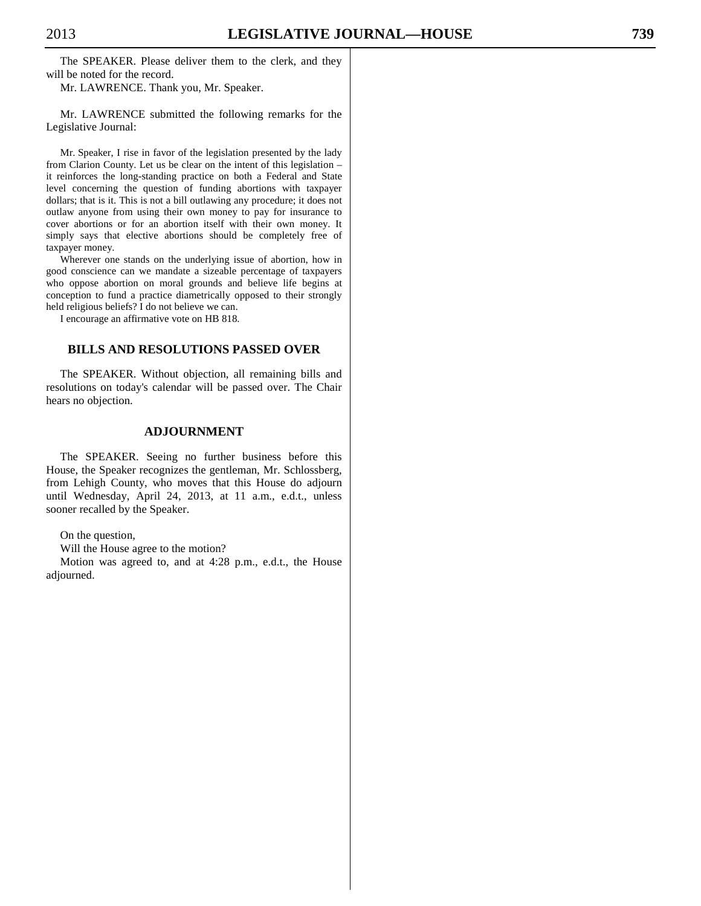The SPEAKER. Please deliver them to the clerk, and they will be noted for the record.

Mr. LAWRENCE. Thank you, Mr. Speaker.

Mr. LAWRENCE submitted the following remarks for the Legislative Journal:

Mr. Speaker, I rise in favor of the legislation presented by the lady from Clarion County. Let us be clear on the intent of this legislation – it reinforces the long-standing practice on both a Federal and State level concerning the question of funding abortions with taxpayer dollars; that is it. This is not a bill outlawing any procedure; it does not outlaw anyone from using their own money to pay for insurance to cover abortions or for an abortion itself with their own money. It simply says that elective abortions should be completely free of taxpayer money.

Wherever one stands on the underlying issue of abortion, how in good conscience can we mandate a sizeable percentage of taxpayers who oppose abortion on moral grounds and believe life begins at conception to fund a practice diametrically opposed to their strongly held religious beliefs? I do not believe we can.

I encourage an affirmative vote on HB 818.

## BILLS AND RESOLUTIONS PASSED OVER

The SPEAKER. Without objection, all remaining bills and resolutions on today's calendar will be passed over. The Chair hears no objection.

## ADJOURNMENT

The SPEAKER. Seeing no further business before this House, the Speaker recognizes the gentleman, Mr. Schlossberg, from Lehigh County, who moves that this House do adjourn until Wednesday, April 24, 2013, at 11 a.m., e.d.t., unless sooner recalled by the Speaker.

On the question,

Will the House agree to the motion?

Motion was agreed to, and at 4:28 p.m., e.d.t., the House adjourned.